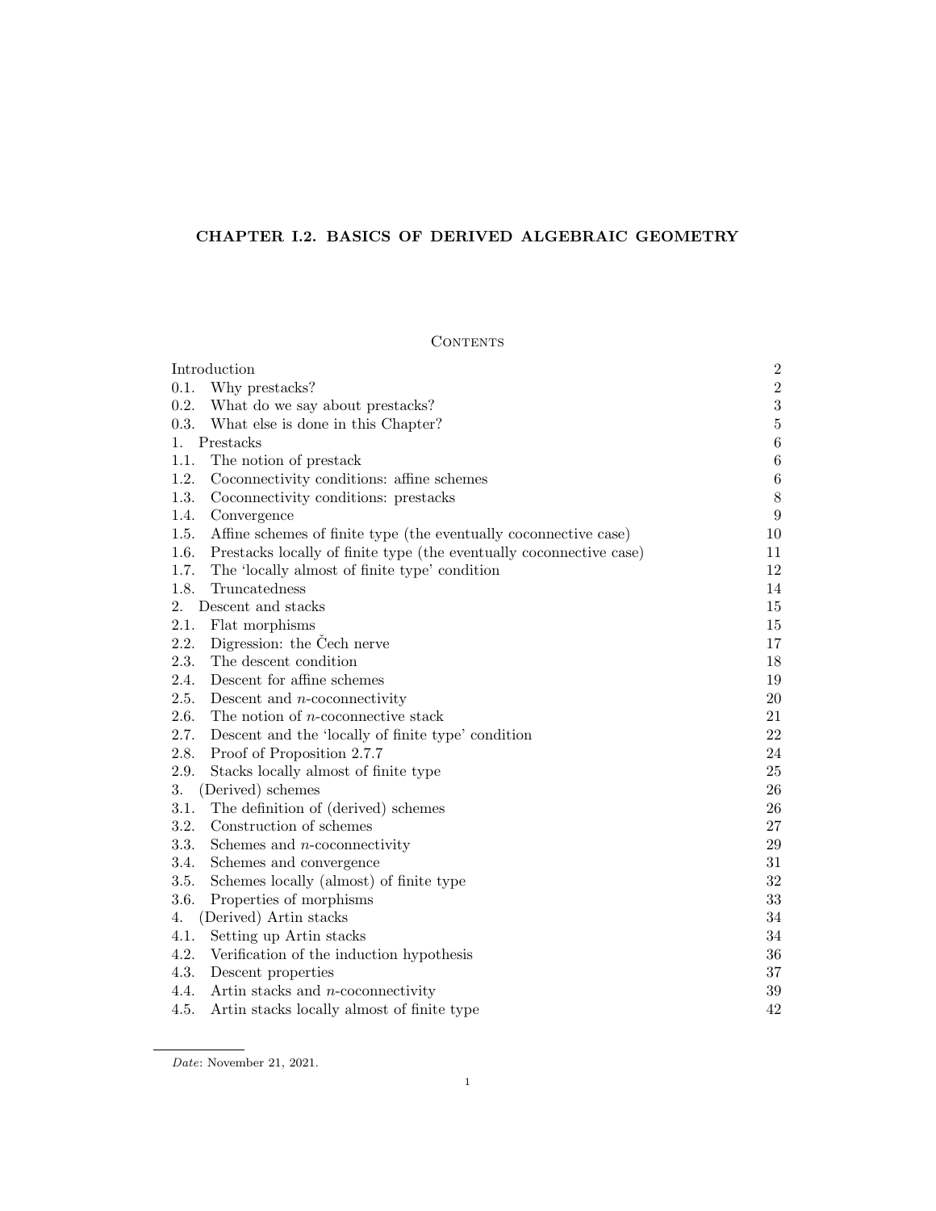# CHAPTER I.2. BASICS OF DERIVED ALGEBRAIC GEOMETRY

## Contents

| | |
|---|---|
| Introduction | 2 |
| 0.1. Why prestacks? | 2 |
| 0.2. What do we say about prestacks? | 3 |
| 0.3. What else is done in this Chapter? | 5 |
| 1. Prestacks | 6 |
| 1.1. The notion of prestack | 6 |
| 1.2. Coconnectivity conditions: affine schemes | 6 |
| 1.3. Coconnectivity conditions: prestacks | 8 |
| 1.4. Convergence | 9 |
| 1.5. Affine schemes of finite type (the eventually coconnective case) | 10 |
| 1.6. Prestacks locally of finite type (the eventually coconnective case) | 11 |
| 1.7. The 'locally almost of finite type' condition | 12 |
| 1.8. Truncatedness | 14 |
| 2. Descent and stacks | 15 |
| 2.1. Flat morphisms | 15 |
| 2.2. Digression: the Čech nerve | 17 |
| 2.3. The descent condition | 18 |
| 2.4. Descent for affine schemes | 19 |
| 2.5. Descent and $n$-coconnectivity | 20 |
| 2.6. The notion of $n$-coconnective stack | 21 |
| 2.7. Descent and the 'locally of finite type' condition | 22 |
| 2.8. Proof of Proposition 2.7.7 | 24 |
| 2.9. Stacks locally almost of finite type | 25 |
| 3. (Derived) schemes | 26 |
| 3.1. The definition of (derived) schemes | 26 |
| 3.2. Construction of schemes | 27 |
| 3.3. Schemes and $n$-coconnectivity | 29 |
| 3.4. Schemes and convergence | 31 |
| 3.5. Schemes locally (almost) of finite type | 32 |
| 3.6. Properties of morphisms | 33 |
| 4. (Derived) Artin stacks | 34 |
| 4.1. Setting up Artin stacks | 34 |
| 4.2. Verification of the induction hypothesis | 36 |
| 4.3. Descent properties | 37 |
| 4.4. Artin stacks and $n$-coconnectivity | 39 |
| 4.5. Artin stacks locally almost of finite type | 42 |

*Date*: November 21, 2021.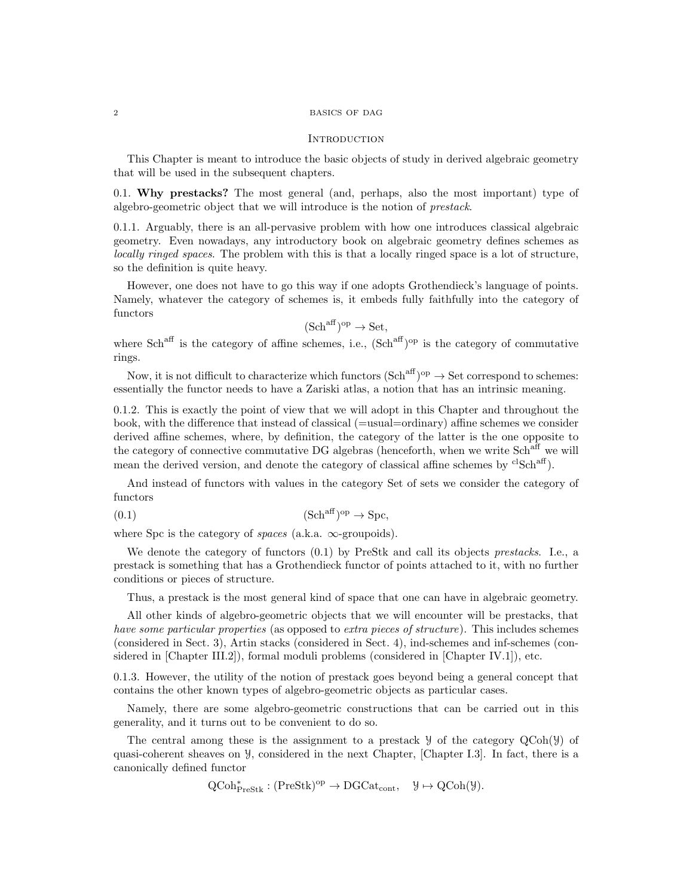## Introduction

This Chapter is meant to introduce the basic objects of study in derived algebraic geometry that will be used in the subsequent chapters.

0.1. **Why prestacks?** The most general (and, perhaps, also the most important) type of algebro-geometric object that we will introduce is the notion of *prestack*.

0.1.1. Arguably, there is an all-pervasive problem with how one introduces classical algebraic geometry. Even nowadays, any introductory book on algebraic geometry defines schemes as *locally ringed spaces*. The problem with this is that a locally ringed space is a lot of structure, so the definition is quite heavy.

However, one does not have to go this way if one adopts Grothendieck's language of points. Namely, whatever the category of schemes is, it embeds fully faithfully into the category of functors

$$(\mathrm{Sch}^{\mathrm{aff}})^{\mathrm{op}} \to \mathrm{Set},$$

where $\mathrm{Sch}^{\mathrm{aff}}$ is the category of affine schemes, i.e., $(\mathrm{Sch}^{\mathrm{aff}})^{\mathrm{op}}$ is the category of commutative rings.

Now, it is not difficult to characterize which functors $(\mathrm{Sch}^{\mathrm{aff}})^{\mathrm{op}} \to \mathrm{Set}$ correspond to schemes: essentially the functor needs to have a Zariski atlas, a notion that has an intrinsic meaning.

0.1.2. This is exactly the point of view that we will adopt in this Chapter and throughout the book, with the difference that instead of classical (=usual=ordinary) affine schemes we consider derived affine schemes, where, by definition, the category of the latter is the one opposite to the category of connective commutative DG algebras (henceforth, when we write $\mathrm{Sch}^{\mathrm{aff}}$ we will mean the derived version, and denote the category of classical affine schemes by ${}^{\mathrm{cl}}\mathrm{Sch}^{\mathrm{aff}}$).

And instead of functors with values in the category Set of sets we consider the category of functors

$$(\mathrm{Sch}^{\mathrm{aff}})^{\mathrm{op}} \to \mathrm{Spc}, \tag{0.1}$$

where Spc is the category of *spaces* (a.k.a. $\infty$-groupoids).

We denote the category of functors (0.1) by PreStk and call its objects *prestacks*. I.e., a prestack is something that has a Grothendieck functor of points attached to it, with no further conditions or pieces of structure.

Thus, a prestack is the most general kind of space that one can have in algebraic geometry.

All other kinds of algebro-geometric objects that we will encounter will be prestacks, that *have some particular properties* (as opposed to *extra pieces of structure*). This includes schemes (considered in Sect. 3), Artin stacks (considered in Sect. 4), ind-schemes and inf-schemes (considered in [Chapter III.2]), formal moduli problems (considered in [Chapter IV.1]), etc.

0.1.3. However, the utility of the notion of prestack goes beyond being a general concept that contains the other known types of algebro-geometric objects as particular cases.

Namely, there are some algebro-geometric constructions that can be carried out in this generality, and it turns out to be convenient to do so.

The central among these is the assignment to a prestack $\mathcal{Y}$ of the category $\mathrm{QCoh}(\mathcal{Y})$ of quasi-coherent sheaves on $\mathcal{Y}$, considered in the next Chapter, [Chapter I.3]. In fact, there is a canonically defined functor

$$\mathrm{QCoh}^*_{\mathrm{PreStk}} : (\mathrm{PreStk})^{\mathrm{op}} \to \mathrm{DGCat}_{\mathrm{cont}}, \quad \mathcal{Y} \mapsto \mathrm{QCoh}(\mathcal{Y}).$$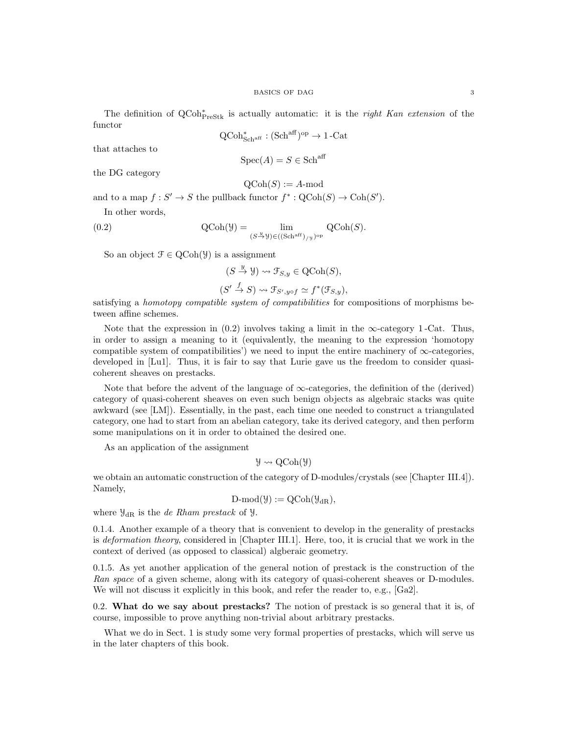The definition of $\mathrm{QCoh}^*_{\mathrm{PreStk}}$ is actually automatic: it is the *right Kan extension* of the functor

$$\mathrm{QCoh}^*_{\mathrm{Sch}^{\mathrm{aff}}} : (\mathrm{Sch}^{\mathrm{aff}})^{\mathrm{op}} \to 1\text{-Cat}$$

that attaches to

$$\mathrm{Spec}(A) = S \in \mathrm{Sch}^{\mathrm{aff}}$$

the DG category

$$\mathrm{QCoh}(S) := A\text{-mod}$$

and to a map $f : S' \to S$ the pullback functor $f^* : \mathrm{QCoh}(S) \to \mathrm{Coh}(S')$.

In other words,

$$\mathrm{QCoh}(\mathcal{Y}) = \lim_{(S \xrightarrow{y} \mathcal{Y}) \in ((\mathrm{Sch}^{\mathrm{aff}})_{/\mathcal{Y}})^{\mathrm{op}}} \mathrm{QCoh}(S). \tag{0.2}$$

So an object $\mathcal{F} \in \mathrm{QCoh}(\mathcal{Y})$ is a assignment

$$(S \xrightarrow{y} \mathcal{Y}) \rightsquigarrow \mathcal{F}_{S,y} \in \mathrm{QCoh}(S),$$

$$(S' \xrightarrow{f} S) \rightsquigarrow \mathcal{F}_{S',y\circ f} \simeq f^*(\mathcal{F}_{S,y}),$$

satisfying a *homotopy compatible system of compatibilities* for compositions of morphisms beteween affine schemes.

Note that the expression in (0.2) involves taking a limit in the $\infty$-category 1-Cat. Thus, in order to assign a meaning to it (equivalently, the meaning to the expression 'homotopy compatible system of compatibilities') we need to input the entire machinery of $\infty$-categories, developed in [Lu1]. Thus, it is fair to say that Lurie gave us the freedom to consider quasi-coherent sheaves on prestacks.

Note that before the advent of the language of $\infty$-categories, the definition of the (derived) category of quasi-coherent sheaves on even such benign objects as algebraic stacks was quite awkward (see [LM]). Essentially, in the past, each time one needed to construct a triangulated category, one had to start from an abelian category, take its derived category, and then perform some manipulations on it in order to obtained the desired one.

As an application of the assignment

$$\mathcal{Y} \rightsquigarrow \mathrm{QCoh}(\mathcal{Y})$$

we obtain an automatic construction of the category of D-modules/crystals (see [Chapter III.4]). Namely,

$$\text{D-mod}(\mathcal{Y}) := \mathrm{QCoh}(\mathcal{Y}_{\mathrm{dR}}),$$

where $\mathcal{Y}_{\mathrm{dR}}$ is the *de Rham prestack* of $\mathcal{Y}$.

0.1.4. Another example of a theory that is convenient to develop in the generality of prestacks is *deformation theory*, considered in [Chapter III.1]. Here, too, it is crucial that we work in the context of derived (as opposed to classical) algberaic geometry.

0.1.5. As yet another application of the general notion of prestack is the construction of the *Ran space* of a given scheme, along with its category of quasi-coherent sheaves or D-modules. We will not discuss it explicitly in this book, and refer the reader to, e.g., [Ga2].

## 0.2. What do we say about prestacks?

The notion of prestack is so general that it is, of course, impossible to prove anything non-trivial about arbitrary prestacks.

What we do in Sect. 1 is study some very formal properties of prestacks, which will serve us in the later chapters of this book.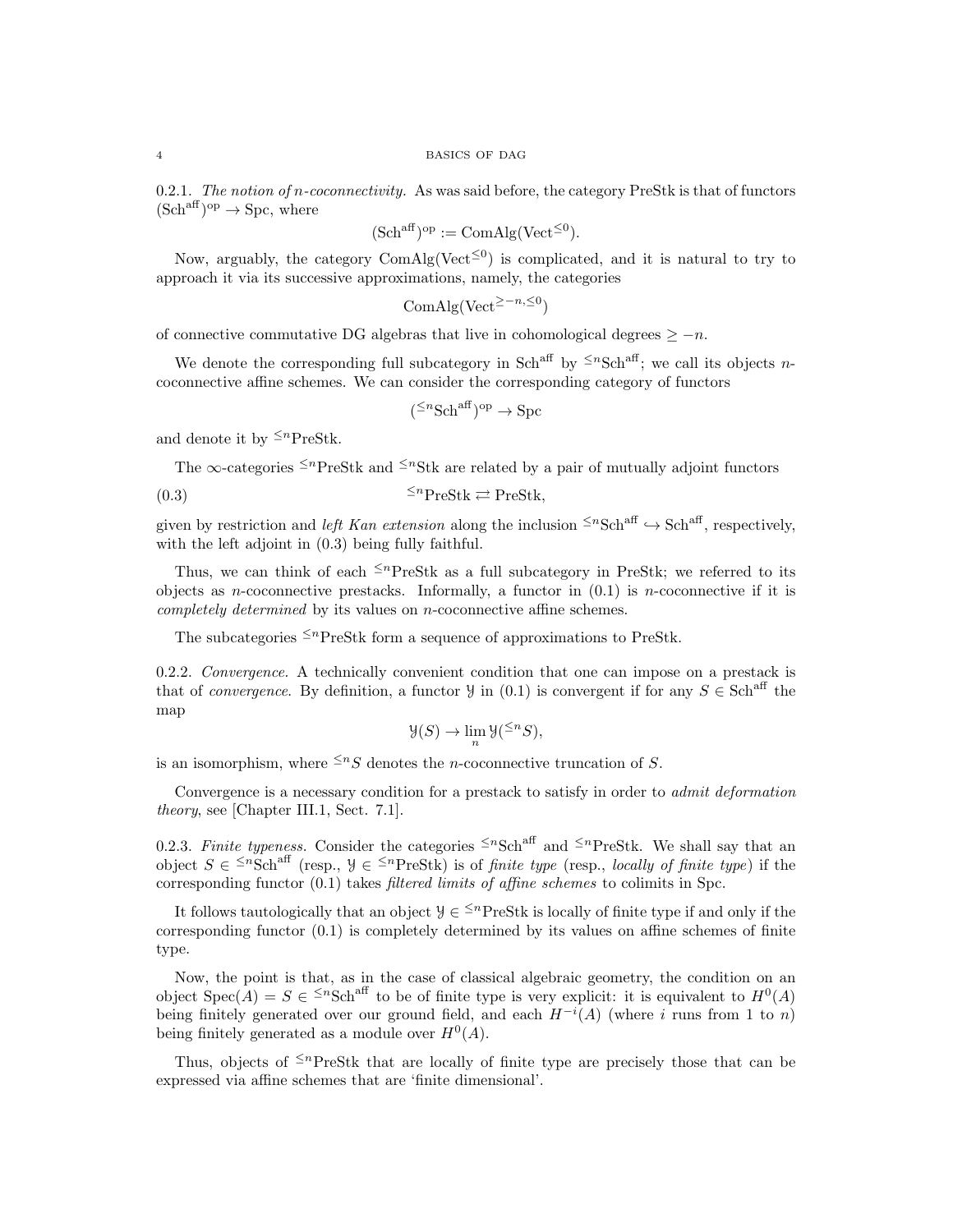0.2.1. *The notion of n-coconnectivity.* As was said before, the category PreStk is that of functors $(\mathrm{Sch}^{\mathrm{aff}})^{\mathrm{op}} \to \mathrm{Spc}$, where

$$(\mathrm{Sch}^{\mathrm{aff}})^{\mathrm{op}} := \mathrm{ComAlg}(\mathrm{Vect}^{\leq 0}).$$

Now, arguably, the category $\mathrm{ComAlg}(\mathrm{Vect}^{\leq 0})$ is complicated, and it is natural to try to approach it via its successive approximations, namely, the categories

$$\mathrm{ComAlg}(\mathrm{Vect}^{\geq -n, \leq 0})$$

of connective commutative DG algebras that live in cohomological degrees $\geq -n$.

We denote the corresponding full subcategory in $\mathrm{Sch}^{\mathrm{aff}}$ by ${}^{\leq n}\mathrm{Sch}^{\mathrm{aff}}$; we call its objects *n*-coconnective affine schemes. We can consider the corresponding category of functors

$$({}^{\leq n}\mathrm{Sch}^{\mathrm{aff}})^{\mathrm{op}} \to \mathrm{Spc}$$

and denote it by ${}^{\leq n}\mathrm{PreStk}$.

The $\infty$-categories ${}^{\leq n}\mathrm{PreStk}$ and ${}^{\leq n}\mathrm{Stk}$ are related by a pair of mutually adjoint functors

$$(0.3) \qquad {}^{\leq n}\mathrm{PreStk} \rightleftarrows \mathrm{PreStk},$$

given by restriction and *left Kan extension* along the inclusion ${}^{\leq n}\mathrm{Sch}^{\mathrm{aff}} \hookrightarrow \mathrm{Sch}^{\mathrm{aff}}$, respectively, with the left adjoint in (0.3) being fully faithful.

Thus, we can think of each ${}^{\leq n}\mathrm{PreStk}$ as a full subcategory in PreStk; we referred to its objects as *n*-coconnective prestacks. Informally, a functor in (0.1) is *n*-coconnective if it is *completely determined* by its values on *n*-coconnective affine schemes.

The subcategories ${}^{\leq n}\mathrm{PreStk}$ form a sequence of approximations to PreStk.

0.2.2. *Convergence.* A technically convenient condition that one can impose on a prestack is that of *convergence*. By definition, a functor $\mathcal{Y}$ in (0.1) is convergent if for any $S \in \mathrm{Sch}^{\mathrm{aff}}$ the map

$$\mathcal{Y}(S) \to \lim_{n} \mathcal{Y}({}^{\leq n}S),$$

is an isomorphism, where ${}^{\leq n}S$ denotes the *n*-coconnective truncation of $S$.

Convergence is a necessary condition for a prestack to satisfy in order to *admit deformation theory*, see [Chapter III.1, Sect. 7.1].

0.2.3. *Finite typeness.* Consider the categories ${}^{\leq n}\mathrm{Sch}^{\mathrm{aff}}$ and ${}^{\leq n}\mathrm{PreStk}$. We shall say that an object $S \in {}^{\leq n}\mathrm{Sch}^{\mathrm{aff}}$ (resp., $\mathcal{Y} \in {}^{\leq n}\mathrm{PreStk}$) is of *finite type* (resp., *locally of finite type*) if the corresponding functor (0.1) takes *filtered limits of affine schemes* to colimits in Spc.

It follows tautologically that an object $\mathcal{Y} \in {}^{\leq n}\mathrm{PreStk}$ is locally of finite type if and only if the corresponding functor (0.1) is completely determined by its values on affine schemes of finite type.

Now, the point is that, as in the case of classical algebraic geometry, the condition on an object $\mathrm{Spec}(A) = S \in {}^{\leq n}\mathrm{Sch}^{\mathrm{aff}}$ to be of finite type is very explicit: it is equivalent to $H^0(A)$ being finitely generated over our ground field, and each $H^{-i}(A)$ (where $i$ runs from 1 to $n$) being finitely generated as a module over $H^0(A)$.

Thus, objects of ${}^{\leq n}\mathrm{PreStk}$ that are locally of finite type are precisely those that can be expressed via affine schemes that are 'finite dimensional'.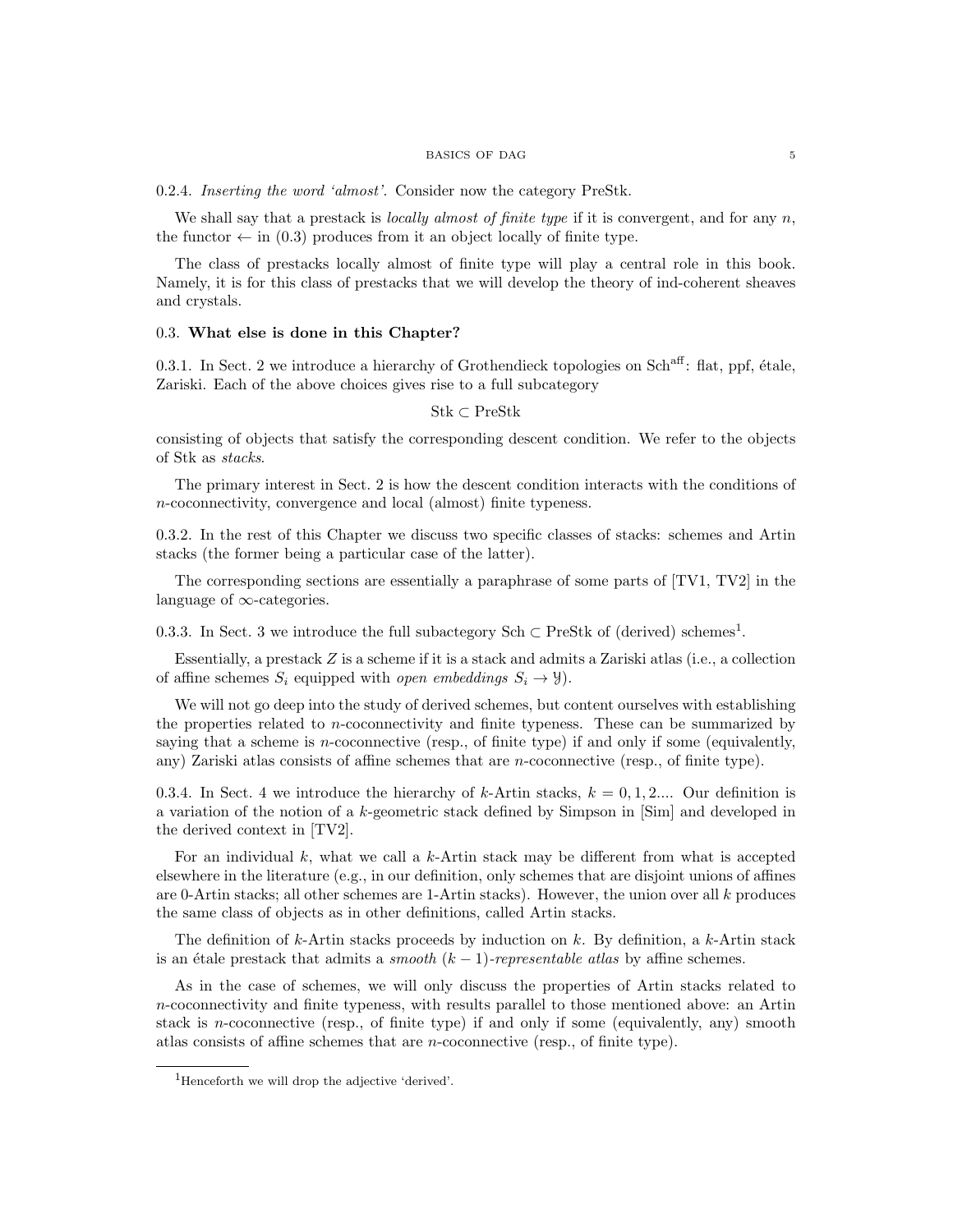0.2.4. *Inserting the word 'almost'.* Consider now the category PreStk.

We shall say that a prestack is *locally almost of finite type* if it is convergent, and for any $n$, the functor $\leftarrow$ in (0.3) produces from it an object locally of finite type.

The class of prestacks locally almost of finite type will play a central role in this book. Namely, it is for this class of prestacks that we will develop the theory of ind-coherent sheaves and crystals.

## 0.3. What else is done in this Chapter?

0.3.1. In Sect. 2 we introduce a hierarchy of Grothendieck topologies on $\mathrm{Sch}^{\mathrm{aff}}$: flat, ppf, étale, Zariski. Each of the above choices gives rise to a full subcategory

$$\mathrm{Stk} \subset \mathrm{PreStk}$$

consisting of objects that satisfy the corresponding descent condition. We refer to the objects of Stk as *stacks*.

The primary interest in Sect. 2 is how the descent condition interacts with the conditions of $n$-coconnectivity, convergence and local (almost) finite typeness.

0.3.2. In the rest of this Chapter we discuss two specific classes of stacks: schemes and Artin stacks (the former being a particular case of the latter).

The corresponding sections are essentially a paraphrase of some parts of [TV1, TV2] in the language of $\infty$-categories.

0.3.3. In Sect. 3 we introduce the full subactegory $\mathrm{Sch} \subset \mathrm{PreStk}$ of (derived) schemes[1].

Essentially, a prestack $Z$ is a scheme if it is a stack and admits a Zariski atlas (i.e., a collection of affine schemes $S_i$ equipped with *open embeddings* $S_i \to \mathcal{Y}$).

We will not go deep into the study of derived schemes, but content ourselves with establishing the properties related to $n$-coconnectivity and finite typeness. These can be summarized by saying that a scheme is $n$-coconnective (resp., of finite type) if and only if some (equivalently, any) Zariski atlas consists of affine schemes that are $n$-coconnective (resp., of finite type).

0.3.4. In Sect. 4 we introduce the hierarchy of $k$-Artin stacks, $k = 0, 1, 2....$ Our definition is a variation of the notion of a $k$-geometric stack defined by Simpson in [Sim] and developed in the derived context in [TV2].

For an individual $k$, what we call a $k$-Artin stack may be different from what is accepted elsewhere in the literature (e.g., in our definition, only schemes that are disjoint unions of affines are 0-Artin stacks; all other schemes are 1-Artin stacks). However, the union over all $k$ produces the same class of objects as in other definitions, called Artin stacks.

The definition of $k$-Artin stacks proceeds by induction on $k$. By definition, a $k$-Artin stack is an étale prestack that admits a *smooth* $(k-1)$*-representable atlas* by affine schemes.

As in the case of schemes, we will only discuss the properties of Artin stacks related to $n$-coconnectivity and finite typeness, with results parallel to those mentioned above: an Artin stack is $n$-coconnective (resp., of finite type) if and only if some (equivalently, any) smooth atlas consists of affine schemes that are $n$-coconnective (resp., of finite type).

[1] Henceforth we will drop the adjective 'derived'.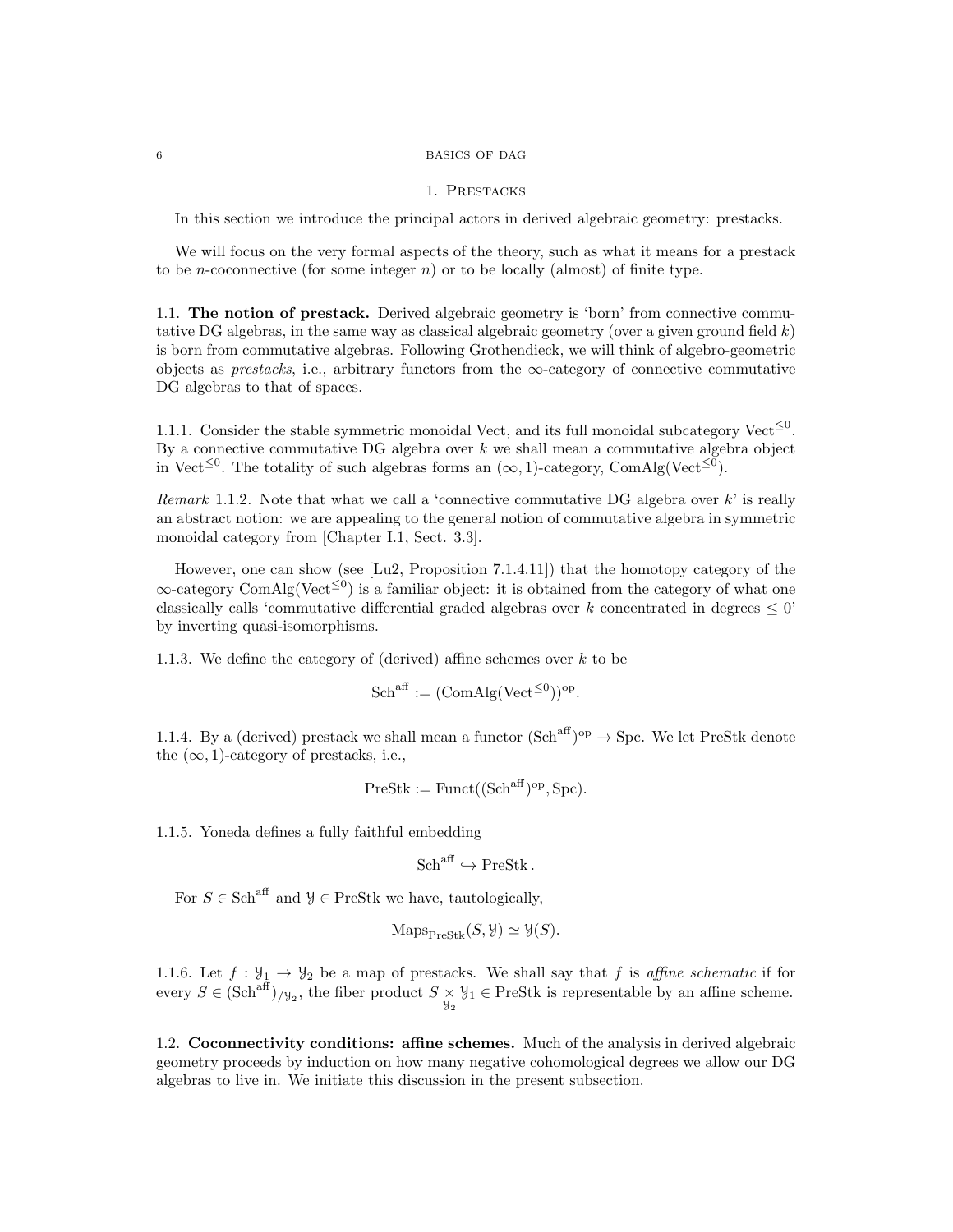# 1. Prestacks

In this section we introduce the principal actors in derived algebraic geometry: prestacks.

We will focus on the very formal aspects of the theory, such as what it means for a prestack to be $n$-coconnective (for some integer $n$) or to be locally (almost) of finite type.

## 1.1. The notion of prestack.

**1.1. The notion of prestack.** Derived algebraic geometry is 'born' from connective commutative DG algebras, in the same way as classical algebraic geometry (over a given ground field $k$) is born from commutative algebras. Following Grothendieck, we will think of algebro-geometric objects as *prestacks*, i.e., arbitrary functors from the $\infty$-category of connective commutative DG algebras to that of spaces.

1.1.1. Consider the stable symmetric monoidal Vect, and its full monoidal subcategory $\text{Vect}^{\leq 0}$. By a connective commutative DG algebra over $k$ we shall mean a commutative algebra object in $\text{Vect}^{\leq 0}$. The totality of such algebras forms an $(\infty, 1)$-category, $\text{ComAlg}(\text{Vect}^{\leq 0})$.

*Remark* 1.1.2. Note that what we call a 'connective commutative DG algebra over $k$' is really an abstract notion: we are appealing to the general notion of commutative algebra in symmetric monoidal category from [Chapter I.1, Sect. 3.3].

However, one can show (see [Lu2, Proposition 7.1.4.11]) that the homotopy category of the $\infty$-category $\text{ComAlg}(\text{Vect}^{\leq 0})$ is a familiar object: it is obtained from the category of what one classically calls 'commutative differential graded algebras over $k$ concentrated in degrees $\leq 0$' by inverting quasi-isomorphisms.

1.1.3. We define the category of (derived) affine schemes over $k$ to be

$$\text{Sch}^{\text{aff}} := (\text{ComAlg}(\text{Vect}^{\leq 0}))^{\text{op}}.$$

1.1.4. By a (derived) prestack we shall mean a functor $(\text{Sch}^{\text{aff}})^{\text{op}} \to \text{Spc}$. We let PreStk denote the $(\infty, 1)$-category of prestacks, i.e.,

$$\text{PreStk} := \text{Funct}((\text{Sch}^{\text{aff}})^{\text{op}}, \text{Spc}).$$

1.1.5. Yoneda defines a fully faithful embedding

$$\text{Sch}^{\text{aff}} \hookrightarrow \text{PreStk}.$$

For $S \in \text{Sch}^{\text{aff}}$ and $\mathcal{Y} \in \text{PreStk}$ we have, tautologically,

$$\text{Maps}_{\text{PreStk}}(S, \mathcal{Y}) \simeq \mathcal{Y}(S).$$

1.1.6. Let $f : \mathcal{Y}_1 \to \mathcal{Y}_2$ be a map of prestacks. We shall say that $f$ is *affine schematic* if for every $S \in (\text{Sch}^{\text{aff}})_{/\mathcal{Y}_2}$, the fiber product $S \underset{\mathcal{Y}_2}{\times} \mathcal{Y}_1 \in \text{PreStk}$ is representable by an affine scheme.

## 1.2. Coconnectivity conditions: affine schemes.

**1.2. Coconnectivity conditions: affine schemes.** Much of the analysis in derived algebraic geometry proceeds by induction on how many negative cohomological degrees we allow our DG algebras to live in. We initiate this discussion in the present subsection.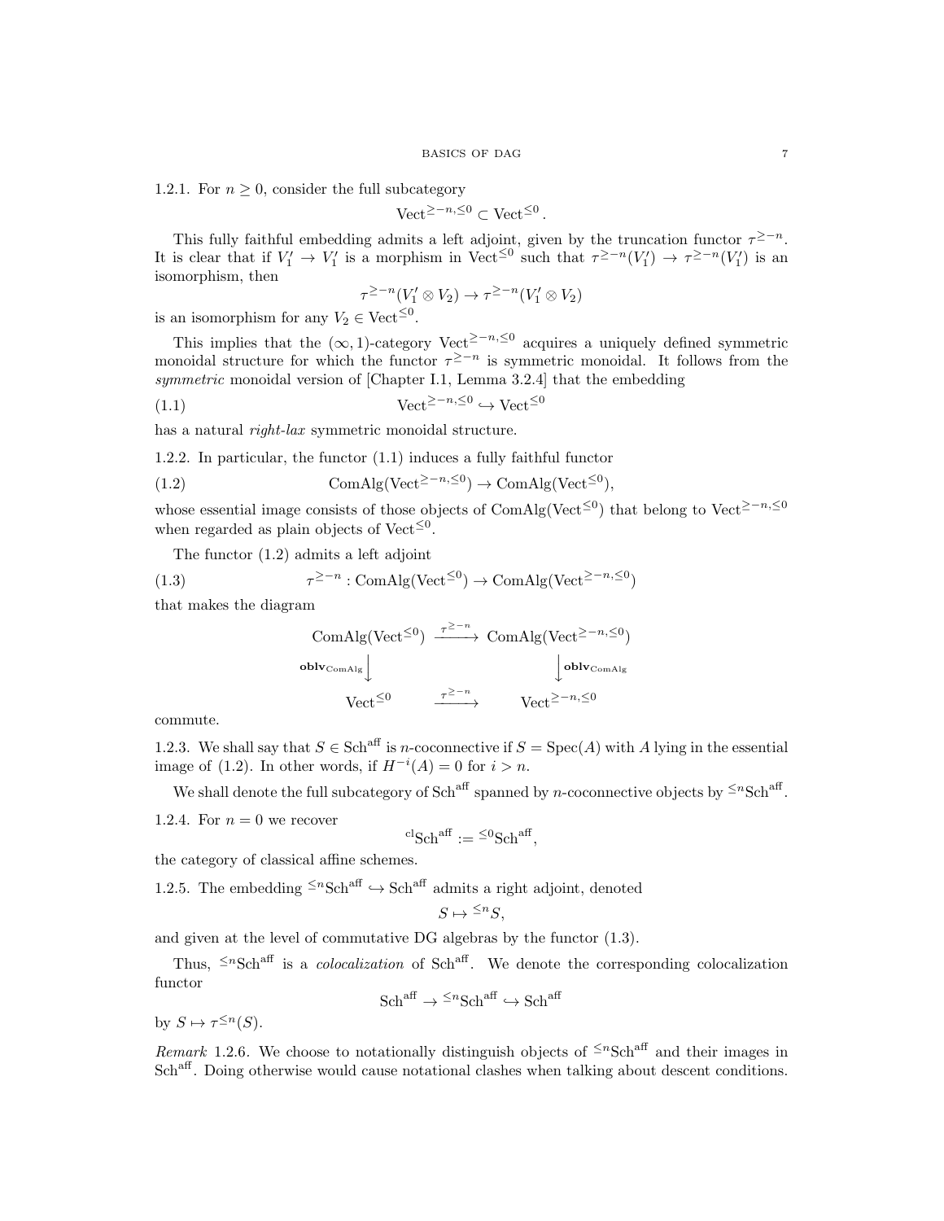1.2.1. For $n \geq 0$, consider the full subcategory

$$\text{Vect}^{\geq -n, \leq 0} \subset \text{Vect}^{\leq 0}.$$

This fully faithful embedding admits a left adjoint, given by the truncation functor $\tau^{\geq -n}$. It is clear that if $V_1' \to V_1'$ is a morphism in $\text{Vect}^{\leq 0}$ such that $\tau^{\geq -n}(V_1') \to \tau^{\geq -n}(V_1')$ is an isomorphism, then

$$\tau^{\geq -n}(V_1' \otimes V_2) \to \tau^{\geq -n}(V_1' \otimes V_2)$$

is an isomorphism for any $V_2 \in \text{Vect}^{\leq 0}$.

This implies that the $(\infty, 1)$-category $\text{Vect}^{\geq -n, \leq 0}$ acquires a uniquely defined symmetric monoidal structure for which the functor $\tau^{\geq -n}$ is symmetric monoidal. It follows from the *symmetric* monoidal version of [Chapter I.1, Lemma 3.2.4] that the embedding

$$\text{Vect}^{\geq -n, \leq 0} \hookrightarrow \text{Vect}^{\leq 0} \tag{1.1}$$

has a natural *right-lax* symmetric monoidal structure.

1.2.2. In particular, the functor (1.1) induces a fully faithful functor

$$\text{ComAlg}(\text{Vect}^{\geq -n, \leq 0}) \to \text{ComAlg}(\text{Vect}^{\leq 0}), \tag{1.2}$$

whose essential image consists of those objects of $\text{ComAlg}(\text{Vect}^{\leq 0})$ that belong to $\text{Vect}^{\geq -n, \leq 0}$ when regarded as plain objects of $\text{Vect}^{\leq 0}$.

The functor (1.2) admits a left adjoint

$$\tau^{\geq -n} : \text{ComAlg}(\text{Vect}^{\leq 0}) \to \text{ComAlg}(\text{Vect}^{\geq -n, \leq 0}) \tag{1.3}$$

that makes the diagram

$$\begin{array}{ccc}
\text{ComAlg}(\text{Vect}^{\leq 0}) & \xrightarrow{\tau^{\geq -n}} & \text{ComAlg}(\text{Vect}^{\geq -n, \leq 0}) \\
\Big\downarrow{\scriptstyle \mathbf{oblv}_{\text{ComAlg}}} & & \Big\downarrow{\scriptstyle \mathbf{oblv}_{\text{ComAlg}}} \\
\text{Vect}^{\leq 0} & \xrightarrow{\tau^{\geq -n}} & \text{Vect}^{\geq -n, \leq 0}
\end{array}$$

commute.

1.2.3. We shall say that $S \in \text{Sch}^{\text{aff}}$ is $n$-coconnective if $S = \text{Spec}(A)$ with $A$ lying in the essential image of (1.2). In other words, if $H^{-i}(A) = 0$ for $i > n$.

We shall denote the full subcategory of $\text{Sch}^{\text{aff}}$ spanned by $n$-coconnective objects by ${}^{\leq n}\text{Sch}^{\text{aff}}$.

1.2.4. For $n = 0$ we recover

$${}^{\text{cl}}\text{Sch}^{\text{aff}} := {}^{\leq 0}\text{Sch}^{\text{aff}},$$

the category of classical affine schemes.

1.2.5. The embedding ${}^{\leq n}\text{Sch}^{\text{aff}} \hookrightarrow \text{Sch}^{\text{aff}}$ admits a right adjoint, denoted

$$S \mapsto {}^{\leq n}S,$$

and given at the level of commutative DG algebras by the functor (1.3).

Thus, ${}^{\leq n}\text{Sch}^{\text{aff}}$ is a *colocalization* of $\text{Sch}^{\text{aff}}$. We denote the corresponding colocalization functor

$$\text{Sch}^{\text{aff}} \to {}^{\leq n}\text{Sch}^{\text{aff}} \hookrightarrow \text{Sch}^{\text{aff}}$$

by $S \mapsto \tau^{\leq n}(S)$.

*Remark* 1.2.6. We choose to notationally distinguish objects of ${}^{\leq n}\text{Sch}^{\text{aff}}$ and their images in $\text{Sch}^{\text{aff}}$. Doing otherwise would cause notational clashes when talking about descent conditions.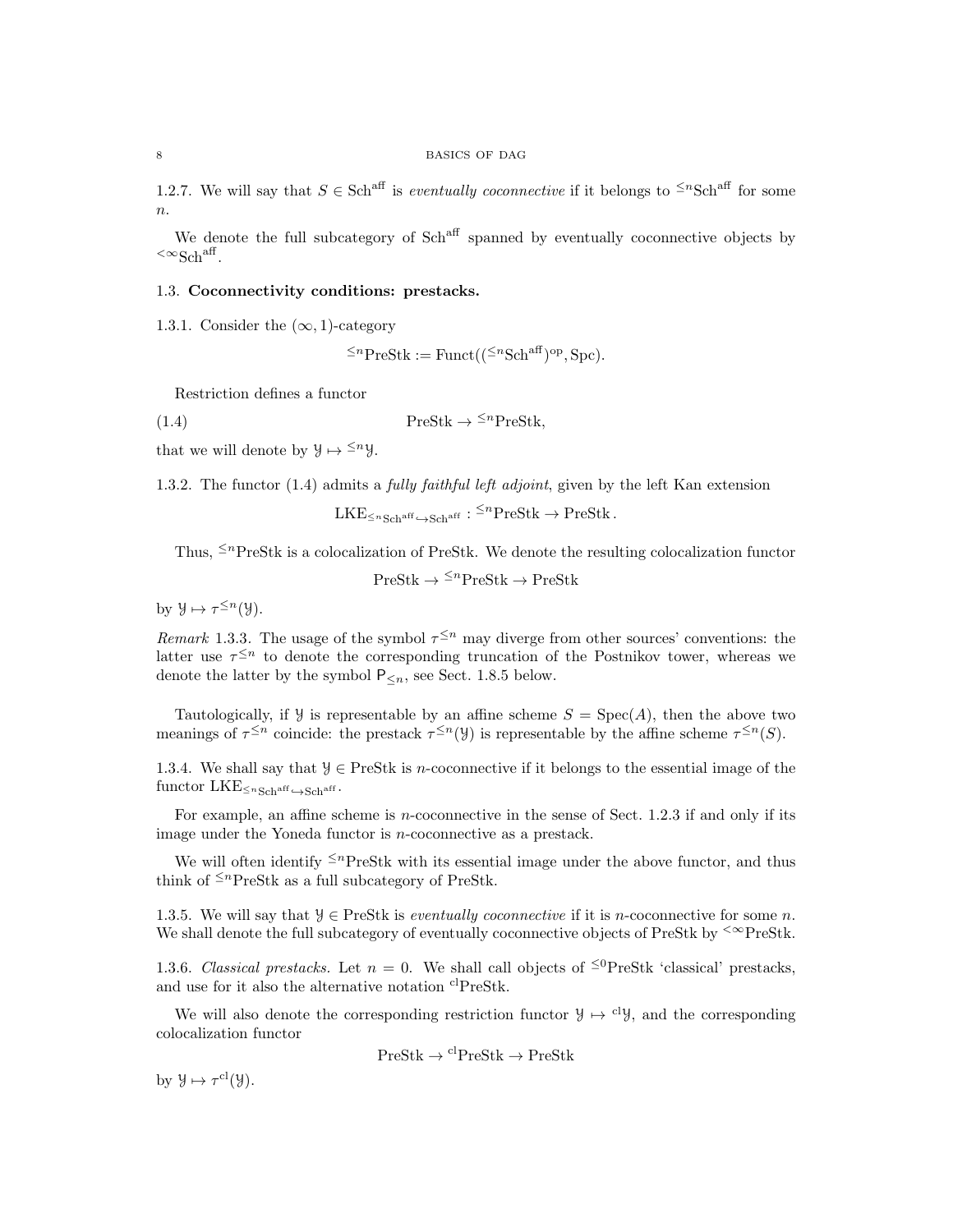1.2.7. We will say that $S \in \mathrm{Sch}^{\mathrm{aff}}$ is *eventually coconnective* if it belongs to ${}^{\leq n}\mathrm{Sch}^{\mathrm{aff}}$ for some $n$.

We denote the full subcategory of $\mathrm{Sch}^{\mathrm{aff}}$ spanned by eventually coconnective objects by ${}^{<\infty}\mathrm{Sch}^{\mathrm{aff}}$.

### 1.3. Coconnectivity conditions: prestacks.

1.3.1. Consider the $(\infty, 1)$-category

$${}^{\leq n}\mathrm{PreStk} := \mathrm{Funct}(({}^{\leq n}\mathrm{Sch}^{\mathrm{aff}})^{\mathrm{op}}, \mathrm{Spc}).$$

Restriction defines a functor

$$\mathrm{PreStk} \to {}^{\leq n}\mathrm{PreStk}, \tag{1.4}$$

that we will denote by $\mathcal{Y} \mapsto {}^{\leq n}\mathcal{Y}$.

1.3.2. The functor (1.4) admits a *fully faithful left adjoint*, given by the left Kan extension

$$\mathrm{LKE}_{{}^{\leq n}\mathrm{Sch}^{\mathrm{aff}} \hookrightarrow \mathrm{Sch}^{\mathrm{aff}}} : {}^{\leq n}\mathrm{PreStk} \to \mathrm{PreStk}\,.$$

Thus, ${}^{\leq n}\mathrm{PreStk}$ is a colocalization of PreStk. We denote the resulting colocalization functor

$$\mathrm{PreStk} \to {}^{\leq n}\mathrm{PreStk} \to \mathrm{PreStk}$$

by $\mathcal{Y} \mapsto \tau^{\leq n}(\mathcal{Y})$.

*Remark* 1.3.3. The usage of the symbol $\tau^{\leq n}$ may diverge from other sources' conventions: the latter use $\tau^{\leq n}$ to denote the corresponding truncation of the Postnikov tower, whereas we denote the latter by the symbol $\mathsf{P}_{\leq n}$, see Sect. 1.8.5 below.

Tautologically, if $\mathcal{Y}$ is representable by an affine scheme $S = \mathrm{Spec}(A)$, then the above two meanings of $\tau^{\leq n}$ coincide: the prestack $\tau^{\leq n}(\mathcal{Y})$ is representable by the affine scheme $\tau^{\leq n}(S)$.

1.3.4. We shall say that $\mathcal{Y} \in \mathrm{PreStk}$ is $n$-coconnective if it belongs to the essential image of the functor $\mathrm{LKE}_{{}^{\leq n}\mathrm{Sch}^{\mathrm{aff}} \hookrightarrow \mathrm{Sch}^{\mathrm{aff}}}$.

For example, an affine scheme is $n$-coconnective in the sense of Sect. 1.2.3 if and only if its image under the Yoneda functor is $n$-coconnective as a prestack.

We will often identify ${}^{\leq n}\mathrm{PreStk}$ with its essential image under the above functor, and thus think of ${}^{\leq n}\mathrm{PreStk}$ as a full subcategory of PreStk.

1.3.5. We will say that $\mathcal{Y} \in \mathrm{PreStk}$ is *eventually coconnective* if it is $n$-coconnective for some $n$. We shall denote the full subcategory of eventually coconnective objects of PreStk by ${}^{<\infty}\mathrm{PreStk}$.

1.3.6. *Classical prestacks.* Let $n = 0$. We shall call objects of ${}^{\leq 0}\mathrm{PreStk}$ 'classical' prestacks, and use for it also the alternative notation ${}^{\mathrm{cl}}\mathrm{PreStk}$.

We will also denote the corresponding restriction functor $\mathcal{Y} \mapsto {}^{\mathrm{cl}}\mathcal{Y}$, and the corresponding colocalization functor

$$\mathrm{PreStk} \to {}^{\mathrm{cl}}\mathrm{PreStk} \to \mathrm{PreStk}$$

by $\mathcal{Y} \mapsto \tau^{\mathrm{cl}}(\mathcal{Y})$.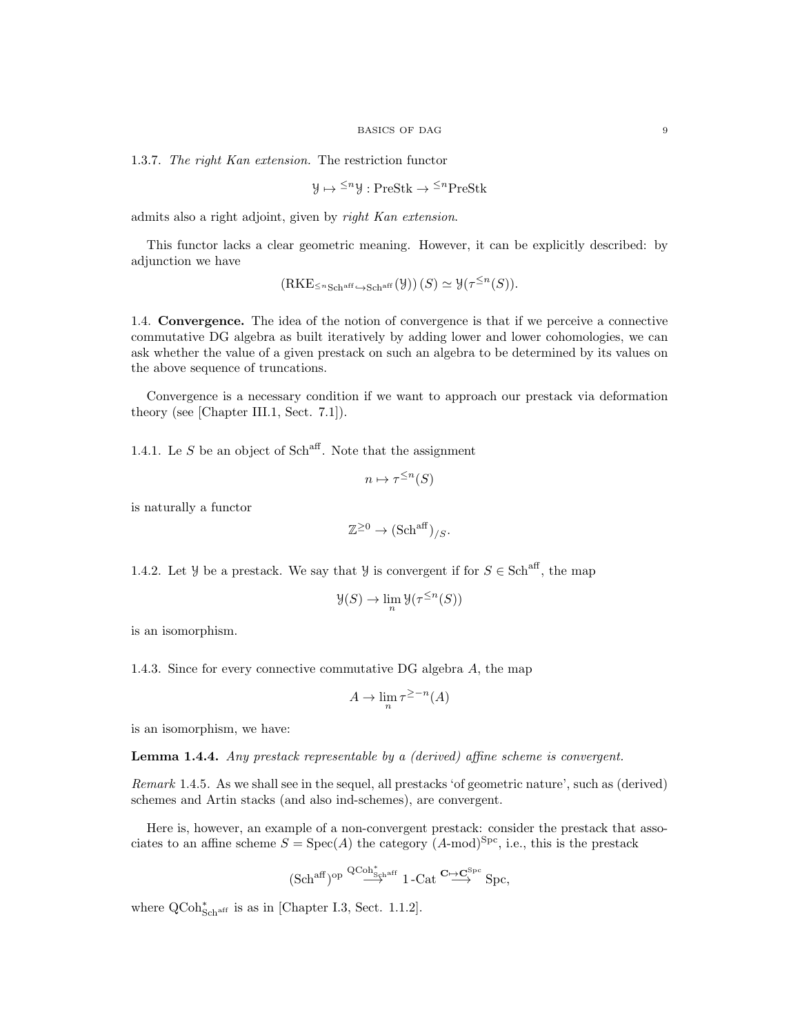1.3.7. *The right Kan extension.* The restriction functor

$$\mathcal{Y} \mapsto {}^{\leq n}\mathcal{Y} : \text{PreStk} \to {}^{\leq n}\text{PreStk}$$

admits also a right adjoint, given by *right Kan extension*.

This functor lacks a clear geometric meaning. However, it can be explicitly described: by adjunction we have

$$\left(\text{RKE}_{{}^{\leq n}\text{Sch}^{\text{aff}} \hookrightarrow \text{Sch}^{\text{aff}}}(\mathcal{Y})\right)(S) \simeq \mathcal{Y}(\tau^{\leq n}(S)).$$

## 1.4. **Convergence.**

The idea of the notion of convergence is that if we perceive a connective commutative DG algebra as built iteratively by adding lower and lower cohomologies, we can ask whether the value of a given prestack on such an algebra to be determined by its values on the above sequence of truncations.

Convergence is a necessary condition if we want to approach our prestack via deformation theory (see [Chapter III.1, Sect. 7.1]).

1.4.1. Le $S$ be an object of $\text{Sch}^{\text{aff}}$. Note that the assignment

$$n \mapsto \tau^{\leq n}(S)$$

is naturally a functor

$$\mathbb{Z}^{\geq 0} \to (\text{Sch}^{\text{aff}})_{/S}.$$

1.4.2. Let $\mathcal{Y}$ be a prestack. We say that $\mathcal{Y}$ is convergent if for $S \in \text{Sch}^{\text{aff}}$, the map

$$\mathcal{Y}(S) \to \lim_n \mathcal{Y}(\tau^{\leq n}(S))$$

is an isomorphism.

1.4.3. Since for every connective commutative DG algebra $A$, the map

$$A \to \lim_n \tau^{\geq -n}(A)$$

is an isomorphism, we have:

**Lemma 1.4.4.** *Any prestack representable by a (derived) affine scheme is convergent.*

*Remark* 1.4.5. As we shall see in the sequel, all prestacks 'of geometric nature', such as (derived) schemes and Artin stacks (and also ind-schemes), are convergent.

Here is, however, an example of a non-convergent prestack: consider the prestack that associates to an affine scheme $S = \text{Spec}(A)$ the category $(A\text{-mod})^{\text{Spc}}$, i.e., this is the prestack

$$(\text{Sch}^{\text{aff}})^{\text{op}} \overset{\text{QCoh}^*_{\text{Sch}^{\text{aff}}}}{\longrightarrow} 1\text{-Cat} \overset{\mathbf{C} \mapsto \mathbf{C}^{\text{Spc}}}{\longrightarrow} \text{Spc},$$

where $\text{QCoh}^*_{\text{Sch}^{\text{aff}}}$ is as in [Chapter I.3, Sect. 1.1.2].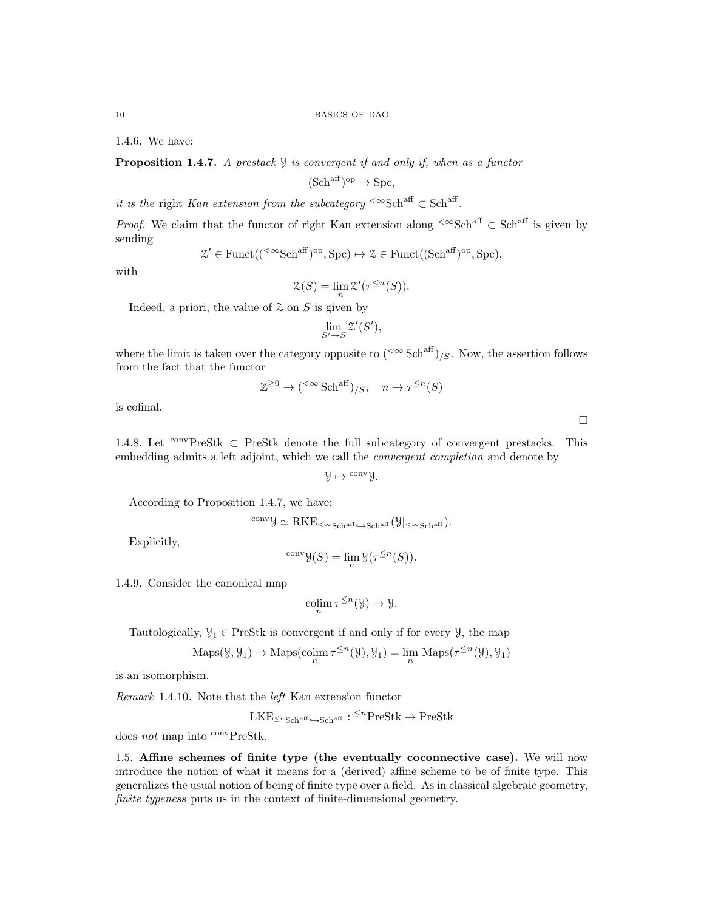1.4.6. We have:

**Proposition 1.4.7.** *A prestack $\mathcal{Y}$ is convergent if and only if, when as a functor*

$$(\mathrm{Sch}^{\mathrm{aff}})^{\mathrm{op}} \to \mathrm{Spc},$$

*it is the* right *Kan extension from the subcategory ${}^{<\infty}\mathrm{Sch}^{\mathrm{aff}} \subset \mathrm{Sch}^{\mathrm{aff}}$.*

*Proof.* We claim that the functor of right Kan extension along ${}^{<\infty}\mathrm{Sch}^{\mathrm{aff}} \subset \mathrm{Sch}^{\mathrm{aff}}$ is given by sending

$$\mathcal{Z}' \in \mathrm{Funct}(({}^{<\infty}\mathrm{Sch}^{\mathrm{aff}})^{\mathrm{op}}, \mathrm{Spc}) \mapsto \mathcal{Z} \in \mathrm{Funct}((\mathrm{Sch}^{\mathrm{aff}})^{\mathrm{op}}, \mathrm{Spc}),$$

with

$$\mathcal{Z}(S) = \lim_n \mathcal{Z}'(\tau^{\leq n}(S)).$$

Indeed, a priori, the value of $\mathcal{Z}$ on $S$ is given by

$$\lim_{S' \to S} \mathcal{Z}'(S'),$$

where the limit is taken over the category opposite to $({}^{<\infty}\,\mathrm{Sch}^{\mathrm{aff}})_{/S}$. Now, the assertion follows from the fact that the functor

$$\mathbb{Z}^{\geq 0} \to ({}^{<\infty}\,\mathrm{Sch}^{\mathrm{aff}})_{/S}, \quad n \mapsto \tau^{\leq n}(S)$$

is cofinal.

□

1.4.8. Let ${}^{\mathrm{conv}}\mathrm{PreStk} \subset \mathrm{PreStk}$ denote the full subcategory of convergent prestacks. This embedding admits a left adjoint, which we call the *convergent completion* and denote by

$$\mathcal{Y} \mapsto {}^{\mathrm{conv}}\mathcal{Y}.$$

According to Proposition 1.4.7, we have:

$${}^{\mathrm{conv}}\mathcal{Y} \simeq \mathrm{RKE}_{{}^{<\infty}\mathrm{Sch}^{\mathrm{aff}} \hookrightarrow \mathrm{Sch}^{\mathrm{aff}}}(\mathcal{Y}|_{{}^{<\infty}\mathrm{Sch}^{\mathrm{aff}}}).$$

Explicitly,

$${}^{\mathrm{conv}}\mathcal{Y}(S) = \lim_n \mathcal{Y}(\tau^{\leq n}(S)).$$

1.4.9. Consider the canonical map

$$\underset{n}{\mathrm{colim}}\, \tau^{\leq n}(\mathcal{Y}) \to \mathcal{Y}.$$

Tautologically, $\mathcal{Y}_1 \in \mathrm{PreStk}$ is convergent if and only if for every $\mathcal{Y}$, the map

$$\mathrm{Maps}(\mathcal{Y}, \mathcal{Y}_1) \to \mathrm{Maps}(\underset{n}{\mathrm{colim}}\, \tau^{\leq n}(\mathcal{Y}), \mathcal{Y}_1) = \lim_n \mathrm{Maps}(\tau^{\leq n}(\mathcal{Y}), \mathcal{Y}_1)$$

is an isomorphism.

*Remark* 1.4.10. Note that the *left* Kan extension functor

$$\mathrm{LKE}_{{}^{\leq n}\mathrm{Sch}^{\mathrm{aff}} \hookrightarrow \mathrm{Sch}^{\mathrm{aff}}} : {}^{\leq n}\mathrm{PreStk} \to \mathrm{PreStk}$$

does *not* map into ${}^{\mathrm{conv}}\mathrm{PreStk}$.

## 1.5. Affine schemes of finite type (the eventually coconnective case).

We will now introduce the notion of what it means for a (derived) affine scheme to be of finite type. This generalizes the usual notion of being of finite type over a field. As in classical algebraic geometry, *finite typeness* puts us in the context of finite-dimensional geometry.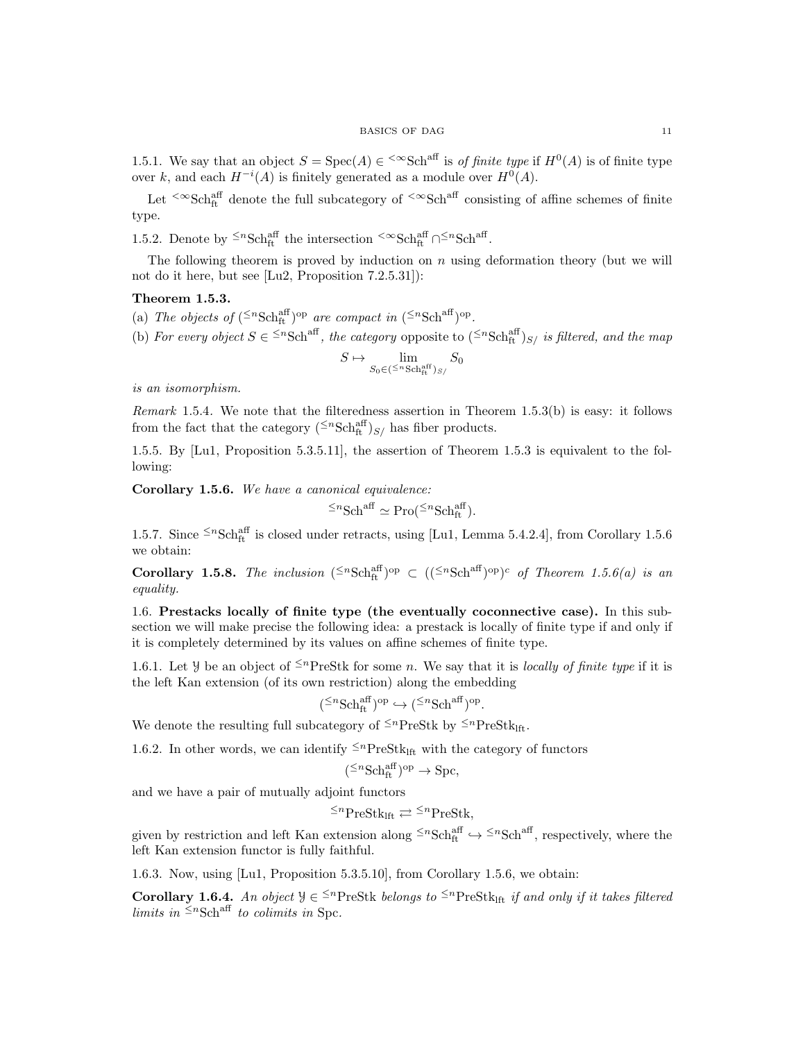1.5.1. We say that an object $S = \operatorname{Spec}(A) \in {}^{<\infty}\mathrm{Sch}^{\mathrm{aff}}$ is *of finite type* if $H^0(A)$ is of finite type over $k$, and each $H^{-i}(A)$ is finitely generated as a module over $H^0(A)$.

Let ${}^{<\infty}\mathrm{Sch}^{\mathrm{aff}}_{\mathrm{ft}}$ denote the full subcategory of ${}^{<\infty}\mathrm{Sch}^{\mathrm{aff}}$ consisting of affine schemes of finite type.

1.5.2. Denote by ${}^{\leq n}\mathrm{Sch}^{\mathrm{aff}}_{\mathrm{ft}}$ the intersection ${}^{<\infty}\mathrm{Sch}^{\mathrm{aff}}_{\mathrm{ft}} \cap {}^{\leq n}\mathrm{Sch}^{\mathrm{aff}}$.

The following theorem is proved by induction on $n$ using deformation theory (but we will not do it here, but see [Lu2, Proposition 7.2.5.31]):

**Theorem 1.5.3.**
(a) *The objects of* $({}^{\leq n}\mathrm{Sch}^{\mathrm{aff}}_{\mathrm{ft}})^{\mathrm{op}}$ *are compact in* $({}^{\leq n}\mathrm{Sch}^{\mathrm{aff}})^{\mathrm{op}}$.
(b) *For every object* $S \in {}^{\leq n}\mathrm{Sch}^{\mathrm{aff}}$, *the category* opposite to $({}^{\leq n}\mathrm{Sch}^{\mathrm{aff}}_{\mathrm{ft}})_{S/}$ *is filtered, and the map*

$$S \mapsto \lim_{S_0 \in ({}^{\leq n}\mathrm{Sch}^{\mathrm{aff}}_{\mathrm{ft}})_{S/}} S_0$$

*is an isomorphism.*

*Remark* 1.5.4. We note that the filteredness assertion in Theorem 1.5.3(b) is easy: it follows from the fact that the category $({}^{\leq n}\mathrm{Sch}^{\mathrm{aff}}_{\mathrm{ft}})_{S/}$ has fiber products.

1.5.5. By [Lu1, Proposition 5.3.5.11], the assertion of Theorem 1.5.3 is equivalent to the following:

**Corollary 1.5.6.** *We have a canonical equivalence:*

$${}^{\leq n}\mathrm{Sch}^{\mathrm{aff}} \simeq \mathrm{Pro}({}^{\leq n}\mathrm{Sch}^{\mathrm{aff}}_{\mathrm{ft}}).$$

1.5.7. Since ${}^{\leq n}\mathrm{Sch}^{\mathrm{aff}}_{\mathrm{ft}}$ is closed under retracts, using [Lu1, Lemma 5.4.2.4], from Corollary 1.5.6 we obtain:

**Corollary 1.5.8.** *The inclusion* $({}^{\leq n}\mathrm{Sch}^{\mathrm{aff}}_{\mathrm{ft}})^{\mathrm{op}} \subset (({}^{\leq n}\mathrm{Sch}^{\mathrm{aff}})^{\mathrm{op}})^{c}$ *of Theorem 1.5.6(a) is an equality.*

1.6. **Prestacks locally of finite type (the eventually coconnective case).** In this subsection we will make precise the following idea: a prestack is locally of finite type if and only if it is completely determined by its values on affine schemes of finite type.

1.6.1. Let $\mathcal{Y}$ be an object of ${}^{\leq n}\mathrm{PreStk}$ for some $n$. We say that it is *locally of finite type* if it is the left Kan extension (of its own restriction) along the embedding

$$({}^{\leq n}\mathrm{Sch}^{\mathrm{aff}}_{\mathrm{ft}})^{\mathrm{op}} \hookrightarrow ({}^{\leq n}\mathrm{Sch}^{\mathrm{aff}})^{\mathrm{op}}.$$

We denote the resulting full subcategory of ${}^{\leq n}\mathrm{PreStk}$ by ${}^{\leq n}\mathrm{PreStk}_{\mathrm{lft}}$.

1.6.2. In other words, we can identify ${}^{\leq n}\mathrm{PreStk}_{\mathrm{lft}}$ with the category of functors

$$({}^{\leq n}\mathrm{Sch}^{\mathrm{aff}}_{\mathrm{ft}})^{\mathrm{op}} \to \mathrm{Spc},$$

and we have a pair of mutually adjoint functors

$${}^{\leq n}\mathrm{PreStk}_{\mathrm{lft}} \rightleftarrows {}^{\leq n}\mathrm{PreStk},$$

given by restriction and left Kan extension along ${}^{\leq n}\mathrm{Sch}^{\mathrm{aff}}_{\mathrm{ft}} \hookrightarrow {}^{\leq n}\mathrm{Sch}^{\mathrm{aff}}$, respectively, where the left Kan extension functor is fully faithful.

1.6.3. Now, using [Lu1, Proposition 5.3.5.10], from Corollary 1.5.6, we obtain:

**Corollary 1.6.4.** *An object* $\mathcal{Y} \in {}^{\leq n}\mathrm{PreStk}$ *belongs to* ${}^{\leq n}\mathrm{PreStk}_{\mathrm{lft}}$ *if and only if it takes filtered limits in* ${}^{\leq n}\mathrm{Sch}^{\mathrm{aff}}$ *to colimits in* $\mathrm{Spc}$.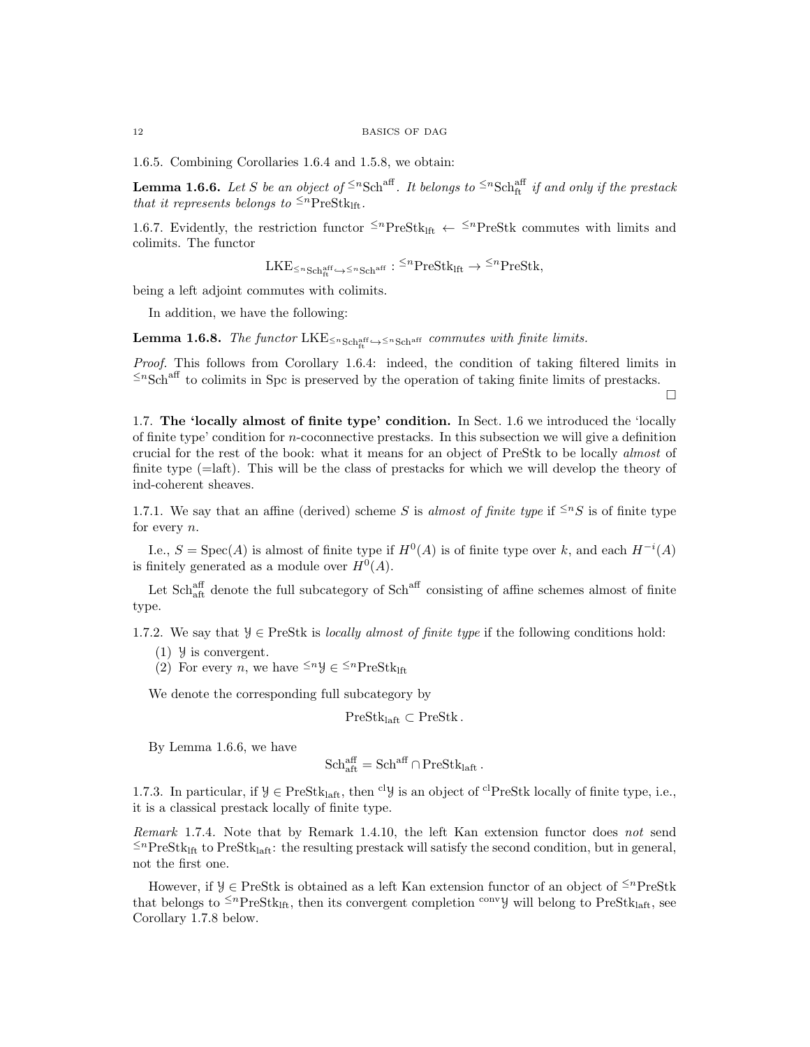1.6.5. Combining Corollaries 1.6.4 and 1.5.8, we obtain:

**Lemma 1.6.6.** *Let $S$ be an object of ${}^{\leq n}\mathrm{Sch}^{\mathrm{aff}}$. It belongs to ${}^{\leq n}\mathrm{Sch}^{\mathrm{aff}}_{\mathrm{ft}}$ if and only if the prestack that it represents belongs to ${}^{\leq n}\mathrm{PreStk}_{\mathrm{lft}}$.*

1.6.7. Evidently, the restriction functor ${}^{\leq n}\mathrm{PreStk}_{\mathrm{lft}} \leftarrow {}^{\leq n}\mathrm{PreStk}$ commutes with limits and colimits. The functor

$$\mathrm{LKE}_{{}^{\leq n}\mathrm{Sch}^{\mathrm{aff}}_{\mathrm{ft}} \hookrightarrow {}^{\leq n}\mathrm{Sch}^{\mathrm{aff}}} : {}^{\leq n}\mathrm{PreStk}_{\mathrm{lft}} \to {}^{\leq n}\mathrm{PreStk},$$

being a left adjoint commutes with colimits.

In addition, we have the following:

**Lemma 1.6.8.** *The functor $\mathrm{LKE}_{{}^{\leq n}\mathrm{Sch}^{\mathrm{aff}}_{\mathrm{ft}} \hookrightarrow {}^{\leq n}\mathrm{Sch}^{\mathrm{aff}}}$ commutes with finite limits.*

*Proof.* This follows from Corollary 1.6.4: indeed, the condition of taking filtered limits in ${}^{\leq n}\mathrm{Sch}^{\mathrm{aff}}$ to colimits in Spc is preserved by the operation of taking finite limits of prestacks. □

1.7. **The 'locally almost of finite type' condition.** In Sect. 1.6 we introduced the 'locally of finite type' condition for $n$-coconnective prestacks. In this subsection we will give a definition crucial for the rest of the book: what it means for an object of PreStk to be locally *almost* of finite type (=laft). This will be the class of prestacks for which we will develop the theory of ind-coherent sheaves.

1.7.1. We say that an affine (derived) scheme $S$ is *almost of finite type* if ${}^{\leq n}S$ is of finite type for every $n$.

I.e., $S = \mathrm{Spec}(A)$ is almost of finite type if $H^0(A)$ is of finite type over $k$, and each $H^{-i}(A)$ is finitely generated as a module over $H^0(A)$.

Let $\mathrm{Sch}^{\mathrm{aff}}_{\mathrm{aft}}$ denote the full subcategory of $\mathrm{Sch}^{\mathrm{aff}}$ consisting of affine schemes almost of finite type.

1.7.2. We say that $\mathcal{Y} \in \mathrm{PreStk}$ is *locally almost of finite type* if the following conditions hold:

(1) $\mathcal{Y}$ is convergent.
(2) For every $n$, we have ${}^{\leq n}\mathcal{Y} \in {}^{\leq n}\mathrm{PreStk}_{\mathrm{lft}}$

We denote the corresponding full subcategory by

$$\mathrm{PreStk}_{\mathrm{laft}} \subset \mathrm{PreStk}.$$

By Lemma 1.6.6, we have

$$\mathrm{Sch}^{\mathrm{aff}}_{\mathrm{aft}} = \mathrm{Sch}^{\mathrm{aff}} \cap \mathrm{PreStk}_{\mathrm{laft}}.$$

1.7.3. In particular, if $\mathcal{Y} \in \mathrm{PreStk}_{\mathrm{laft}}$, then ${}^{\mathrm{cl}}\mathcal{Y}$ is an object of ${}^{\mathrm{cl}}\mathrm{PreStk}$ locally of finite type, i.e., it is a classical prestack locally of finite type.

*Remark* 1.7.4. Note that by Remark 1.4.10, the left Kan extension functor does *not* send ${}^{\leq n}\mathrm{PreStk}_{\mathrm{lft}}$ to $\mathrm{PreStk}_{\mathrm{laft}}$: the resulting prestack will satisfy the second condition, but in general, not the first one.

However, if $\mathcal{Y} \in \mathrm{PreStk}$ is obtained as a left Kan extension functor of an object of ${}^{\leq n}\mathrm{PreStk}$ that belongs to ${}^{\leq n}\mathrm{PreStk}_{\mathrm{lft}}$, then its convergent completion ${}^{\mathrm{conv}}\mathcal{Y}$ will belong to $\mathrm{PreStk}_{\mathrm{laft}}$, see Corollary 1.7.8 below.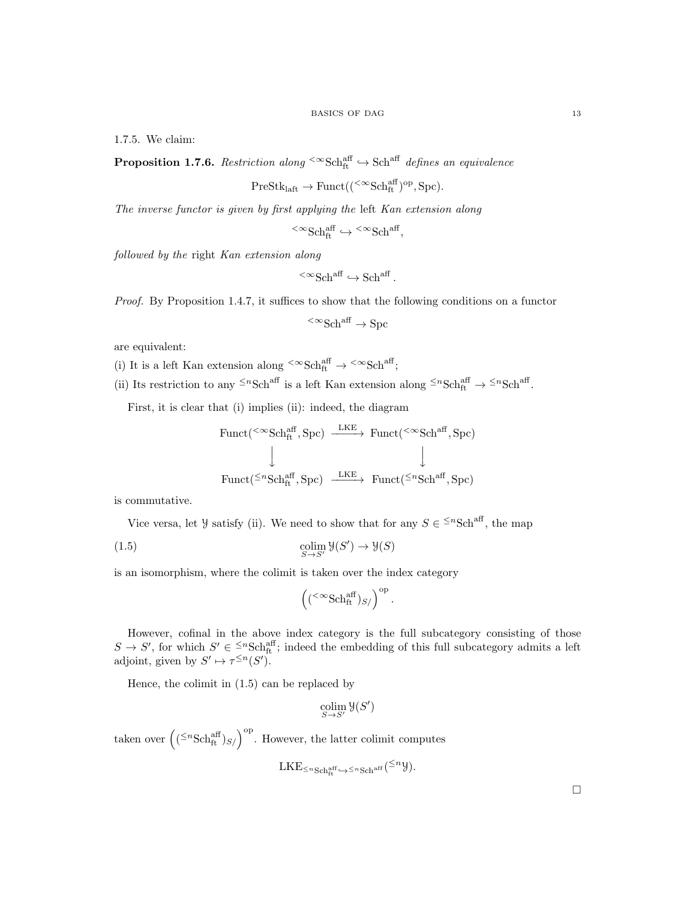1.7.5. We claim:

**Proposition 1.7.6.** *Restriction along* ${}^{<\infty}\mathrm{Sch}^{\mathrm{aff}}_{\mathrm{ft}} \hookrightarrow \mathrm{Sch}^{\mathrm{aff}}$ *defines an equivalence*

$$\mathrm{PreStk}_{\mathrm{laft}} \to \mathrm{Funct}(({}^{<\infty}\mathrm{Sch}^{\mathrm{aff}}_{\mathrm{ft}})^{\mathrm{op}}, \mathrm{Spc}).$$

*The inverse functor is given by first applying the* left *Kan extension along*

$${}^{<\infty}\mathrm{Sch}^{\mathrm{aff}}_{\mathrm{ft}} \hookrightarrow {}^{<\infty}\mathrm{Sch}^{\mathrm{aff}},$$

*followed by the* right *Kan extension along*

$${}^{<\infty}\mathrm{Sch}^{\mathrm{aff}} \hookrightarrow \mathrm{Sch}^{\mathrm{aff}}.$$

*Proof.* By Proposition 1.4.7, it suffices to show that the following conditions on a functor

$${}^{<\infty}\mathrm{Sch}^{\mathrm{aff}} \to \mathrm{Spc}$$

are equivalent:

(i) It is a left Kan extension along ${}^{<\infty}\mathrm{Sch}^{\mathrm{aff}}_{\mathrm{ft}} \to {}^{<\infty}\mathrm{Sch}^{\mathrm{aff}}$;

(ii) Its restriction to any ${}^{\leq n}\mathrm{Sch}^{\mathrm{aff}}$ is a left Kan extension along ${}^{\leq n}\mathrm{Sch}^{\mathrm{aff}}_{\mathrm{ft}} \to {}^{\leq n}\mathrm{Sch}^{\mathrm{aff}}$.

First, it is clear that (i) implies (ii): indeed, the diagram

$$\begin{array}{ccc}
\mathrm{Funct}({}^{<\infty}\mathrm{Sch}^{\mathrm{aff}}_{\mathrm{ft}}, \mathrm{Spc}) & \xrightarrow{\mathrm{LKE}} & \mathrm{Funct}({}^{<\infty}\mathrm{Sch}^{\mathrm{aff}}, \mathrm{Spc}) \\
\downarrow & & \downarrow \\
\mathrm{Funct}({}^{\leq n}\mathrm{Sch}^{\mathrm{aff}}_{\mathrm{ft}}, \mathrm{Spc}) & \xrightarrow{\mathrm{LKE}} & \mathrm{Funct}({}^{\leq n}\mathrm{Sch}^{\mathrm{aff}}, \mathrm{Spc})
\end{array}$$

is commutative.

Vice versa, let $\mathcal{Y}$ satisfy (ii). We need to show that for any $S \in {}^{\leq n}\mathrm{Sch}^{\mathrm{aff}}$, the map

$$\underset{S \to S'}{\mathrm{colim}}\, \mathcal{Y}(S') \to \mathcal{Y}(S) \tag{1.5}$$

is an isomorphism, where the colimit is taken over the index category

$$\left(({}^{<\infty}\mathrm{Sch}^{\mathrm{aff}}_{\mathrm{ft}})_{S/}\right)^{\mathrm{op}}.$$

However, cofinal in the above index category is the full subcategory consisting of those $S \to S'$, for which $S' \in {}^{\leq n}\mathrm{Sch}^{\mathrm{aff}}_{\mathrm{ft}}$; indeed the embedding of this full subcategory admits a left adjoint, given by $S' \mapsto \tau^{\leq n}(S')$.

Hence, the colimit in (1.5) can be replaced by

$$\underset{S \to S'}{\mathrm{colim}}\, \mathcal{Y}(S')$$

taken over $\left(({}^{\leq n}\mathrm{Sch}^{\mathrm{aff}}_{\mathrm{ft}})_{S/}\right)^{\mathrm{op}}$. However, the latter colimit computes

$$\mathrm{LKE}_{{}^{\leq n}\mathrm{Sch}^{\mathrm{aff}}_{\mathrm{ft}} \hookrightarrow {}^{\leq n}\mathrm{Sch}^{\mathrm{aff}}}({}^{\leq n}\mathcal{Y}).$$

□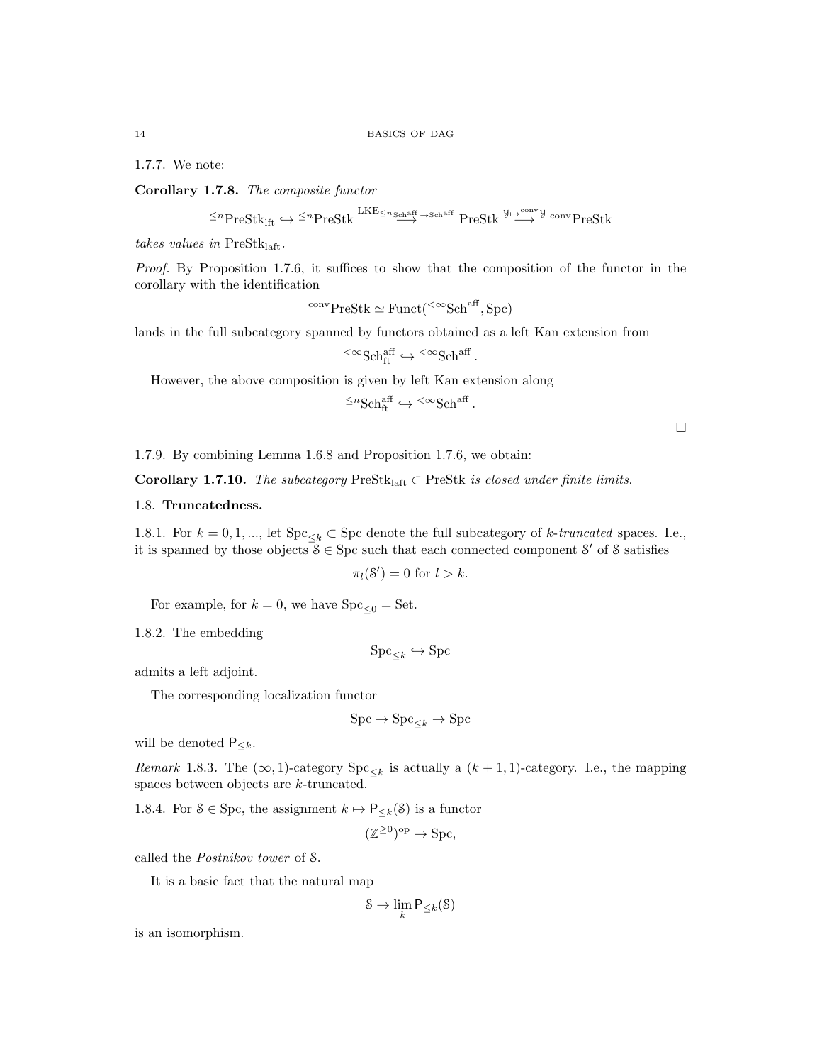1.7.7. We note:

**Corollary 1.7.8.** *The composite functor*

$$^{\leq n}\mathrm{PreStk}_{\mathrm{lft}} \hookrightarrow {}^{\leq n}\mathrm{PreStk} \overset{\mathrm{LKE}_{\leq n\mathrm{Sch}^{\mathrm{aff}} \hookrightarrow \mathrm{Sch}^{\mathrm{aff}}}}{\longrightarrow} \mathrm{PreStk} \overset{\mathcal{Y} \mapsto {}^{\mathrm{conv}}\mathcal{Y}}{\longrightarrow} {}^{\mathrm{conv}}\mathrm{PreStk}$$

*takes values in* $\mathrm{PreStk}_{\mathrm{laft}}$.

*Proof.* By Proposition 1.7.6, it suffices to show that the composition of the functor in the corollary with the identification

$$^{\mathrm{conv}}\mathrm{PreStk} \simeq \mathrm{Funct}({}^{<\infty}\mathrm{Sch}^{\mathrm{aff}}, \mathrm{Spc})$$

lands in the full subcategory spanned by functors obtained as a left Kan extension from

$$^{<\infty}\mathrm{Sch}^{\mathrm{aff}}_{\mathrm{ft}} \hookrightarrow {}^{<\infty}\mathrm{Sch}^{\mathrm{aff}}.$$

However, the above composition is given by left Kan extension along

$$^{\leq n}\mathrm{Sch}^{\mathrm{aff}}_{\mathrm{ft}} \hookrightarrow {}^{<\infty}\mathrm{Sch}^{\mathrm{aff}}.$$

□

1.7.9. By combining Lemma 1.6.8 and Proposition 1.7.6, we obtain:

**Corollary 1.7.10.** *The subcategory* $\mathrm{PreStk}_{\mathrm{laft}} \subset \mathrm{PreStk}$ *is closed under finite limits.*

## 1.8. Truncatedness.

1.8.1. For $k = 0, 1, ...$, let $\mathrm{Spc}_{\leq k} \subset \mathrm{Spc}$ denote the full subcategory of *k-truncated* spaces. I.e., it is spanned by those objects $\mathcal{S} \in \mathrm{Spc}$ such that each connected component $\mathcal{S}'$ of $\mathcal{S}$ satisfies

$$\pi_l(\mathcal{S}') = 0 \text{ for } l > k.$$

For example, for $k = 0$, we have $\mathrm{Spc}_{\leq 0} = \mathrm{Set}$.

1.8.2. The embedding

$$\mathrm{Spc}_{\leq k} \hookrightarrow \mathrm{Spc}$$

admits a left adjoint.

The corresponding localization functor

$$\mathrm{Spc} \to \mathrm{Spc}_{\leq k} \to \mathrm{Spc}$$

will be denoted $\mathsf{P}_{\leq k}$.

*Remark* 1.8.3. The $(\infty, 1)$-category $\mathrm{Spc}_{\leq k}$ is actually a $(k+1, 1)$-category. I.e., the mapping spaces between objects are $k$-truncated.

1.8.4. For $\mathcal{S} \in \mathrm{Spc}$, the assignment $k \mapsto \mathsf{P}_{\leq k}(\mathcal{S})$ is a functor

$$(\mathbb{Z}^{\geq 0})^{\mathrm{op}} \to \mathrm{Spc},$$

called the *Postnikov tower* of $\mathcal{S}$.

It is a basic fact that the natural map

$$\mathcal{S} \to \lim_k \mathsf{P}_{\leq k}(\mathcal{S})$$

is an isomorphism.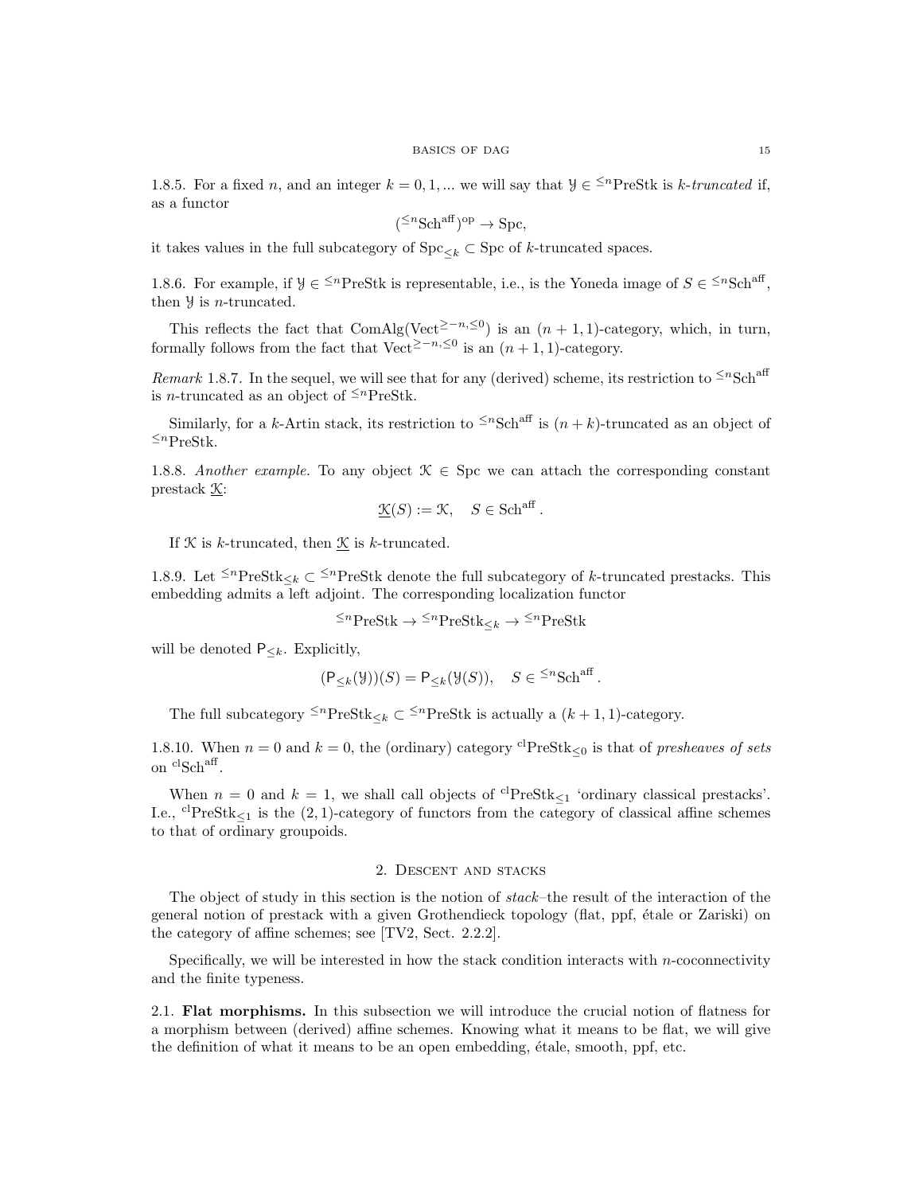1.8.5. For a fixed $n$, and an integer $k = 0, 1, ...$ we will say that $\mathcal{Y} \in {}^{\leq n}\text{PreStk}$ is *$k$-truncated* if, as a functor

$$({}^{\leq n}\text{Sch}^{\text{aff}})^{\text{op}} \to \text{Spc},$$

it takes values in the full subcategory of $\text{Spc}_{\leq k} \subset \text{Spc}$ of $k$-truncated spaces.

1.8.6. For example, if $\mathcal{Y} \in {}^{\leq n}\text{PreStk}$ is representable, i.e., is the Yoneda image of $S \in {}^{\leq n}\text{Sch}^{\text{aff}}$, then $\mathcal{Y}$ is $n$-truncated.

This reflects the fact that $\text{ComAlg}(\text{Vect}^{\geq -n, \leq 0})$ is an $(n+1, 1)$-category, which, in turn, formally follows from the fact that $\text{Vect}^{\geq -n, \leq 0}$ is an $(n+1, 1)$-category.

*Remark* 1.8.7. In the sequel, we will see that for any (derived) scheme, its restriction to ${}^{\leq n}\text{Sch}^{\text{aff}}$ is $n$-truncated as an object of ${}^{\leq n}\text{PreStk}$.

Similarly, for a $k$-Artin stack, its restriction to ${}^{\leq n}\text{Sch}^{\text{aff}}$ is $(n+k)$-truncated as an object of ${}^{\leq n}\text{PreStk}$.

1.8.8. *Another example.* To any object $\mathcal{K} \in \text{Spc}$ we can attach the corresponding constant prestack $\underline{\mathcal{K}}$:

$$\underline{\mathcal{K}}(S) := \mathcal{K}, \quad S \in \text{Sch}^{\text{aff}}.$$

If $\mathcal{K}$ is $k$-truncated, then $\underline{\mathcal{K}}$ is $k$-truncated.

1.8.9. Let ${}^{\leq n}\text{PreStk}_{\leq k} \subset {}^{\leq n}\text{PreStk}$ denote the full subcategory of $k$-truncated prestacks. This embedding admits a left adjoint. The corresponding localization functor

$${}^{\leq n}\text{PreStk} \to {}^{\leq n}\text{PreStk}_{\leq k} \to {}^{\leq n}\text{PreStk}$$

will be denoted $\mathsf{P}_{\leq k}$. Explicitly,

$$(\mathsf{P}_{\leq k}(\mathcal{Y}))(S) = \mathsf{P}_{\leq k}(\mathcal{Y}(S)), \quad S \in {}^{\leq n}\text{Sch}^{\text{aff}}.$$

The full subcategory ${}^{\leq n}\text{PreStk}_{\leq k} \subset {}^{\leq n}\text{PreStk}$ is actually a $(k+1, 1)$-category.

1.8.10. When $n = 0$ and $k = 0$, the (ordinary) category ${}^{\text{cl}}\text{PreStk}_{\leq 0}$ is that of *presheaves of sets* on ${}^{\text{cl}}\text{Sch}^{\text{aff}}$.

When $n = 0$ and $k = 1$, we shall call objects of ${}^{\text{cl}}\text{PreStk}_{\leq 1}$ 'ordinary classical prestacks'. I.e., ${}^{\text{cl}}\text{PreStk}_{\leq 1}$ is the $(2, 1)$-category of functors from the category of classical affine schemes to that of ordinary groupoids.

## 2. Descent and stacks

The object of study in this section is the notion of *stack*–the result of the interaction of the general notion of prestack with a given Grothendieck topology (flat, ppf, étale or Zariski) on the category of affine schemes; see [TV2, Sect. 2.2.2].

Specifically, we will be interested in how the stack condition interacts with $n$-coconnectivity and the finite typeness.

2.1. **Flat morphisms.** In this subsection we will introduce the crucial notion of flatness for a morphism between (derived) affine schemes. Knowing what it means to be flat, we will give the definition of what it means to be an open embedding, étale, smooth, ppf, etc.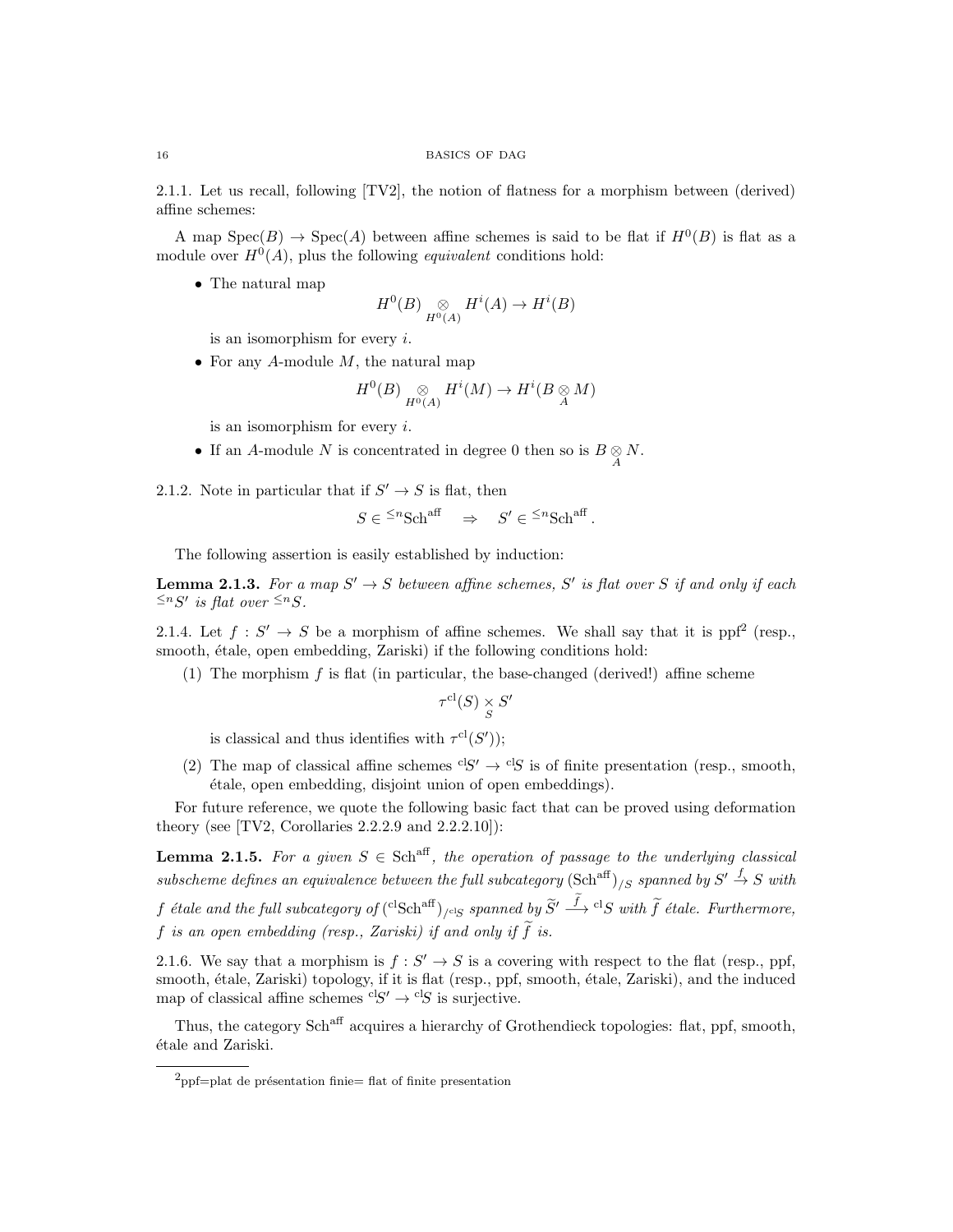2.1.1. Let us recall, following [TV2], the notion of flatness for a morphism between (derived) affine schemes:

A map $\mathrm{Spec}(B) \to \mathrm{Spec}(A)$ between affine schemes is said to be flat if $H^0(B)$ is flat as a module over $H^0(A)$, plus the following *equivalent* conditions hold:

- The natural map
$$H^0(B) \underset{H^0(A)}{\otimes} H^i(A) \to H^i(B)$$
is an isomorphism for every $i$.
- For any $A$-module $M$, the natural map
$$H^0(B) \underset{H^0(A)}{\otimes} H^i(M) \to H^i(B \underset{A}{\otimes} M)$$
is an isomorphism for every $i$.
- If an $A$-module $N$ is concentrated in degree 0 then so is $B \underset{A}{\otimes} N$.

2.1.2. Note in particular that if $S' \to S$ is flat, then
$$S \in {}^{\leq n}\mathrm{Sch}^{\mathrm{aff}} \quad \Rightarrow \quad S' \in {}^{\leq n}\mathrm{Sch}^{\mathrm{aff}}.$$

The following assertion is easily established by induction:

**Lemma 2.1.3.** *For a map $S' \to S$ between affine schemes, $S'$ is flat over $S$ if and only if each ${}^{\leq n}S'$ is flat over ${}^{\leq n}S$.*

2.1.4. Let $f : S' \to S$ be a morphism of affine schemes. We shall say that it is ppf[2] (resp., smooth, étale, open embedding, Zariski) if the following conditions hold:

(1) The morphism $f$ is flat (in particular, the base-changed (derived!) affine scheme
$$\tau^{\mathrm{cl}}(S) \underset{S}{\times} S'$$
is classical and thus identifies with $\tau^{\mathrm{cl}}(S')$);

(2) The map of classical affine schemes ${}^{\mathrm{cl}}S' \to {}^{\mathrm{cl}}S$ is of finite presentation (resp., smooth, étale, open embedding, disjoint union of open embeddings).

For future reference, we quote the following basic fact that can be proved using deformation theory (see [TV2, Corollaries 2.2.2.9 and 2.2.2.10]):

**Lemma 2.1.5.** *For a given $S \in \mathrm{Sch}^{\mathrm{aff}}$, the operation of passage to the underlying classical subscheme defines an equivalence between the full subcategory $(\mathrm{Sch}^{\mathrm{aff}})_{/S}$ spanned by $S' \overset{f}{\to} S$ with $f$ étale and the full subcategory of $({}^{\mathrm{cl}}\mathrm{Sch}^{\mathrm{aff}})_{/{}^{\mathrm{cl}}S}$ spanned by $\widetilde{S}' \overset{\widetilde{f}}{\longrightarrow} {}^{\mathrm{cl}}S$ with $\widetilde{f}$ étale. Furthermore, $f$ is an open embedding (resp., Zariski) if and only if $\widetilde{f}$ is.*

2.1.6. We say that a morphism is $f : S' \to S$ is a covering with respect to the flat (resp., ppf, smooth, étale, Zariski) topology, if it is flat (resp., ppf, smooth, étale, Zariski), and the induced map of classical affine schemes ${}^{\mathrm{cl}}S' \to {}^{\mathrm{cl}}S$ is surjective.

Thus, the category $\mathrm{Sch}^{\mathrm{aff}}$ acquires a hierarchy of Grothendieck topologies: flat, ppf, smooth, étale and Zariski.

[2] ppf=plat de présentation finie= flat of finite presentation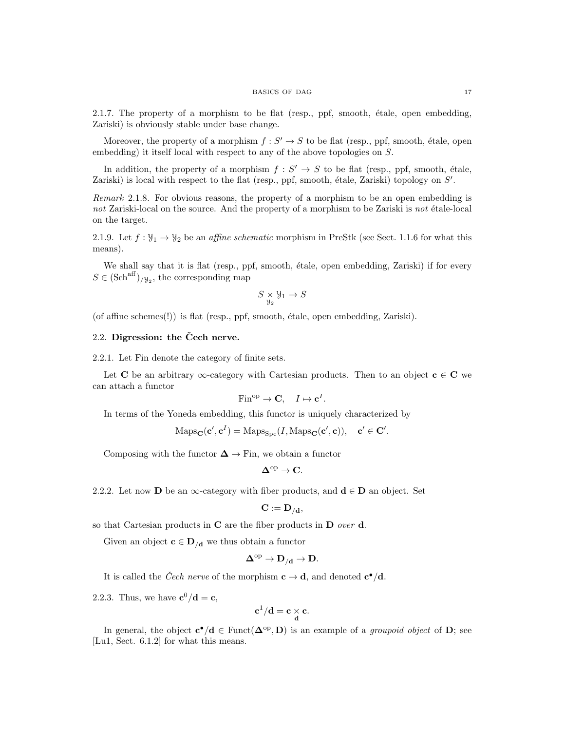2.1.7. The property of a morphism to be flat (resp., ppf, smooth, étale, open embedding, Zariski) is obviously stable under base change.

Moreover, the property of a morphism $f : S' \to S$ to be flat (resp., ppf, smooth, étale, open embedding) it itself local with respect to any of the above topologies on $S$.

In addition, the property of a morphism $f : S' \to S$ to be flat (resp., ppf, smooth, étale, Zariski) is local with respect to the flat (resp., ppf, smooth, étale, Zariski) topology on $S'$.

*Remark* 2.1.8. For obvious reasons, the property of a morphism to be an open embedding is *not* Zariski-local on the source. And the property of a morphism to be Zariski is *not* étale-local on the target.

2.1.9. Let $f : \mathcal{Y}_1 \to \mathcal{Y}_2$ be an *affine schematic* morphism in PreStk (see Sect. 1.1.6 for what this means).

We shall say that it is flat (resp., ppf, smooth, étale, open embedding, Zariski) if for every $S \in (\mathrm{Sch}^{\mathrm{aff}})_{/\mathcal{Y}_2}$, the corresponding map

$$S \underset{\mathcal{Y}_2}{\times} \mathcal{Y}_1 \to S$$

(of affine schemes(!)) is flat (resp., ppf, smooth, étale, open embedding, Zariski).

## 2.2. **Digression: the Čech nerve.**

2.2.1. Let Fin denote the category of finite sets.

Let $\mathbf{C}$ be an arbitrary $\infty$-category with Cartesian products. Then to an object $\mathbf{c} \in \mathbf{C}$ we can attach a functor

$$\mathrm{Fin}^{\mathrm{op}} \to \mathbf{C}, \quad I \mapsto \mathbf{c}^I.$$

In terms of the Yoneda embedding, this functor is uniquely characterized by

$$\mathrm{Maps}_{\mathbf{C}}(\mathbf{c}', \mathbf{c}^I) = \mathrm{Maps}_{\mathrm{Spc}}(I, \mathrm{Maps}_{\mathbf{C}}(\mathbf{c}', \mathbf{c})), \quad \mathbf{c}' \in \mathbf{C}'.$$

Composing with the functor $\mathbf{\Delta} \to \mathrm{Fin}$, we obtain a functor

$$\mathbf{\Delta}^{\mathrm{op}} \to \mathbf{C}.$$

2.2.2. Let now $\mathbf{D}$ be an $\infty$-category with fiber products, and $\mathbf{d} \in \mathbf{D}$ an object. Set

$$\mathbf{C} := \mathbf{D}_{/\mathbf{d}},$$

so that Cartesian products in $\mathbf{C}$ are the fiber products in $\mathbf{D}$ *over* $\mathbf{d}$.

Given an object $\mathbf{c} \in \mathbf{D}_{/\mathbf{d}}$ we thus obtain a functor

$$\mathbf{\Delta}^{\mathrm{op}} \to \mathbf{D}_{/\mathbf{d}} \to \mathbf{D}.$$

It is called the *Čech nerve* of the morphism $\mathbf{c} \to \mathbf{d}$, and denoted $\mathbf{c}^\bullet/\mathbf{d}$.

2.2.3. Thus, we have $\mathbf{c}^0/\mathbf{d} = \mathbf{c}$,

$$\mathbf{c}^1/\mathbf{d} = \mathbf{c} \underset{\mathbf{d}}{\times} \mathbf{c}.$$

In general, the object $\mathbf{c}^\bullet/\mathbf{d} \in \mathrm{Funct}(\mathbf{\Delta}^{\mathrm{op}}, \mathbf{D})$ is an example of a *groupoid object* of $\mathbf{D}$; see [Lu1, Sect. 6.1.2] for what this means.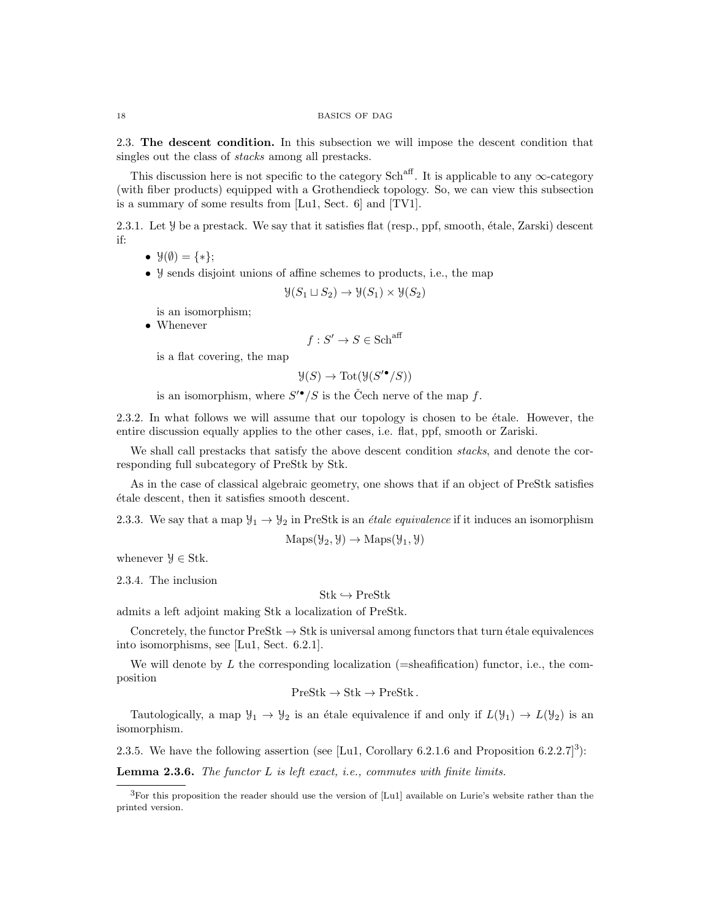2.3. **The descent condition.** In this subsection we will impose the descent condition that singles out the class of *stacks* among all prestacks.

This discussion here is not specific to the category $\mathrm{Sch}^{\mathrm{aff}}$. It is applicable to any $\infty$-category (with fiber products) equipped with a Grothendieck topology. So, we can view this subsection is a summary of some results from [Lu1, Sect. 6] and [TV1].

2.3.1. Let $\mathcal{Y}$ be a prestack. We say that it satisfies flat (resp., ppf, smooth, étale, Zarski) descent if:

- $\mathcal{Y}(\emptyset) = \{*\}$;
- $\mathcal{Y}$ sends disjoint unions of affine schemes to products, i.e., the map
$$\mathcal{Y}(S_1 \sqcup S_2) \to \mathcal{Y}(S_1) \times \mathcal{Y}(S_2)$$
is an isomorphism;
- Whenever
$$f : S' \to S \in \mathrm{Sch}^{\mathrm{aff}}$$
is a flat covering, the map
$$\mathcal{Y}(S) \to \mathrm{Tot}(\mathcal{Y}(S'^{\bullet}/S))$$
is an isomorphism, where $S'^{\bullet}/S$ is the Čech nerve of the map $f$.

2.3.2. In what follows we will assume that our topology is chosen to be étale. However, the entire discussion equally applies to the other cases, i.e. flat, ppf, smooth or Zariski.

We shall call prestacks that satisfy the above descent condition *stacks*, and denote the corresponding full subcategory of PreStk by Stk.

As in the case of classical algebraic geometry, one shows that if an object of PreStk satisfies étale descent, then it satisfies smooth descent.

2.3.3. We say that a map $\mathcal{Y}_1 \to \mathcal{Y}_2$ in PreStk is an *étale equivalence* if it induces an isomorphism
$$\mathrm{Maps}(\mathcal{Y}_2, \mathcal{Y}) \to \mathrm{Maps}(\mathcal{Y}_1, \mathcal{Y})$$
whenever $\mathcal{Y} \in \mathrm{Stk}$.

2.3.4. The inclusion
$$\mathrm{Stk} \hookrightarrow \mathrm{PreStk}$$
admits a left adjoint making Stk a localization of PreStk.

Concretely, the functor $\mathrm{PreStk} \to \mathrm{Stk}$ is universal among functors that turn étale equivalences into isomorphisms, see [Lu1, Sect. 6.2.1].

We will denote by $L$ the corresponding localization (=sheafification) functor, i.e., the composition
$$\mathrm{PreStk} \to \mathrm{Stk} \to \mathrm{PreStk}\,.$$

Tautologically, a map $\mathcal{Y}_1 \to \mathcal{Y}_2$ is an étale equivalence if and only if $L(\mathcal{Y}_1) \to L(\mathcal{Y}_2)$ is an isomorphism.

2.3.5. We have the following assertion (see [Lu1, Corollary 6.2.1.6 and Proposition 6.2.2.7][3]):

**Lemma 2.3.6.** *The functor $L$ is left exact, i.e., commutes with finite limits.*

[3] For this proposition the reader should use the version of [Lu1] available on Lurie's website rather than the printed version.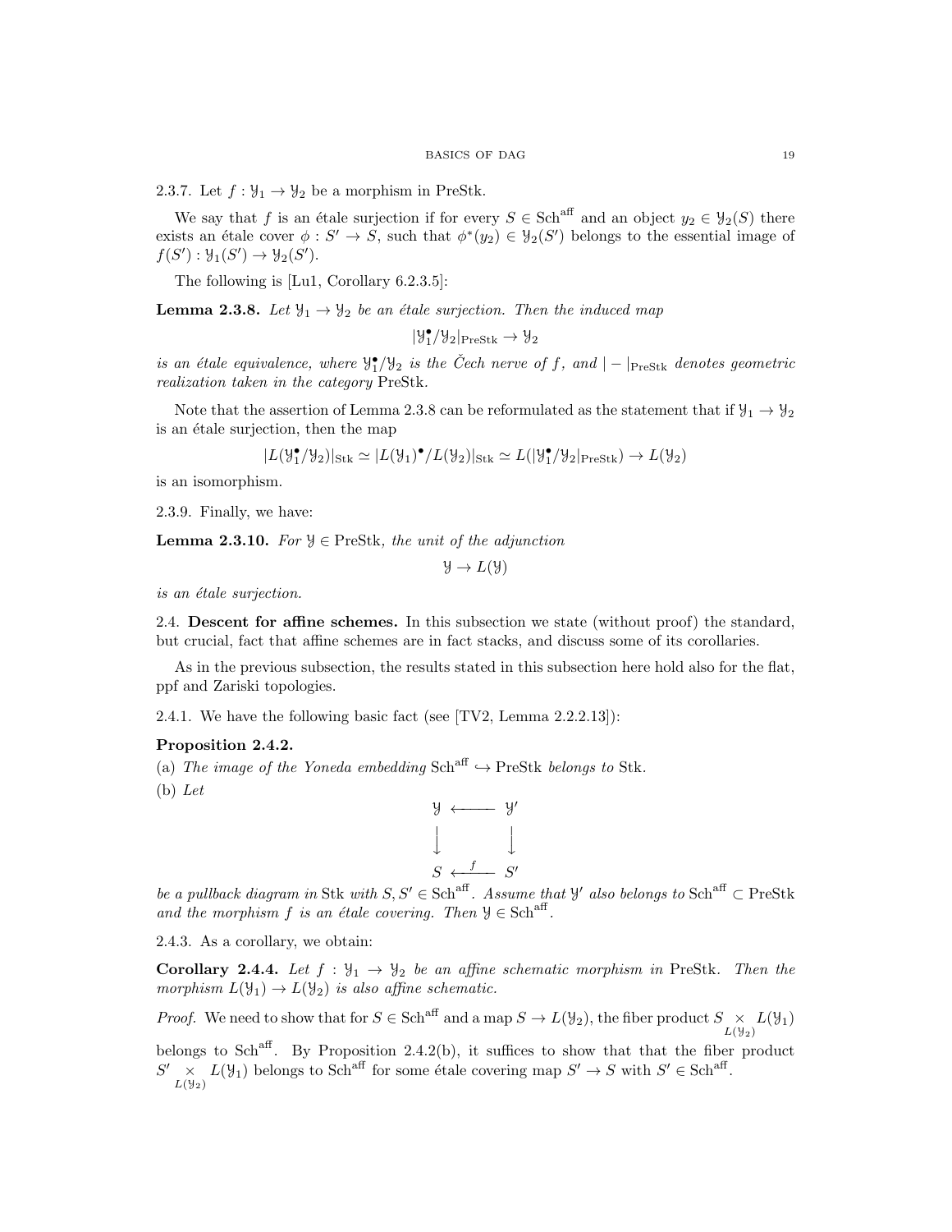2.3.7. Let $f : \mathcal{Y}_1 \to \mathcal{Y}_2$ be a morphism in PreStk.

We say that $f$ is an étale surjection if for every $S \in \mathrm{Sch}^{\mathrm{aff}}$ and an object $y_2 \in \mathcal{Y}_2(S)$ there exists an étale cover $\phi : S' \to S$, such that $\phi^*(y_2) \in \mathcal{Y}_2(S')$ belongs to the essential image of $f(S') : \mathcal{Y}_1(S') \to \mathcal{Y}_2(S')$.

The following is [Lu1, Corollary 6.2.3.5]:

**Lemma 2.3.8.** *Let $\mathcal{Y}_1 \to \mathcal{Y}_2$ be an étale surjection. Then the induced map*

$$|\mathcal{Y}_1^\bullet/\mathcal{Y}_2|_{\mathrm{PreStk}} \to \mathcal{Y}_2$$

*is an étale equivalence, where $\mathcal{Y}_1^\bullet/\mathcal{Y}_2$ is the Čech nerve of $f$, and $|-|_{\mathrm{PreStk}}$ denotes geometric realization taken in the category* PreStk*.*

Note that the assertion of Lemma 2.3.8 can be reformulated as the statement that if $\mathcal{Y}_1 \to \mathcal{Y}_2$ is an étale surjection, then the map

$$|L(\mathcal{Y}_1^\bullet/\mathcal{Y}_2)|_{\mathrm{Stk}} \simeq |L(\mathcal{Y}_1)^\bullet/L(\mathcal{Y}_2)|_{\mathrm{Stk}} \simeq L(|\mathcal{Y}_1^\bullet/\mathcal{Y}_2|_{\mathrm{PreStk}}) \to L(\mathcal{Y}_2)$$

is an isomorphism.

2.3.9. Finally, we have:

**Lemma 2.3.10.** *For $\mathcal{Y} \in \mathrm{PreStk}$, the unit of the adjunction*

$$\mathcal{Y} \to L(\mathcal{Y})$$

*is an étale surjection.*

## 2.4. Descent for affine schemes.

In this subsection we state (without proof) the standard, but crucial, fact that affine schemes are in fact stacks, and discuss some of its corollaries.

As in the previous subsection, the results stated in this subsection here hold also for the flat, ppf and Zariski topologies.

2.4.1. We have the following basic fact (see [TV2, Lemma 2.2.2.13]):

**Proposition 2.4.2.**

(a) *The image of the Yoneda embedding $\mathrm{Sch}^{\mathrm{aff}} \hookrightarrow \mathrm{PreStk}$ belongs to* Stk*.*

(b) *Let*

$$\begin{array}{ccc} \mathcal{Y} & \longleftarrow & \mathcal{Y}' \\ \downarrow & & \downarrow \\ S & \xleftarrow{f} & S' \end{array}$$

*be a pullback diagram in* Stk *with $S, S' \in \mathrm{Sch}^{\mathrm{aff}}$. Assume that $\mathcal{Y}'$ also belongs to $\mathrm{Sch}^{\mathrm{aff}} \subset \mathrm{PreStk}$ and the morphism $f$ is an étale covering. Then $\mathcal{Y} \in \mathrm{Sch}^{\mathrm{aff}}$.*

2.4.3. As a corollary, we obtain:

**Corollary 2.4.4.** *Let $f : \mathcal{Y}_1 \to \mathcal{Y}_2$ be an affine schematic morphism in* PreStk*. Then the morphism $L(\mathcal{Y}_1) \to L(\mathcal{Y}_2)$ is also affine schematic.*

*Proof.* We need to show that for $S \in \mathrm{Sch}^{\mathrm{aff}}$ and a map $S \to L(\mathcal{Y}_2)$, the fiber product $S \underset{L(\mathcal{Y}_2)}{\times} L(\mathcal{Y}_1)$ belongs to $\mathrm{Sch}^{\mathrm{aff}}$. By Proposition 2.4.2(b), it suffices to show that that the fiber product $S' \underset{L(\mathcal{Y}_2)}{\times} L(\mathcal{Y}_1)$ belongs to $\mathrm{Sch}^{\mathrm{aff}}$ for some étale covering map $S' \to S$ with $S' \in \mathrm{Sch}^{\mathrm{aff}}$.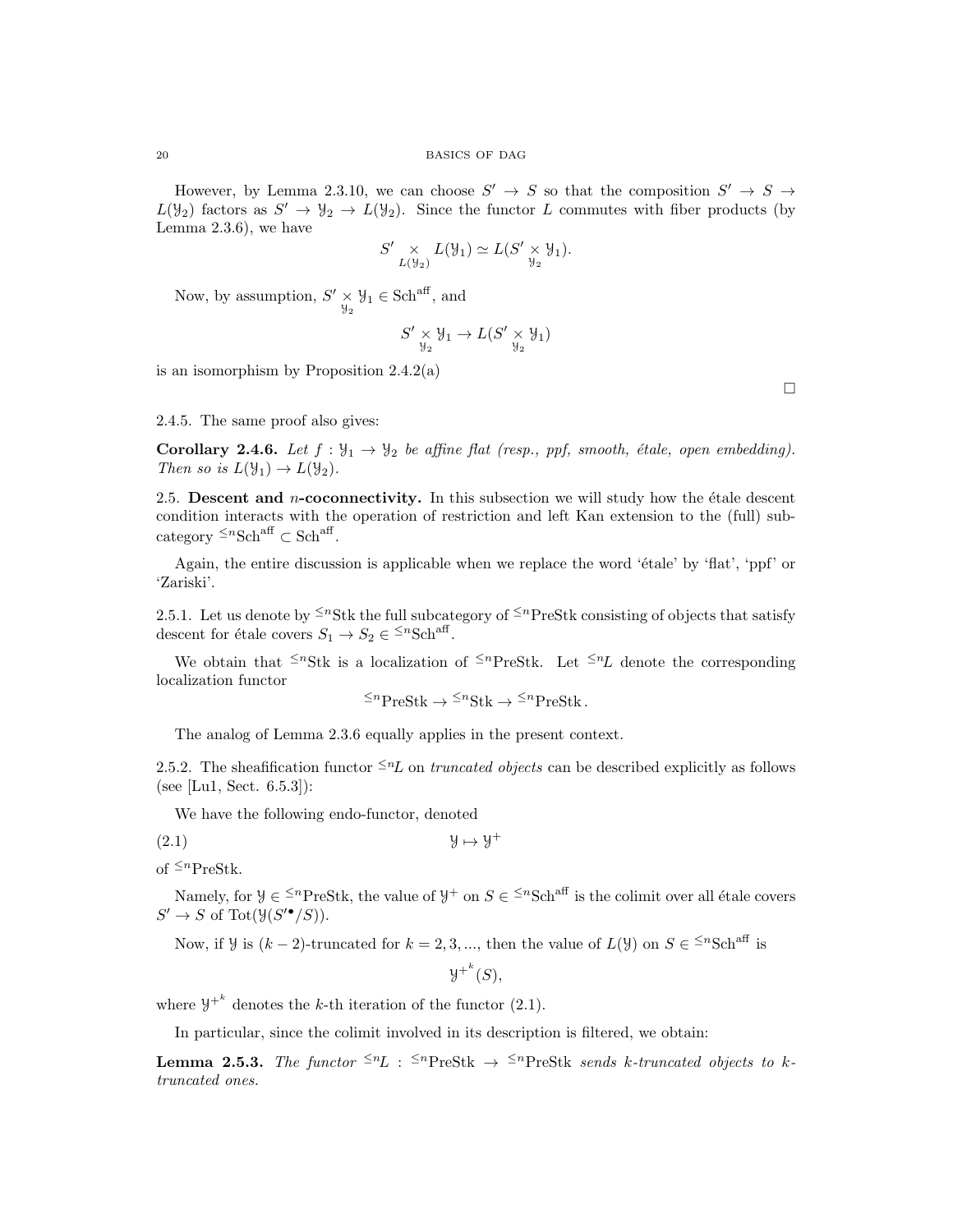However, by Lemma 2.3.10, we can choose $S' \to S$ so that the composition $S' \to S \to L(\mathcal{Y}_2)$ factors as $S' \to \mathcal{Y}_2 \to L(\mathcal{Y}_2)$. Since the functor $L$ commutes with fiber products (by Lemma 2.3.6), we have

$$S' \underset{L(\mathcal{Y}_2)}{\times} L(\mathcal{Y}_1) \simeq L(S' \underset{\mathcal{Y}_2}{\times} \mathcal{Y}_1).$$

Now, by assumption, $S' \underset{\mathcal{Y}_2}{\times} \mathcal{Y}_1 \in \mathrm{Sch}^{\mathrm{aff}}$, and

$$S' \underset{\mathcal{Y}_2}{\times} \mathcal{Y}_1 \to L(S' \underset{\mathcal{Y}_2}{\times} \mathcal{Y}_1)$$

is an isomorphism by Proposition 2.4.2(a)

□

2.4.5. The same proof also gives:

**Corollary 2.4.6.** *Let $f : \mathcal{Y}_1 \to \mathcal{Y}_2$ be affine flat (resp., ppf, smooth, étale, open embedding). Then so is $L(\mathcal{Y}_1) \to L(\mathcal{Y}_2)$.*

2.5. **Descent and $n$-coconnectivity.** In this subsection we will study how the étale descent condition interacts with the operation of restriction and left Kan extension to the (full) subcategory ${}^{\leq n}\mathrm{Sch}^{\mathrm{aff}} \subset \mathrm{Sch}^{\mathrm{aff}}$.

Again, the entire discussion is applicable when we replace the word 'étale' by 'flat', 'ppf' or 'Zariski'.

2.5.1. Let us denote by ${}^{\leq n}\mathrm{Stk}$ the full subcategory of ${}^{\leq n}\mathrm{PreStk}$ consisting of objects that satisfy descent for étale covers $S_1 \to S_2 \in {}^{\leq n}\mathrm{Sch}^{\mathrm{aff}}$.

We obtain that ${}^{\leq n}\mathrm{Stk}$ is a localization of ${}^{\leq n}\mathrm{PreStk}$. Let ${}^{\leq n}L$ denote the corresponding localization functor

$${}^{\leq n}\mathrm{PreStk} \to {}^{\leq n}\mathrm{Stk} \to {}^{\leq n}\mathrm{PreStk}\,.$$

The analog of Lemma 2.3.6 equally applies in the present context.

2.5.2. The sheafification functor ${}^{\leq n}L$ on *truncated objects* can be described explicitly as follows (see [Lu1, Sect. 6.5.3]):

We have the following endo-functor, denoted

$$\mathcal{Y} \mapsto \mathcal{Y}^+ \tag{2.1}$$

of ${}^{\leq n}\mathrm{PreStk}$.

Namely, for $\mathcal{Y} \in {}^{\leq n}\mathrm{PreStk}$, the value of $\mathcal{Y}^+$ on $S \in {}^{\leq n}\mathrm{Sch}^{\mathrm{aff}}$ is the colimit over all étale covers $S' \to S$ of $\mathrm{Tot}(\mathcal{Y}(S'^\bullet/S))$.

Now, if $\mathcal{Y}$ is $(k-2)$-truncated for $k = 2, 3, ...$, then the value of $L(\mathcal{Y})$ on $S \in {}^{\leq n}\mathrm{Sch}^{\mathrm{aff}}$ is

$$\mathcal{Y}^{+^k}(S),$$

where $\mathcal{Y}^{+^k}$ denotes the $k$-th iteration of the functor (2.1).

In particular, since the colimit involved in its description is filtered, we obtain:

**Lemma 2.5.3.** *The functor ${}^{\leq n}L : {}^{\leq n}\mathrm{PreStk} \to {}^{\leq n}\mathrm{PreStk}$ sends $k$-truncated objects to $k$-truncated ones.*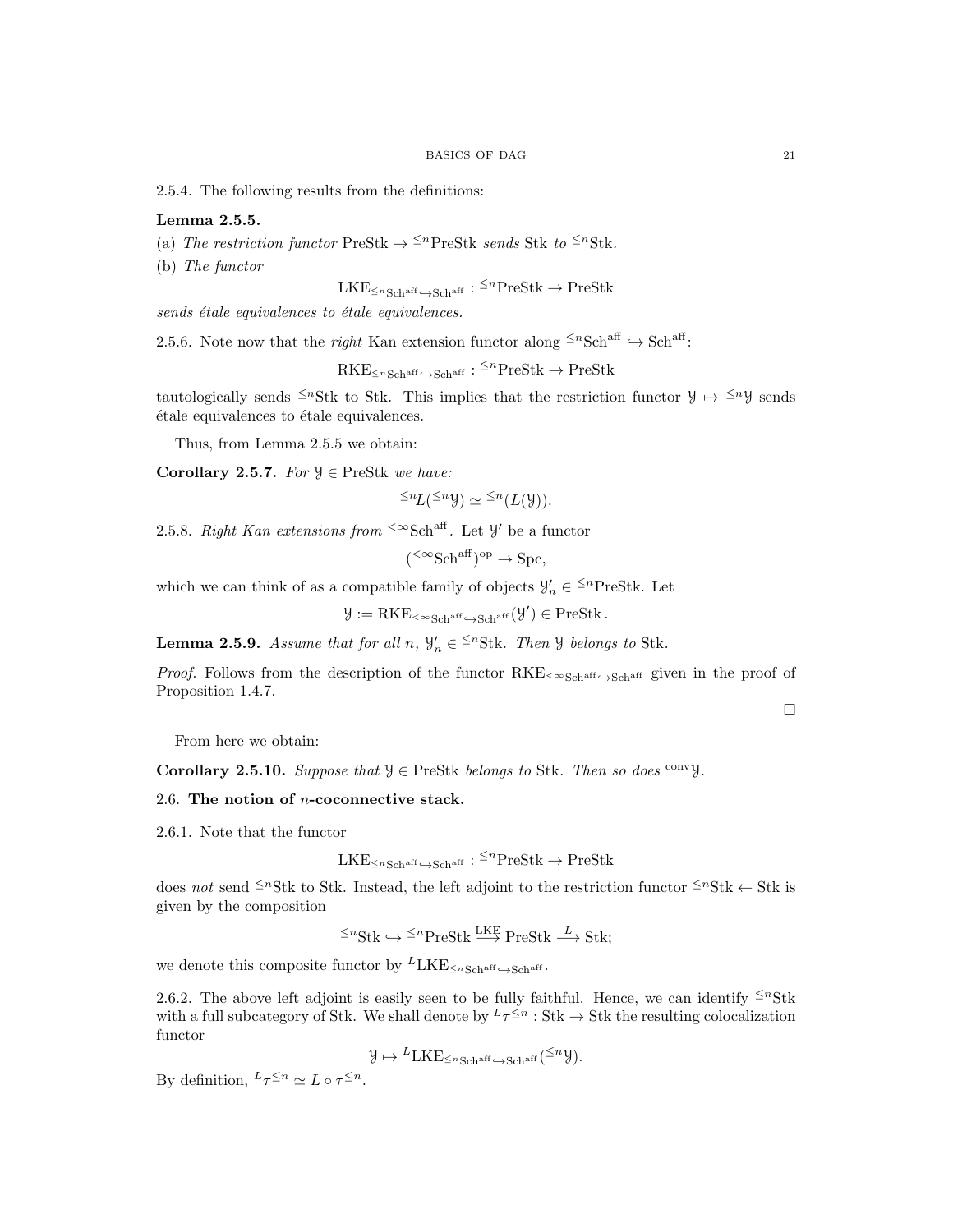2.5.4. The following results from the definitions:

**Lemma 2.5.5.**

(a) *The restriction functor* $\mathrm{PreStk} \to {}^{\leq n}\mathrm{PreStk}$ *sends* $\mathrm{Stk}$ *to* ${}^{\leq n}\mathrm{Stk}$.

(b) *The functor*

$$\mathrm{LKE}_{{}^{\leq n}\mathrm{Sch}^{\mathrm{aff}} \hookrightarrow \mathrm{Sch}^{\mathrm{aff}}} : {}^{\leq n}\mathrm{PreStk} \to \mathrm{PreStk}$$

*sends étale equivalences to étale equivalences.*

2.5.6. Note now that the *right* Kan extension functor along ${}^{\leq n}\mathrm{Sch}^{\mathrm{aff}} \hookrightarrow \mathrm{Sch}^{\mathrm{aff}}$:

$$\mathrm{RKE}_{{}^{\leq n}\mathrm{Sch}^{\mathrm{aff}} \hookrightarrow \mathrm{Sch}^{\mathrm{aff}}} : {}^{\leq n}\mathrm{PreStk} \to \mathrm{PreStk}$$

tautologically sends ${}^{\leq n}\mathrm{Stk}$ to $\mathrm{Stk}$. This implies that the restriction functor $\mathcal{Y} \mapsto {}^{\leq n}\mathcal{Y}$ sends étale equivalences to étale equivalences.

Thus, from Lemma 2.5.5 we obtain:

**Corollary 2.5.7.** *For* $\mathcal{Y} \in \mathrm{PreStk}$ *we have:*

$${}^{\leq n}L({}^{\leq n}\mathcal{Y}) \simeq {}^{\leq n}(L(\mathcal{Y})).$$

2.5.8. *Right Kan extensions from* ${}^{<\infty}\mathrm{Sch}^{\mathrm{aff}}$. Let $\mathcal{Y}'$ be a functor

$$({}^{<\infty}\mathrm{Sch}^{\mathrm{aff}})^{\mathrm{op}} \to \mathrm{Spc},$$

which we can think of as a compatible family of objects $\mathcal{Y}'_n \in {}^{\leq n}\mathrm{PreStk}$. Let

$$\mathcal{Y} := \mathrm{RKE}_{{}^{<\infty}\mathrm{Sch}^{\mathrm{aff}} \hookrightarrow \mathrm{Sch}^{\mathrm{aff}}}(\mathcal{Y}') \in \mathrm{PreStk}\,.$$

**Lemma 2.5.9.** *Assume that for all* $n$, $\mathcal{Y}'_n \in {}^{\leq n}\mathrm{Stk}$. *Then* $\mathcal{Y}$ *belongs to* $\mathrm{Stk}$.

*Proof.* Follows from the description of the functor $\mathrm{RKE}_{{}^{<\infty}\mathrm{Sch}^{\mathrm{aff}} \hookrightarrow \mathrm{Sch}^{\mathrm{aff}}}$ given in the proof of Proposition 1.4.7.

□

From here we obtain:

**Corollary 2.5.10.** *Suppose that* $\mathcal{Y} \in \mathrm{PreStk}$ *belongs to* $\mathrm{Stk}$. *Then so does* ${}^{\mathrm{conv}}\mathcal{Y}$.

## 2.6. The notion of $n$-coconnective stack.

2.6.1. Note that the functor

$$\mathrm{LKE}_{{}^{\leq n}\mathrm{Sch}^{\mathrm{aff}} \hookrightarrow \mathrm{Sch}^{\mathrm{aff}}} : {}^{\leq n}\mathrm{PreStk} \to \mathrm{PreStk}$$

does *not* send ${}^{\leq n}\mathrm{Stk}$ to $\mathrm{Stk}$. Instead, the left adjoint to the restriction functor ${}^{\leq n}\mathrm{Stk} \leftarrow \mathrm{Stk}$ is given by the composition

$${}^{\leq n}\mathrm{Stk} \hookrightarrow {}^{\leq n}\mathrm{PreStk} \xrightarrow{\mathrm{LKE}} \mathrm{PreStk} \xrightarrow{L} \mathrm{Stk};$$

we denote this composite functor by ${}^{L}\mathrm{LKE}_{{}^{\leq n}\mathrm{Sch}^{\mathrm{aff}} \hookrightarrow \mathrm{Sch}^{\mathrm{aff}}}$.

2.6.2. The above left adjoint is easily seen to be fully faithful. Hence, we can identify ${}^{\leq n}\mathrm{Stk}$ with a full subcategory of $\mathrm{Stk}$. We shall denote by ${}^{L}\tau^{\leq n} : \mathrm{Stk} \to \mathrm{Stk}$ the resulting colocalization functor

$$\mathcal{Y} \mapsto {}^{L}\mathrm{LKE}_{{}^{\leq n}\mathrm{Sch}^{\mathrm{aff}} \hookrightarrow \mathrm{Sch}^{\mathrm{aff}}}({}^{\leq n}\mathcal{Y}).$$

By definition, ${}^{L}\tau^{\leq n} \simeq L \circ \tau^{\leq n}$.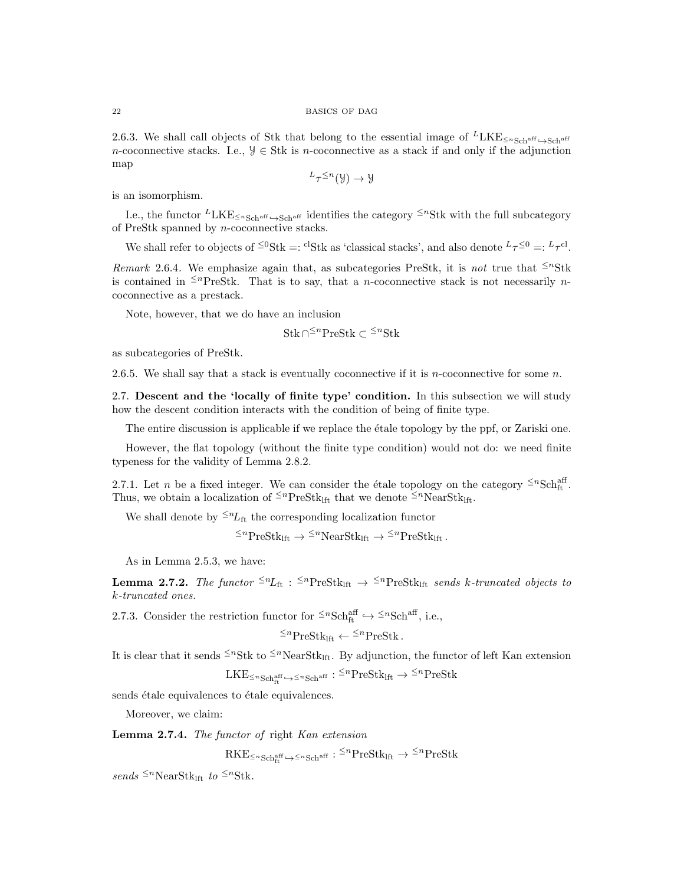2.6.3. We shall call objects of Stk that belong to the essential image of ${}^L\mathrm{LKE}_{{}^{\leq n}\mathrm{Sch}^{\mathrm{aff}} \hookrightarrow \mathrm{Sch}^{\mathrm{aff}}}$ $n$-coconnective stacks. I.e., $\mathcal{Y} \in \mathrm{Stk}$ is $n$-coconnective as a stack if and only if the adjunction map

$$^{L}\tau^{\leq n}(\mathcal{Y}) \to \mathcal{Y}$$

is an isomorphism.

I.e., the functor ${}^L\mathrm{LKE}_{{}^{\leq n}\mathrm{Sch}^{\mathrm{aff}} \hookrightarrow \mathrm{Sch}^{\mathrm{aff}}}$ identifies the category ${}^{\leq n}\mathrm{Stk}$ with the full subcategory of PreStk spanned by $n$-coconnective stacks.

We shall refer to objects of ${}^{\leq 0}\mathrm{Stk} =: {}^{\mathrm{cl}}\mathrm{Stk}$ as 'classical stacks', and also denote ${}^L\tau^{\leq 0} =: {}^L\tau^{\mathrm{cl}}$.

*Remark* 2.6.4. We emphasize again that, as subcategories PreStk, it is *not* true that ${}^{\leq n}\mathrm{Stk}$ is contained in ${}^{\leq n}\mathrm{PreStk}$. That is to say, that a $n$-coconnective stack is not necessarily $n$-coconnective as a prestack.

Note, however, that we do have an inclusion

$$\mathrm{Stk} \cap {}^{\leq n}\mathrm{PreStk} \subset {}^{\leq n}\mathrm{Stk}$$

as subcategories of PreStk.

2.6.5. We shall say that a stack is eventually coconnective if it is $n$-coconnective for some $n$.

**2.7. Descent and the 'locally of finite type' condition.** In this subsection we will study how the descent condition interacts with the condition of being of finite type.

The entire discussion is applicable if we replace the étale topology by the ppf, or Zariski one.

However, the flat topology (without the finite type condition) would not do: we need finite typeness for the validity of Lemma 2.8.2.

2.7.1. Let $n$ be a fixed integer. We can consider the étale topology on the category ${}^{\leq n}\mathrm{Sch}^{\mathrm{aff}}_{\mathrm{ft}}$. Thus, we obtain a localization of ${}^{\leq n}\mathrm{PreStk}_{\mathrm{lft}}$ that we denote ${}^{\leq n}\mathrm{NearStk}_{\mathrm{lft}}$.

We shall denote by ${}^{\leq n}L_{\mathrm{ft}}$ the corresponding localization functor

$${}^{\leq n}\mathrm{PreStk}_{\mathrm{lft}} \to {}^{\leq n}\mathrm{NearStk}_{\mathrm{lft}} \to {}^{\leq n}\mathrm{PreStk}_{\mathrm{lft}}\,.$$

As in Lemma 2.5.3, we have:

**Lemma 2.7.2.** *The functor* ${}^{\leq n}L_{\mathrm{ft}} : {}^{\leq n}\mathrm{PreStk}_{\mathrm{lft}} \to {}^{\leq n}\mathrm{PreStk}_{\mathrm{lft}}$ *sends $k$-truncated objects to $k$-truncated ones.*

2.7.3. Consider the restriction functor for ${}^{\leq n}\mathrm{Sch}^{\mathrm{aff}}_{\mathrm{ft}} \hookrightarrow {}^{\leq n}\mathrm{Sch}^{\mathrm{aff}}$, i.e.,

$${}^{\leq n}\mathrm{PreStk}_{\mathrm{lft}} \leftarrow {}^{\leq n}\mathrm{PreStk}\,.$$

It is clear that it sends ${}^{\leq n}\mathrm{Stk}$ to ${}^{\leq n}\mathrm{NearStk}_{\mathrm{lft}}$. By adjunction, the functor of left Kan extension

$$\mathrm{LKE}_{{}^{\leq n}\mathrm{Sch}^{\mathrm{aff}}_{\mathrm{ft}} \hookrightarrow {}^{\leq n}\mathrm{Sch}^{\mathrm{aff}}} : {}^{\leq n}\mathrm{PreStk}_{\mathrm{lft}} \to {}^{\leq n}\mathrm{PreStk}$$

sends étale equivalences to étale equivalences.

Moreover, we claim:

**Lemma 2.7.4.** *The functor of* right *Kan extension*

$$\mathrm{RKE}_{{}^{\leq n}\mathrm{Sch}^{\mathrm{aff}}_{\mathrm{ft}} \hookrightarrow {}^{\leq n}\mathrm{Sch}^{\mathrm{aff}}} : {}^{\leq n}\mathrm{PreStk}_{\mathrm{lft}} \to {}^{\leq n}\mathrm{PreStk}$$

*sends* ${}^{\leq n}\mathrm{NearStk}_{\mathrm{lft}}$ *to* ${}^{\leq n}\mathrm{Stk}$*.*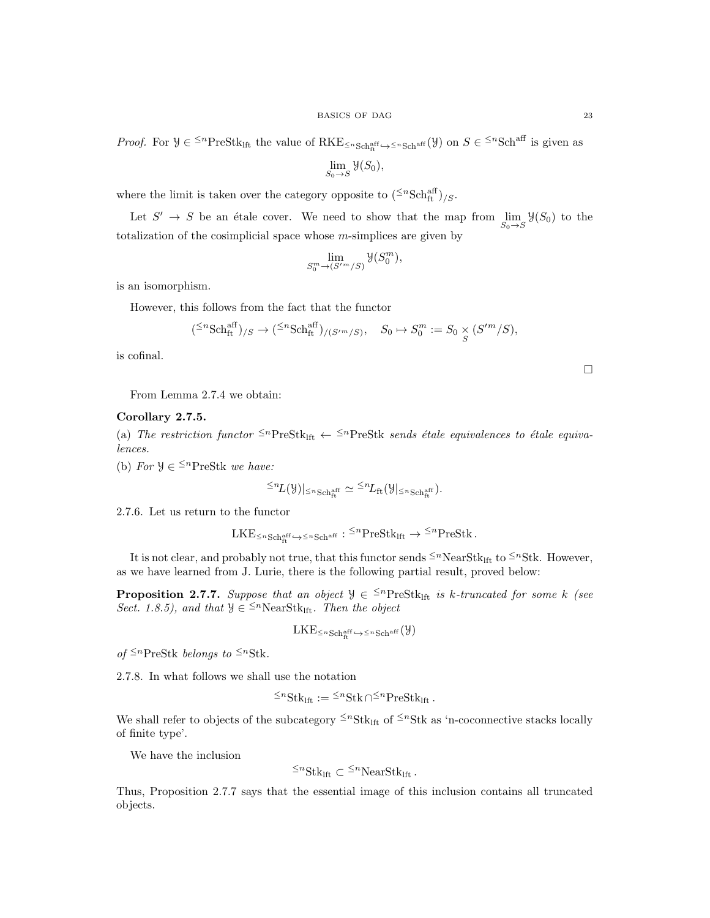*Proof.* For $\mathcal{Y} \in {}^{\leq n}\text{PreStk}_{\text{lft}}$ the value of $\text{RKE}_{{}^{\leq n}\text{Sch}^{\text{aff}}_{\text{ft}} \hookrightarrow {}^{\leq n}\text{Sch}^{\text{aff}}}(\mathcal{Y})$ on $S \in {}^{\leq n}\text{Sch}^{\text{aff}}$ is given as

$$\lim_{S_0 \to S} \mathcal{Y}(S_0),$$

where the limit is taken over the category opposite to $({}^{\leq n}\text{Sch}^{\text{aff}}_{\text{ft}})_{/S}$.

Let $S' \to S$ be an étale cover. We need to show that the map from $\lim\limits_{S_0 \to S} \mathcal{Y}(S_0)$ to the totalization of the cosimplicial space whose $m$-simplices are given by

$$\lim_{S_0^m \to (S'^m/S)} \mathcal{Y}(S_0^m),$$

is an isomorphism.

However, this follows from the fact that the functor

$$({}^{\leq n}\text{Sch}^{\text{aff}}_{\text{ft}})_{/S} \to ({}^{\leq n}\text{Sch}^{\text{aff}}_{\text{ft}})_{/(S'^m/S)}, \quad S_0 \mapsto S_0^m := S_0 \underset{S}{\times} (S'^m/S),$$

is cofinal.

□

From Lemma 2.7.4 we obtain:

**Corollary 2.7.5.**

(a) *The restriction functor* ${}^{\leq n}\text{PreStk}_{\text{lft}} \leftarrow {}^{\leq n}\text{PreStk}$ *sends étale equivalences to étale equivalences.*

(b) *For* $\mathcal{Y} \in {}^{\leq n}\text{PreStk}$ *we have:*

$${}^{\leq n}L(\mathcal{Y})|_{{}^{\leq n}\text{Sch}^{\text{aff}}_{\text{ft}}} \simeq {}^{\leq n}L_{\text{ft}}(\mathcal{Y}|_{{}^{\leq n}\text{Sch}^{\text{aff}}_{\text{ft}}}).$$

2.7.6. Let us return to the functor

$$\text{LKE}_{{}^{\leq n}\text{Sch}^{\text{aff}}_{\text{ft}} \hookrightarrow {}^{\leq n}\text{Sch}^{\text{aff}}} : {}^{\leq n}\text{PreStk}_{\text{lft}} \to {}^{\leq n}\text{PreStk}.$$

It is not clear, and probably not true, that this functor sends ${}^{\leq n}\text{NearStk}_{\text{lft}}$ to ${}^{\leq n}\text{Stk}$. However, as we have learned from J. Lurie, there is the following partial result, proved below:

**Proposition 2.7.7.** *Suppose that an object* $\mathcal{Y} \in {}^{\leq n}\text{PreStk}_{\text{lft}}$ *is* $k$*-truncated for some* $k$ *(see Sect. 1.8.5), and that* $\mathcal{Y} \in {}^{\leq n}\text{NearStk}_{\text{lft}}$*. Then the object*

$$\text{LKE}_{{}^{\leq n}\text{Sch}^{\text{aff}}_{\text{ft}} \hookrightarrow {}^{\leq n}\text{Sch}^{\text{aff}}}(\mathcal{Y})$$

*of* ${}^{\leq n}\text{PreStk}$ *belongs to* ${}^{\leq n}\text{Stk}$*.*

2.7.8. In what follows we shall use the notation

$${}^{\leq n}\text{Stk}_{\text{lft}} := {}^{\leq n}\text{Stk} \cap {}^{\leq n}\text{PreStk}_{\text{lft}}.$$

We shall refer to objects of the subcategory ${}^{\leq n}\text{Stk}_{\text{lft}}$ of ${}^{\leq n}\text{Stk}$ as 'n-coconnective stacks locally of finite type'.

We have the inclusion

$${}^{\leq n}\text{Stk}_{\text{lft}} \subset {}^{\leq n}\text{NearStk}_{\text{lft}}.$$

Thus, Proposition 2.7.7 says that the essential image of this inclusion contains all truncated objects.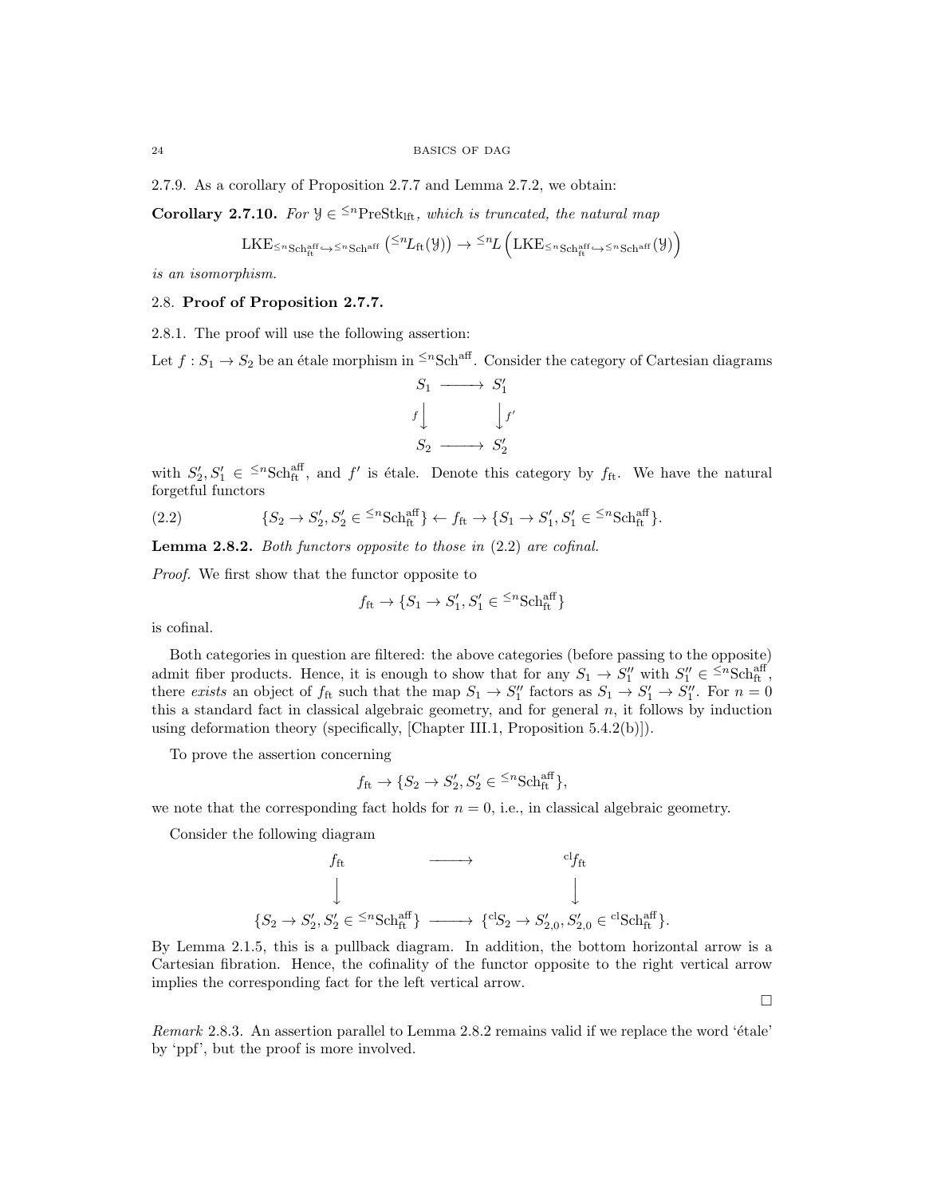2.7.9. As a corollary of Proposition 2.7.7 and Lemma 2.7.2, we obtain:

**Corollary 2.7.10.** *For $\mathcal{Y} \in {}^{\leq n}\mathrm{PreStk}_{\mathrm{lft}}$, which is truncated, the natural map*

$$\mathrm{LKE}_{{}^{\leq n}\mathrm{Sch}^{\mathrm{aff}}_{\mathrm{ft}} \hookrightarrow {}^{\leq n}\mathrm{Sch}^{\mathrm{aff}}} \left({}^{\leq n}L_{\mathrm{ft}}(\mathcal{Y})\right) \to {}^{\leq n}L\left(\mathrm{LKE}_{{}^{\leq n}\mathrm{Sch}^{\mathrm{aff}}_{\mathrm{ft}} \hookrightarrow {}^{\leq n}\mathrm{Sch}^{\mathrm{aff}}}(\mathcal{Y})\right)$$

*is an isomorphism.*

## 2.8. Proof of Proposition 2.7.7.

2.8.1. The proof will use the following assertion:

Let $f : S_1 \to S_2$ be an étale morphism in ${}^{\leq n}\mathrm{Sch}^{\mathrm{aff}}$. Consider the category of Cartesian diagrams

$$\begin{array}{ccc} S_1 & \longrightarrow & S_1' \\ {\scriptstyle f}\downarrow & & \downarrow{\scriptstyle f'} \\ S_2 & \longrightarrow & S_2' \end{array}$$

with $S_2', S_1' \in {}^{\leq n}\mathrm{Sch}^{\mathrm{aff}}_{\mathrm{ft}}$, and $f'$ is étale. Denote this category by $f_{\mathrm{ft}}$. We have the natural forgetful functors

$$\{S_2 \to S_2', S_2' \in {}^{\leq n}\mathrm{Sch}^{\mathrm{aff}}_{\mathrm{ft}}\} \leftarrow f_{\mathrm{ft}} \to \{S_1 \to S_1', S_1' \in {}^{\leq n}\mathrm{Sch}^{\mathrm{aff}}_{\mathrm{ft}}\}. \tag{2.2}$$

**Lemma 2.8.2.** *Both functors opposite to those in* (2.2) *are cofinal.*

*Proof.* We first show that the functor opposite to

$$f_{\mathrm{ft}} \to \{S_1 \to S_1', S_1' \in {}^{\leq n}\mathrm{Sch}^{\mathrm{aff}}_{\mathrm{ft}}\}$$

is cofinal.

Both categories in question are filtered: the above categories (before passing to the opposite) admit fiber products. Hence, it is enough to show that for any $S_1 \to S_1''$ with $S_1'' \in {}^{\leq n}\mathrm{Sch}^{\mathrm{aff}}_{\mathrm{ft}}$, there *exists* an object of $f_{\mathrm{ft}}$ such that the map $S_1 \to S_1''$ factors as $S_1 \to S_1' \to S_1''$. For $n = 0$ this a standard fact in classical algebraic geometry, and for general $n$, it follows by induction using deformation theory (specifically, [Chapter III.1, Proposition 5.4.2(b)]).

To prove the assertion concerning

$$f_{\mathrm{ft}} \to \{S_2 \to S_2', S_2' \in {}^{\leq n}\mathrm{Sch}^{\mathrm{aff}}_{\mathrm{ft}}\},$$

we note that the corresponding fact holds for $n = 0$, i.e., in classical algebraic geometry.

Consider the following diagram

$$\begin{array}{ccc} f_{\mathrm{ft}} & \longrightarrow & {}^{\mathrm{cl}}f_{\mathrm{ft}} \\ \downarrow & & \downarrow \\ \{S_2 \to S_2', S_2' \in {}^{\leq n}\mathrm{Sch}^{\mathrm{aff}}_{\mathrm{ft}}\} & \longrightarrow & \{{}^{\mathrm{cl}}S_2 \to S_{2,0}', S_{2,0}' \in {}^{\mathrm{cl}}\mathrm{Sch}^{\mathrm{aff}}_{\mathrm{ft}}\}. \end{array}$$

By Lemma 2.1.5, this is a pullback diagram. In addition, the bottom horizontal arrow is a Cartesian fibration. Hence, the cofinality of the functor opposite to the right vertical arrow implies the corresponding fact for the left vertical arrow.

□

*Remark* 2.8.3. An assertion parallel to Lemma 2.8.2 remains valid if we replace the word 'étale' by 'ppf', but the proof is more involved.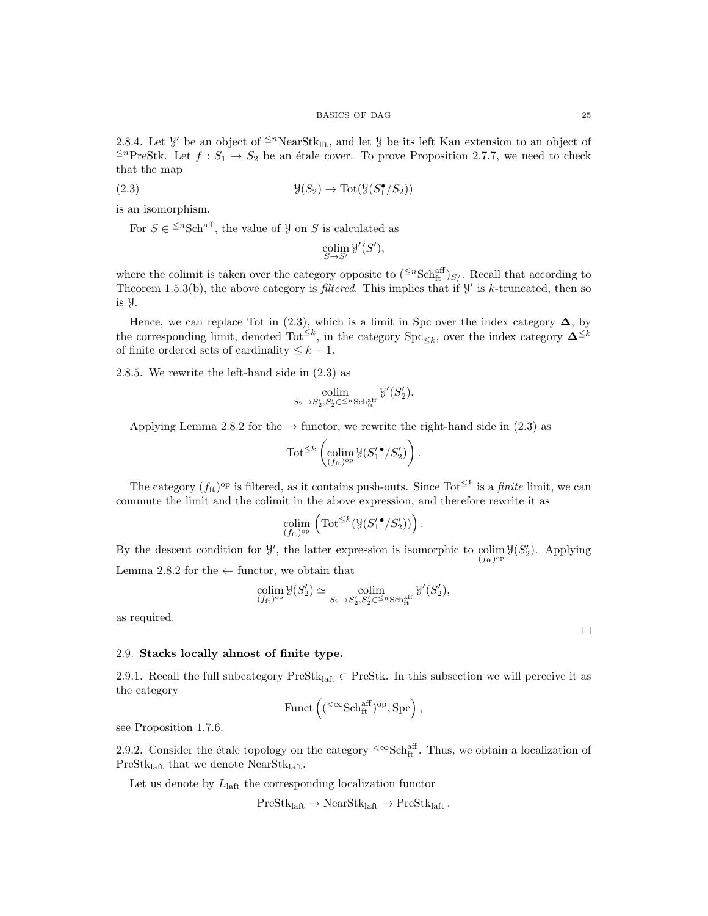2.8.4. Let $\mathcal{Y}'$ be an object of ${}^{\leq n}\mathrm{NearStk}_{\mathrm{lft}}$, and let $\mathcal{Y}$ be its left Kan extension to an object of ${}^{\leq n}\mathrm{PreStk}$. Let $f : S_1 \to S_2$ be an étale cover. To prove Proposition 2.7.7, we need to check that the map

$$\mathcal{Y}(S_2) \to \mathrm{Tot}(\mathcal{Y}(S_1^\bullet/S_2)) \tag{2.3}$$

is an isomorphism.

For $S \in {}^{\leq n}\mathrm{Sch}^{\mathrm{aff}}$, the value of $\mathcal{Y}$ on $S$ is calculated as

$$\underset{S \to S'}{\mathrm{colim}}\, \mathcal{Y}'(S'),$$

where the colimit is taken over the category opposite to $({}^{\leq n}\mathrm{Sch}^{\mathrm{aff}}_{\mathrm{ft}})_{S/}$. Recall that according to Theorem 1.5.3(b), the above category is *filtered*. This implies that if $\mathcal{Y}'$ is $k$-truncated, then so is $\mathcal{Y}$.

Hence, we can replace Tot in (2.3), which is a limit in Spc over the index category $\mathbf{\Delta}$, by the corresponding limit, denoted $\mathrm{Tot}^{\leq k}$, in the category $\mathrm{Spc}_{\leq k}$, over the index category $\mathbf{\Delta}^{\leq k}$ of finite ordered sets of cardinality $\leq k+1$.

2.8.5. We rewrite the left-hand side in (2.3) as

$$\underset{S_2 \to S_2', S_2' \in {}^{\leq n}\mathrm{Sch}^{\mathrm{aff}}_{\mathrm{ft}}}{\mathrm{colim}} \mathcal{Y}'(S_2').$$

Applying Lemma 2.8.2 for the $\to$ functor, we rewrite the right-hand side in (2.3) as

$$\mathrm{Tot}^{\leq k}\left(\underset{(f_{\mathrm{ft}})^{\mathrm{op}}}{\mathrm{colim}}\, \mathcal{Y}(S_1'^{\bullet}/S_2')\right).$$

The category $(f_{\mathrm{ft}})^{\mathrm{op}}$ is filtered, as it contains push-outs. Since $\mathrm{Tot}^{\leq k}$ is a *finite* limit, we can commute the limit and the colimit in the above expression, and therefore rewrite it as

$$\underset{(f_{\mathrm{ft}})^{\mathrm{op}}}{\mathrm{colim}}\left(\mathrm{Tot}^{\leq k}(\mathcal{Y}(S_1'^{\bullet}/S_2'))\right).$$

By the descent condition for $\mathcal{Y}'$, the latter expression is isomorphic to $\underset{(f_{\mathrm{ft}})^{\mathrm{op}}}{\mathrm{colim}}\, \mathcal{Y}(S_2')$. Applying Lemma 2.8.2 for the $\leftarrow$ functor, we obtain that

$$\underset{(f_{\mathrm{ft}})^{\mathrm{op}}}{\mathrm{colim}}\, \mathcal{Y}(S_2') \simeq \underset{S_2 \to S_2', S_2' \in {}^{\leq n}\mathrm{Sch}^{\mathrm{aff}}_{\mathrm{ft}}}{\mathrm{colim}} \mathcal{Y}'(S_2'),$$

as required.

□

## 2.9. Stacks locally almost of finite type.

2.9.1. Recall the full subcategory $\mathrm{PreStk}_{\mathrm{laft}} \subset \mathrm{PreStk}$. In this subsection we will perceive it as the category

$$\mathrm{Funct}\left(({}^{<\infty}\mathrm{Sch}^{\mathrm{aff}}_{\mathrm{ft}})^{\mathrm{op}}, \mathrm{Spc}\right),$$

see Proposition 1.7.6.

2.9.2. Consider the étale topology on the category ${}^{<\infty}\mathrm{Sch}^{\mathrm{aff}}_{\mathrm{ft}}$. Thus, we obtain a localization of $\mathrm{PreStk}_{\mathrm{laft}}$ that we denote $\mathrm{NearStk}_{\mathrm{laft}}$.

Let us denote by $L_{\mathrm{laft}}$ the corresponding localization functor

$$\mathrm{PreStk}_{\mathrm{laft}} \to \mathrm{NearStk}_{\mathrm{laft}} \to \mathrm{PreStk}_{\mathrm{laft}}.$$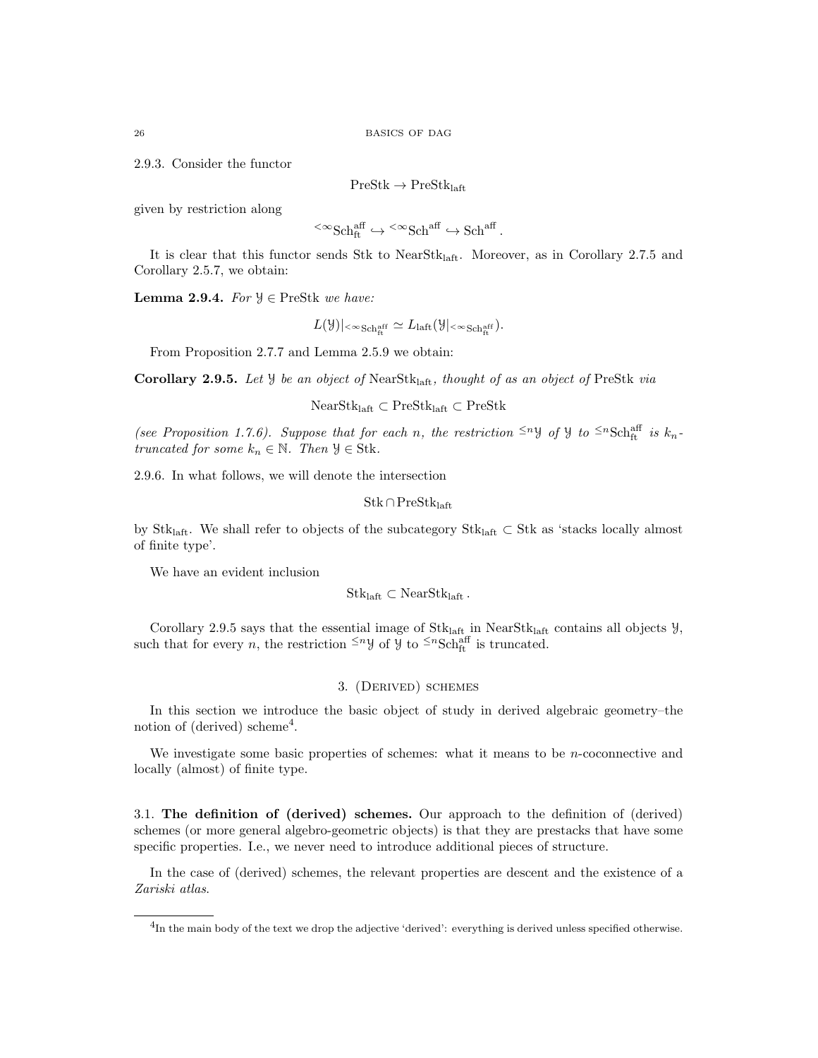2.9.3. Consider the functor

$$\text{PreStk} \to \text{PreStk}_{\text{laft}}$$

given by restriction along

$$^{<\infty}\text{Sch}^{\text{aff}}_{\text{ft}} \hookrightarrow {}^{<\infty}\text{Sch}^{\text{aff}} \hookrightarrow \text{Sch}^{\text{aff}}.$$

It is clear that this functor sends Stk to $\text{NearStk}_{\text{laft}}$. Moreover, as in Corollary 2.7.5 and Corollary 2.5.7, we obtain:

**Lemma 2.9.4.** *For* $\mathcal{Y} \in \text{PreStk}$ *we have:*

$$L(\mathcal{Y})|_{^{<\infty}\text{Sch}^{\text{aff}}_{\text{ft}}} \simeq L_{\text{laft}}(\mathcal{Y}|_{^{<\infty}\text{Sch}^{\text{aff}}_{\text{ft}}}).$$

From Proposition 2.7.7 and Lemma 2.5.9 we obtain:

**Corollary 2.9.5.** *Let* $\mathcal{Y}$ *be an object of* $\text{NearStk}_{\text{laft}}$*, thought of as an object of* PreStk *via*

$$\text{NearStk}_{\text{laft}} \subset \text{PreStk}_{\text{laft}} \subset \text{PreStk}$$

*(see Proposition 1.7.6). Suppose that for each* $n$*, the restriction* $^{\leq n}\mathcal{Y}$ *of* $\mathcal{Y}$ *to* $^{\leq n}\text{Sch}^{\text{aff}}_{\text{ft}}$ *is* $k_n$*-truncated for some* $k_n \in \mathbb{N}$*. Then* $\mathcal{Y} \in \text{Stk}$*.*

2.9.6. In what follows, we will denote the intersection

$$\text{Stk} \cap \text{PreStk}_{\text{laft}}$$

by $\text{Stk}_{\text{laft}}$. We shall refer to objects of the subcategory $\text{Stk}_{\text{laft}} \subset \text{Stk}$ as 'stacks locally almost of finite type'.

We have an evident inclusion

$$\text{Stk}_{\text{laft}} \subset \text{NearStk}_{\text{laft}}.$$

Corollary 2.9.5 says that the essential image of $\text{Stk}_{\text{laft}}$ in $\text{NearStk}_{\text{laft}}$ contains all objects $\mathcal{Y}$, such that for every $n$, the restriction $^{\leq n}\mathcal{Y}$ of $\mathcal{Y}$ to $^{\leq n}\text{Sch}^{\text{aff}}_{\text{ft}}$ is truncated.

## 3. (Derived) schemes

In this section we introduce the basic object of study in derived algebraic geometry–the notion of (derived) scheme[4].

We investigate some basic properties of schemes: what it means to be $n$-coconnective and locally (almost) of finite type.

### 3.1. The definition of (derived) schemes.

Our approach to the definition of (derived) schemes (or more general algebro-geometric objects) is that they are prestacks that have some specific properties. I.e., we never need to introduce additional pieces of structure.

In the case of (derived) schemes, the relevant properties are descent and the existence of a *Zariski atlas*.

[4]In the main body of the text we drop the adjective 'derived': everything is derived unless specified otherwise.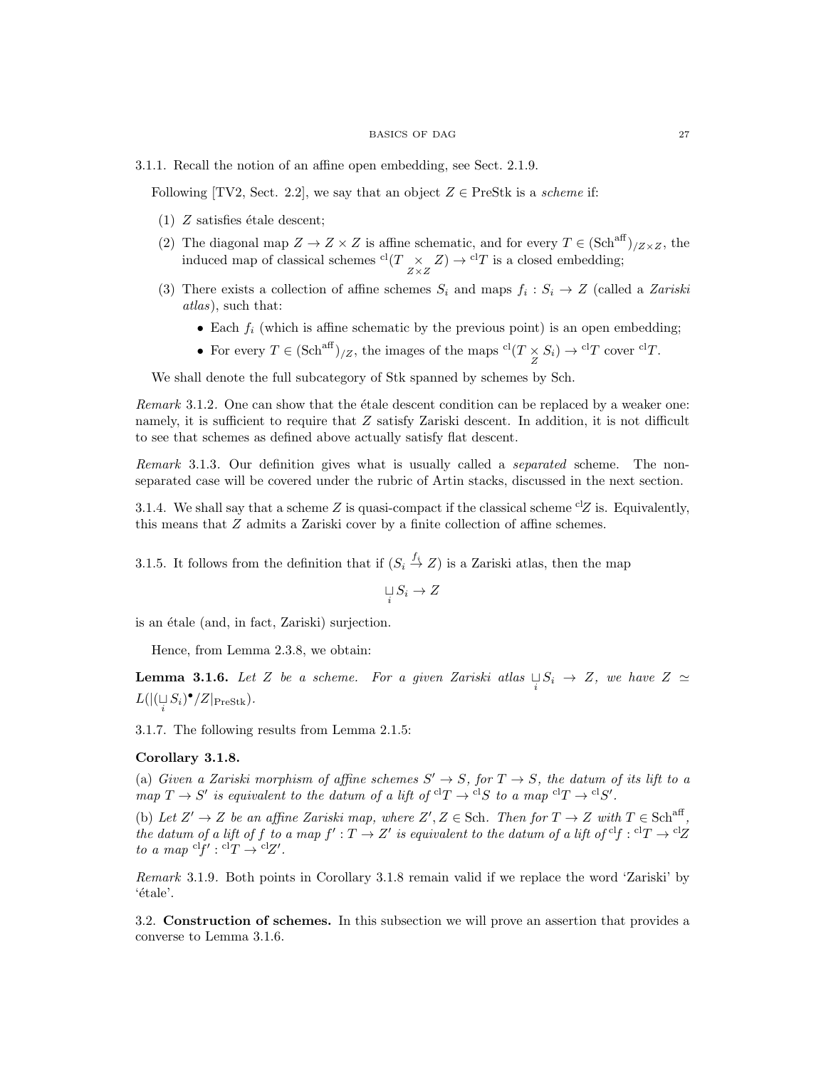3.1.1. Recall the notion of an affine open embedding, see Sect. 2.1.9.

Following [TV2, Sect. 2.2], we say that an object $Z \in \mathrm{PreStk}$ is a *scheme* if:

1. $Z$ satisfies étale descent;
2. The diagonal map $Z \to Z \times Z$ is affine schematic, and for every $T \in (\mathrm{Sch}^{\mathrm{aff}})_{/Z\times Z}$, the induced map of classical schemes ${}^{\mathrm{cl}}(T \underset{Z\times Z}{\times} Z) \to {}^{\mathrm{cl}}T$ is a closed embedding;
3. There exists a collection of affine schemes $S_i$ and maps $f_i : S_i \to Z$ (called a *Zariski atlas*), such that:
   - Each $f_i$ (which is affine schematic by the previous point) is an open embedding;
   - For every $T \in (\mathrm{Sch}^{\mathrm{aff}})_{/Z}$, the images of the maps ${}^{\mathrm{cl}}(T \underset{Z}{\times} S_i) \to {}^{\mathrm{cl}}T$ cover ${}^{\mathrm{cl}}T$.

We shall denote the full subcategory of Stk spanned by schemes by Sch.

*Remark* 3.1.2. One can show that the étale descent condition can be replaced by a weaker one: namely, it is sufficient to require that $Z$ satisfy Zariski descent. In addition, it is not difficult to see that schemes as defined above actually satisfy flat descent.

*Remark* 3.1.3. Our definition gives what is usually called a *separated* scheme. The non-separated case will be covered under the rubric of Artin stacks, discussed in the next section.

3.1.4. We shall say that a scheme $Z$ is quasi-compact if the classical scheme ${}^{\mathrm{cl}}Z$ is. Equivalently, this means that $Z$ admits a Zariski cover by a finite collection of affine schemes.

3.1.5. It follows from the definition that if $(S_i \overset{f_i}{\to} Z)$ is a Zariski atlas, then the map

$$\underset{i}{\sqcup} S_i \to Z$$

is an étale (and, in fact, Zariski) surjection.

Hence, from Lemma 2.3.8, we obtain:

**Lemma 3.1.6.** *Let $Z$ be a scheme. For a given Zariski atlas $\underset{i}{\sqcup} S_i \to Z$, we have $Z \simeq L(|(\underset{i}{\sqcup} S_i)^\bullet/Z|_{\mathrm{PreStk}})$.*

3.1.7. The following results from Lemma 2.1.5:

**Corollary 3.1.8.**

(a) *Given a Zariski morphism of affine schemes $S' \to S$, for $T \to S$, the datum of its lift to a map $T \to S'$ is equivalent to the datum of a lift of ${}^{\mathrm{cl}}T \to {}^{\mathrm{cl}}S$ to a map ${}^{\mathrm{cl}}T \to {}^{\mathrm{cl}}S'$.*

(b) *Let $Z' \to Z$ be an affine Zariski map, where $Z', Z \in \mathrm{Sch}$. Then for $T \to Z$ with $T \in \mathrm{Sch}^{\mathrm{aff}}$, the datum of a lift of $f$ to a map $f' : T \to Z'$ is equivalent to the datum of a lift of ${}^{\mathrm{cl}}f : {}^{\mathrm{cl}}T \to {}^{\mathrm{cl}}Z$ to a map ${}^{\mathrm{cl}}f' : {}^{\mathrm{cl}}T \to {}^{\mathrm{cl}}Z'$.*

*Remark* 3.1.9. Both points in Corollary 3.1.8 remain valid if we replace the word 'Zariski' by 'étale'.

3.2. **Construction of schemes.** In this subsection we will prove an assertion that provides a converse to Lemma 3.1.6.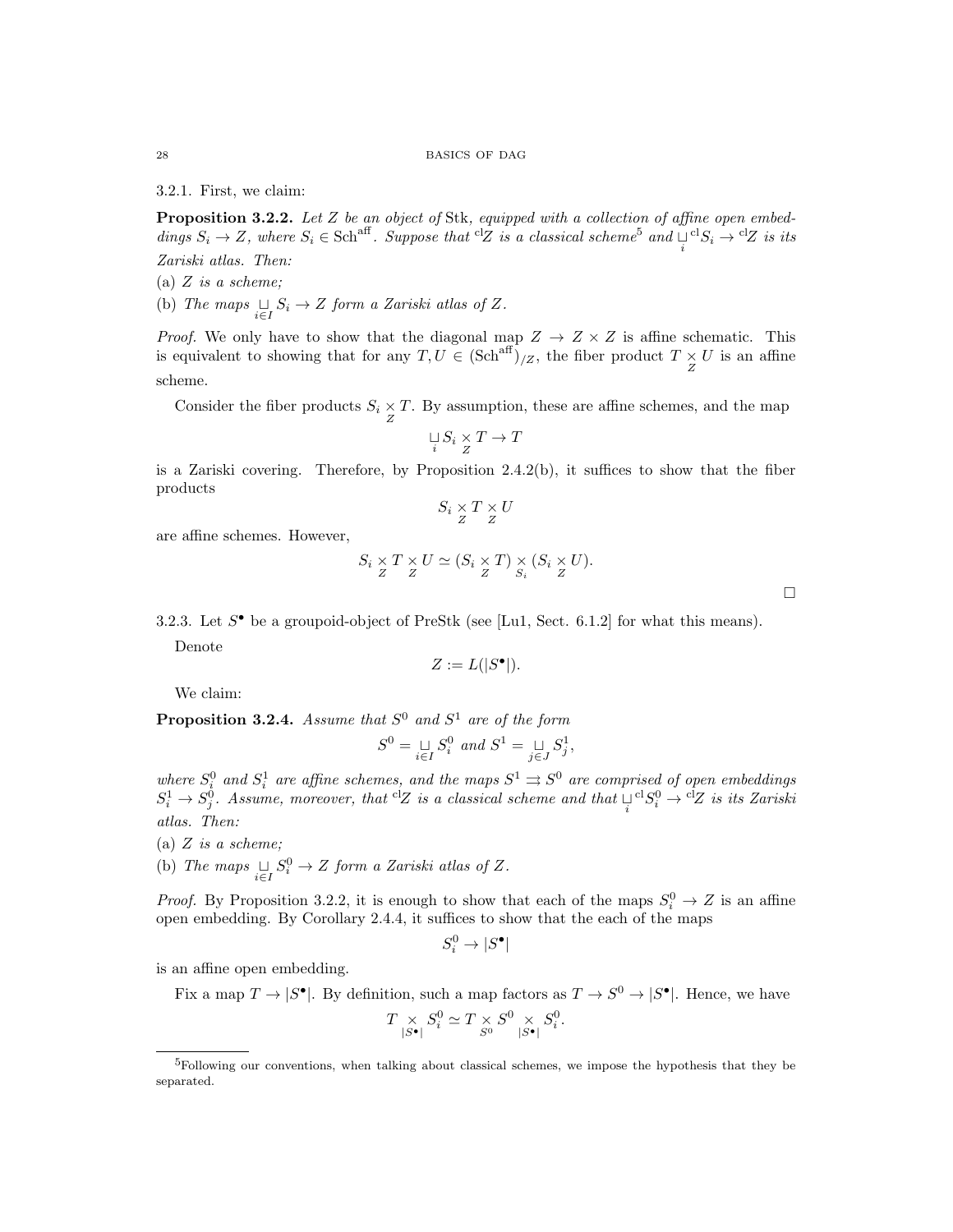3.2.1. First, we claim:

**Proposition 3.2.2.** *Let $Z$ be an object of* Stk*, equipped with a collection of affine open embeddings $S_i \to Z$, where $S_i \in \mathrm{Sch}^{\mathrm{aff}}$. Suppose that ${}^{\mathrm{cl}}Z$ is a classical scheme*[5] *and $\underset{i}{\sqcup} {}^{\mathrm{cl}}S_i \to {}^{\mathrm{cl}}Z$ is its Zariski atlas. Then:*

(a) *$Z$ is a scheme;*

(b) *The maps $\underset{i\in I}{\sqcup} S_i \to Z$ form a Zariski atlas of $Z$.*

*Proof.* We only have to show that the diagonal map $Z \to Z \times Z$ is affine schematic. This is equivalent to showing that for any $T, U \in (\mathrm{Sch}^{\mathrm{aff}})_{/Z}$, the fiber product $T \underset{Z}{\times} U$ is an affine scheme.

Consider the fiber products $S_i \underset{Z}{\times} T$. By assumption, these are affine schemes, and the map

$$\underset{i}{\sqcup} S_i \underset{Z}{\times} T \to T$$

is a Zariski covering. Therefore, by Proposition 2.4.2(b), it suffices to show that the fiber products

$$S_i \underset{Z}{\times} T \underset{Z}{\times} U$$

are affine schemes. However,

$$S_i \underset{Z}{\times} T \underset{Z}{\times} U \simeq (S_i \underset{Z}{\times} T) \underset{S_i}{\times} (S_i \underset{Z}{\times} U).$$

□

3.2.3. Let $S^\bullet$ be a groupoid-object of PreStk (see [Lu1, Sect. 6.1.2] for what this means).

Denote

$$Z := L(|S^\bullet|).$$

We claim:

**Proposition 3.2.4.** *Assume that $S^0$ and $S^1$ are of the form*

$$S^0 = \underset{i\in I}{\sqcup} S_i^0 \text{ and } S^1 = \underset{j\in J}{\sqcup} S_j^1,$$

*where $S_i^0$ and $S_i^1$ are affine schemes, and the maps $S^1 \rightrightarrows S^0$ are comprised of open embeddings $S_i^1 \to S_j^0$. Assume, moreover, that ${}^{\mathrm{cl}}Z$ is a classical scheme and that $\underset{i}{\sqcup} {}^{\mathrm{cl}}S_i^0 \to {}^{\mathrm{cl}}Z$ is its Zariski atlas. Then:*

(a) *$Z$ is a scheme;*

(b) *The maps $\underset{i\in I}{\sqcup} S_i^0 \to Z$ form a Zariski atlas of $Z$.*

*Proof.* By Proposition 3.2.2, it is enough to show that each of the maps $S_i^0 \to Z$ is an affine open embedding. By Corollary 2.4.4, it suffices to show that the each of the maps

$$S_i^0 \to |S^\bullet|$$

is an affine open embedding.

Fix a map $T \to |S^\bullet|$. By definition, such a map factors as $T \to S^0 \to |S^\bullet|$. Hence, we have

$$T \underset{|S^\bullet|}{\times} S_i^0 \simeq T \underset{S^0}{\times} S^0 \underset{|S^\bullet|}{\times} S_i^0.$$

---

[5] Following our conventions, when talking about classical schemes, we impose the hypothesis that they be separated.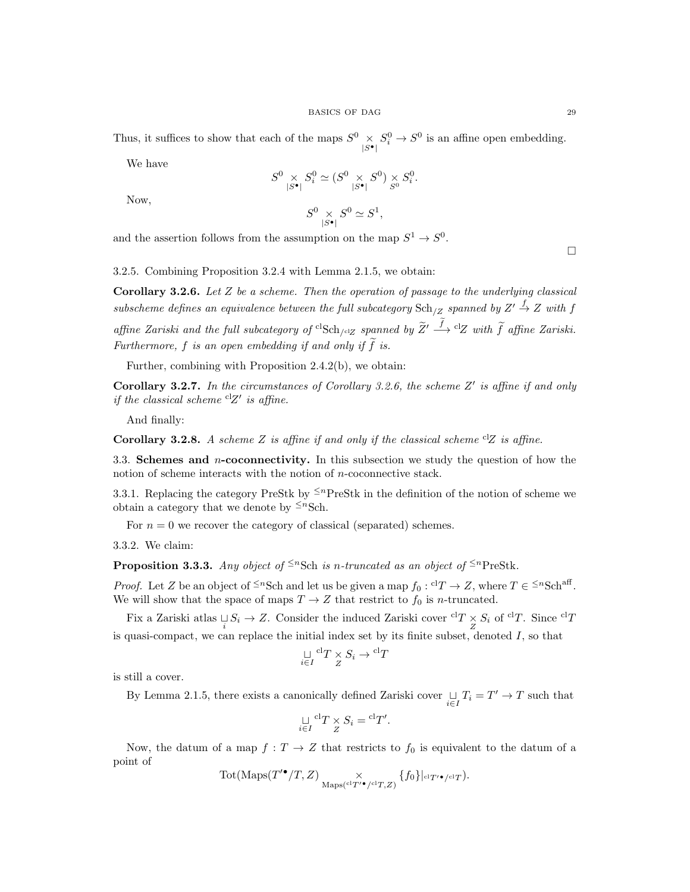Thus, it suffices to show that each of the maps $S^0 \underset{|S^\bullet|}{\times} S^0_i \to S^0$ is an affine open embedding.

We have

$$S^0 \underset{|S^\bullet|}{\times} S^0_i \simeq (S^0 \underset{|S^\bullet|}{\times} S^0) \underset{S^0}{\times} S^0_i.$$

Now,

$$S^0 \underset{|S^\bullet|}{\times} S^0 \simeq S^1,$$

and the assertion follows from the assumption on the map $S^1 \to S^0$.

□

3.2.5. Combining Proposition 3.2.4 with Lemma 2.1.5, we obtain:

**Corollary 3.2.6.** *Let $Z$ be a scheme. Then the operation of passage to the underlying classical subscheme defines an equivalence between the full subcategory $\mathrm{Sch}_{/Z}$ spanned by $Z' \xrightarrow{f} Z$ with $f$ affine Zariski and the full subcategory of ${}^{\mathrm{cl}}\mathrm{Sch}_{/{}^{\mathrm{cl}}Z}$ spanned by $\widetilde{Z}' \xrightarrow{\widetilde{f}} {}^{\mathrm{cl}}Z$ with $\widetilde{f}$ affine Zariski. Furthermore, $f$ is an open embedding if and only if $\widetilde{f}$ is.*

Further, combining with Proposition 2.4.2(b), we obtain:

**Corollary 3.2.7.** *In the circumstances of Corollary 3.2.6, the scheme $Z'$ is affine if and only if the classical scheme ${}^{\mathrm{cl}}Z'$ is affine.*

And finally:

**Corollary 3.2.8.** *A scheme $Z$ is affine if and only if the classical scheme ${}^{\mathrm{cl}}Z$ is affine.*

3.3. **Schemes and $n$-coconnectivity.** In this subsection we study the question of how the notion of scheme interacts with the notion of $n$-coconnective stack.

3.3.1. Replacing the category PreStk by ${}^{\leq n}\mathrm{PreStk}$ in the definition of the notion of scheme we obtain a category that we denote by ${}^{\leq n}\mathrm{Sch}$.

For $n = 0$ we recover the category of classical (separated) schemes.

3.3.2. We claim:

**Proposition 3.3.3.** *Any object of ${}^{\leq n}\mathrm{Sch}$ is $n$-truncated as an object of ${}^{\leq n}\mathrm{PreStk}$.*

*Proof.* Let $Z$ be an object of ${}^{\leq n}\mathrm{Sch}$ and let us be given a map $f_0 : {}^{\mathrm{cl}}T \to Z$, where $T \in {}^{\leq n}\mathrm{Sch}^{\mathrm{aff}}$. We will show that the space of maps $T \to Z$ that restrict to $f_0$ is $n$-truncated.

Fix a Zariski atlas $\underset{i}{\sqcup} S_i \to Z$. Consider the induced Zariski cover ${}^{\mathrm{cl}}T \underset{Z}{\times} S_i$ of ${}^{\mathrm{cl}}T$. Since ${}^{\mathrm{cl}}T$ is quasi-compact, we can replace the initial index set by its finite subset, denoted $I$, so that

$$\underset{i \in I}{\sqcup} {}^{\mathrm{cl}}T \underset{Z}{\times} S_i \to {}^{\mathrm{cl}}T$$

is still a cover.

By Lemma 2.1.5, there exists a canonically defined Zariski cover $\underset{i \in I}{\sqcup} T_i = T' \to T$ such that

$$\underset{i \in I}{\sqcup} {}^{\mathrm{cl}}T \underset{Z}{\times} S_i = {}^{\mathrm{cl}}T'.$$

Now, the datum of a map $f : T \to Z$ that restricts to $f_0$ is equivalent to the datum of a point of

$$\mathrm{Tot}(\mathrm{Maps}(T'^{\bullet}/T, Z) \underset{\mathrm{Maps}({}^{\mathrm{cl}}T'^{\bullet}/{}^{\mathrm{cl}}T, Z)}{\times} \{f_0\}|_{{}^{\mathrm{cl}}T'^{\bullet}/{}^{\mathrm{cl}}T}).$$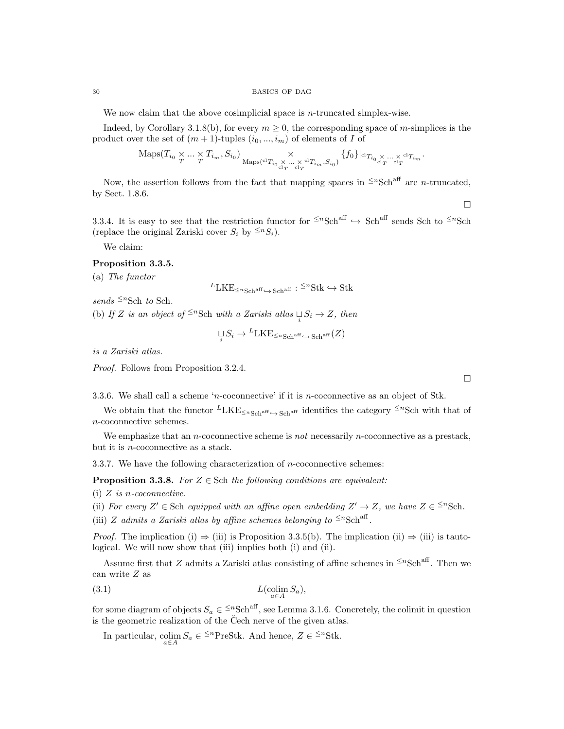We now claim that the above cosimplicial space is $n$-truncated simplex-wise.

Indeed, by Corollary 3.1.8(b), for every $m \geq 0$, the corresponding space of $m$-simplices is the product over the set of $(m+1)$-tuples $(i_0, ..., i_m)$ of elements of $I$ of

$$\mathrm{Maps}(T_{i_0} \underset{T}{\times} ... \underset{T}{\times} T_{i_m}, S_{i_0}) \underset{\mathrm{Maps}({}^{\mathrm{cl}}T_{i_0} \underset{{}^{\mathrm{cl}}T}{\times} ... \underset{{}^{\mathrm{cl}}T}{\times} {}^{\mathrm{cl}}T_{i_m}, S_{i_0})}{\times} \{f_0\}|_{{}^{\mathrm{cl}}T_{i_0} \underset{{}^{\mathrm{cl}}T}{\times} ... \underset{{}^{\mathrm{cl}}T}{\times} {}^{\mathrm{cl}}T_{i_m}}.$$

Now, the assertion follows from the fact that mapping spaces in ${}^{\leq n}\mathrm{Sch}^{\mathrm{aff}}$ are $n$-truncated, by Sect. 1.8.6.

□

3.3.4. It is easy to see that the restriction functor for ${}^{\leq n}\mathrm{Sch}^{\mathrm{aff}} \hookrightarrow \mathrm{Sch}^{\mathrm{aff}}$ sends Sch to ${}^{\leq n}\mathrm{Sch}$ (replace the original Zariski cover $S_i$ by ${}^{\leq n}S_i$).

We claim:

**Proposition 3.3.5.**

(a) *The functor*

$${}^{L}\mathrm{LKE}_{{}^{\leq n}\mathrm{Sch}^{\mathrm{aff}} \hookrightarrow \mathrm{Sch}^{\mathrm{aff}}} : {}^{\leq n}\mathrm{Stk} \hookrightarrow \mathrm{Stk}$$

*sends* ${}^{\leq n}\mathrm{Sch}$ *to* Sch.

(b) *If* $Z$ *is an object of* ${}^{\leq n}\mathrm{Sch}$ *with a Zariski atlas* $\underset{i}{\sqcup} S_i \to Z$*, then*

$$\underset{i}{\sqcup} S_i \to {}^{L}\mathrm{LKE}_{{}^{\leq n}\mathrm{Sch}^{\mathrm{aff}} \hookrightarrow \mathrm{Sch}^{\mathrm{aff}}}(Z)$$

*is a Zariski atlas.*

*Proof.* Follows from Proposition 3.2.4.

□

3.3.6. We shall call a scheme '$n$-coconnective' if it is $n$-coconnective as an object of Stk.

We obtain that the functor ${}^{L}\mathrm{LKE}_{{}^{\leq n}\mathrm{Sch}^{\mathrm{aff}} \hookrightarrow \mathrm{Sch}^{\mathrm{aff}}}$ identifies the category ${}^{\leq n}\mathrm{Sch}$ with that of $n$-coconnective schemes.

We emphasize that an $n$-coconnective scheme is *not* necessarily $n$-coconnective as a prestack, but it is $n$-coconnective as a stack.

3.3.7. We have the following characterization of $n$-coconnective schemes:

**Proposition 3.3.8.** *For* $Z \in \mathrm{Sch}$ *the following conditions are equivalent:*

(i) $Z$ *is* $n$*-coconnective.*

(ii) *For every* $Z' \in \mathrm{Sch}$ *equipped with an affine open embedding* $Z' \to Z$*, we have* $Z \in {}^{\leq n}\mathrm{Sch}$.

(iii) $Z$ *admits a Zariski atlas by affine schemes belonging to* ${}^{\leq n}\mathrm{Sch}^{\mathrm{aff}}$.

*Proof.* The implication (i) ⇒ (iii) is Proposition 3.3.5(b). The implication (ii) ⇒ (iii) is tautological. We will now show that (iii) implies both (i) and (ii).

Assume first that $Z$ admits a Zariski atlas consisting of affine schemes in ${}^{\leq n}\mathrm{Sch}^{\mathrm{aff}}$. Then we can write $Z$ as

$$L(\underset{a \in A}{\mathrm{colim}}\, S_a), \tag{3.1}$$

for some diagram of objects $S_a \in {}^{\leq n}\mathrm{Sch}^{\mathrm{aff}}$, see Lemma 3.1.6. Concretely, the colimit in question is the geometric realization of the Čech nerve of the given atlas.

In particular, $\underset{a \in A}{\mathrm{colim}}\, S_a \in {}^{\leq n}\mathrm{PreStk}$. And hence, $Z \in {}^{\leq n}\mathrm{Stk}$.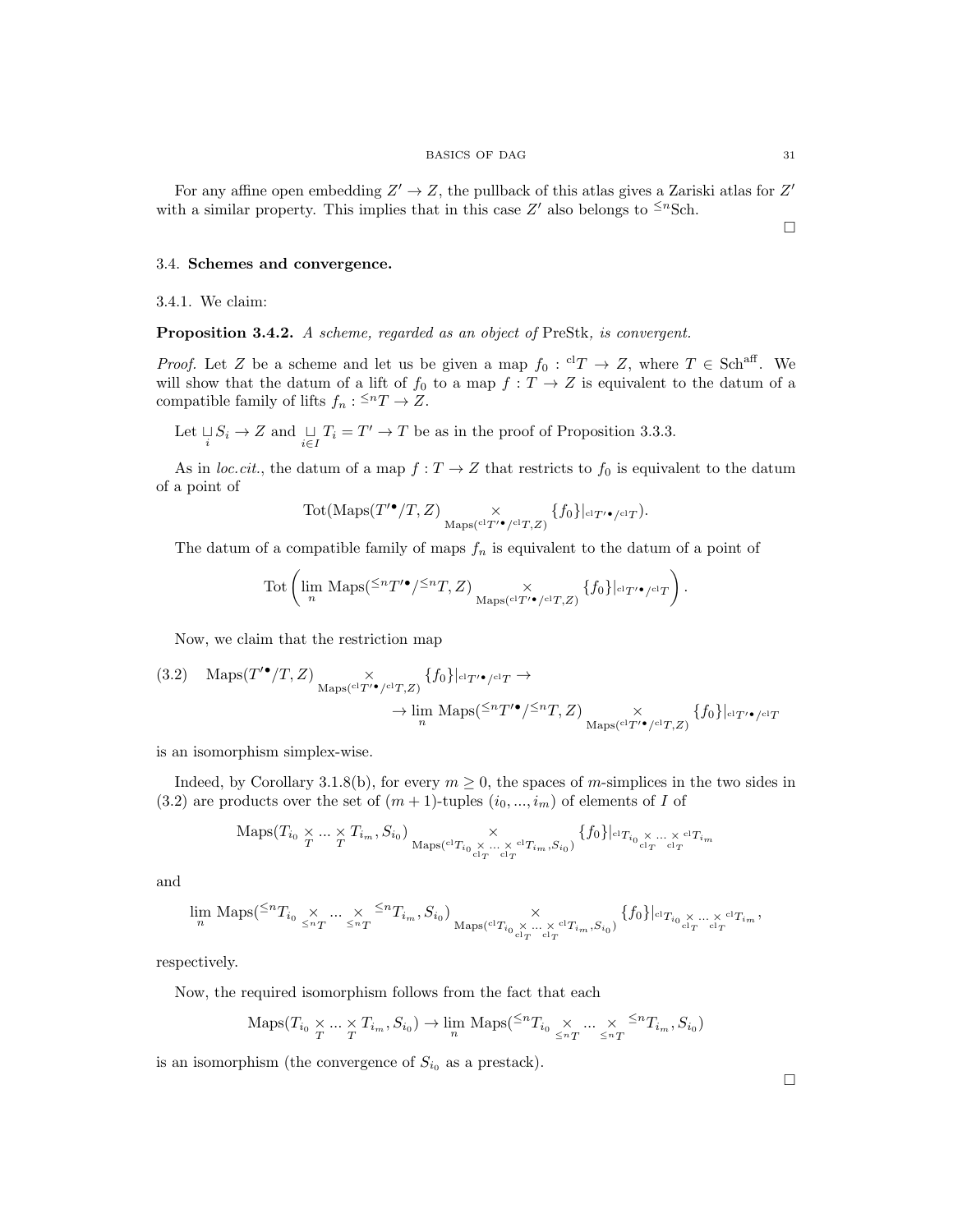For any affine open embedding $Z' \to Z$, the pullback of this atlas gives a Zariski atlas for $Z'$ with a similar property. This implies that in this case $Z'$ also belongs to ${}^{\leq n}\mathrm{Sch}$.

□

## 3.4. **Schemes and convergence.**

3.4.1. We claim:

**Proposition 3.4.2.** *A scheme, regarded as an object of* PreStk*, is convergent.*

*Proof.* Let $Z$ be a scheme and let us be given a map $f_0 : {}^{\mathrm{cl}}T \to Z$, where $T \in \mathrm{Sch}^{\mathrm{aff}}$. We will show that the datum of a lift of $f_0$ to a map $f : T \to Z$ is equivalent to the datum of a compatible family of lifts $f_n : {}^{\leq n}T \to Z$.

Let $\underset{i}{\sqcup} S_i \to Z$ and $\underset{i \in I}{\sqcup} T_i = T' \to T$ be as in the proof of Proposition 3.3.3.

As in *loc.cit.*, the datum of a map $f : T \to Z$ that restricts to $f_0$ is equivalent to the datum of a point of

$$\mathrm{Tot}(\mathrm{Maps}(T'^{\bullet}/T, Z) \underset{\mathrm{Maps}({}^{\mathrm{cl}}T'^{\bullet}/{}^{\mathrm{cl}}T, Z)}{\times} \{f_0\}|_{{}^{\mathrm{cl}}T'^{\bullet}/{}^{\mathrm{cl}}T}).$$

The datum of a compatible family of maps $f_n$ is equivalent to the datum of a point of

$$\mathrm{Tot}\left(\lim_n \mathrm{Maps}({}^{\leq n}T'^{\bullet}/{}^{\leq n}T, Z) \underset{\mathrm{Maps}({}^{\mathrm{cl}}T'^{\bullet}/{}^{\mathrm{cl}}T, Z)}{\times} \{f_0\}|_{{}^{\mathrm{cl}}T'^{\bullet}/{}^{\mathrm{cl}}T}\right).$$

Now, we claim that the restriction map

$$(3.2) \quad \mathrm{Maps}(T'^{\bullet}/T, Z) \underset{\mathrm{Maps}({}^{\mathrm{cl}}T'^{\bullet}/{}^{\mathrm{cl}}T, Z)}{\times} \{f_0\}|_{{}^{\mathrm{cl}}T'^{\bullet}/{}^{\mathrm{cl}}T} \to$$
$$\to \lim_n \mathrm{Maps}({}^{\leq n}T'^{\bullet}/{}^{\leq n}T, Z) \underset{\mathrm{Maps}({}^{\mathrm{cl}}T'^{\bullet}/{}^{\mathrm{cl}}T, Z)}{\times} \{f_0\}|_{{}^{\mathrm{cl}}T'^{\bullet}/{}^{\mathrm{cl}}T}$$

is an isomorphism simplex-wise.

Indeed, by Corollary 3.1.8(b), for every $m \geq 0$, the spaces of $m$-simplices in the two sides in (3.2) are products over the set of $(m+1)$-tuples $(i_0, ..., i_m)$ of elements of $I$ of

$$\mathrm{Maps}(T_{i_0} \underset{T}{\times} ... \underset{T}{\times} T_{i_m}, S_{i_0}) \underset{\mathrm{Maps}({}^{\mathrm{cl}}T_{i_0} \underset{{}^{\mathrm{cl}}T}{\times} ... \underset{{}^{\mathrm{cl}}T}{\times} {}^{\mathrm{cl}}T_{i_m}, S_{i_0})}{\times} \{f_0\}|_{{}^{\mathrm{cl}}T_{i_0} \underset{{}^{\mathrm{cl}}T}{\times} ... \underset{{}^{\mathrm{cl}}T}{\times} {}^{\mathrm{cl}}T_{i_m}}$$

and

$$\lim_n \mathrm{Maps}({}^{\leq n}T_{i_0} \underset{{}^{\leq n}T}{\times} ... \underset{{}^{\leq n}T}{\times} {}^{\leq n}T_{i_m}, S_{i_0}) \underset{\mathrm{Maps}({}^{\mathrm{cl}}T_{i_0} \underset{{}^{\mathrm{cl}}T}{\times} ... \underset{{}^{\mathrm{cl}}T}{\times} {}^{\mathrm{cl}}T_{i_m}, S_{i_0})}{\times} \{f_0\}|_{{}^{\mathrm{cl}}T_{i_0} \underset{{}^{\mathrm{cl}}T}{\times} ... \underset{{}^{\mathrm{cl}}T}{\times} {}^{\mathrm{cl}}T_{i_m}},$$

respectively.

Now, the required isomorphism follows from the fact that each

$$\mathrm{Maps}(T_{i_0} \underset{T}{\times} ... \underset{T}{\times} T_{i_m}, S_{i_0}) \to \lim_n \mathrm{Maps}({}^{\leq n}T_{i_0} \underset{{}^{\leq n}T}{\times} ... \underset{{}^{\leq n}T}{\times} {}^{\leq n}T_{i_m}, S_{i_0})$$

is an isomorphism (the convergence of $S_{i_0}$ as a prestack).

□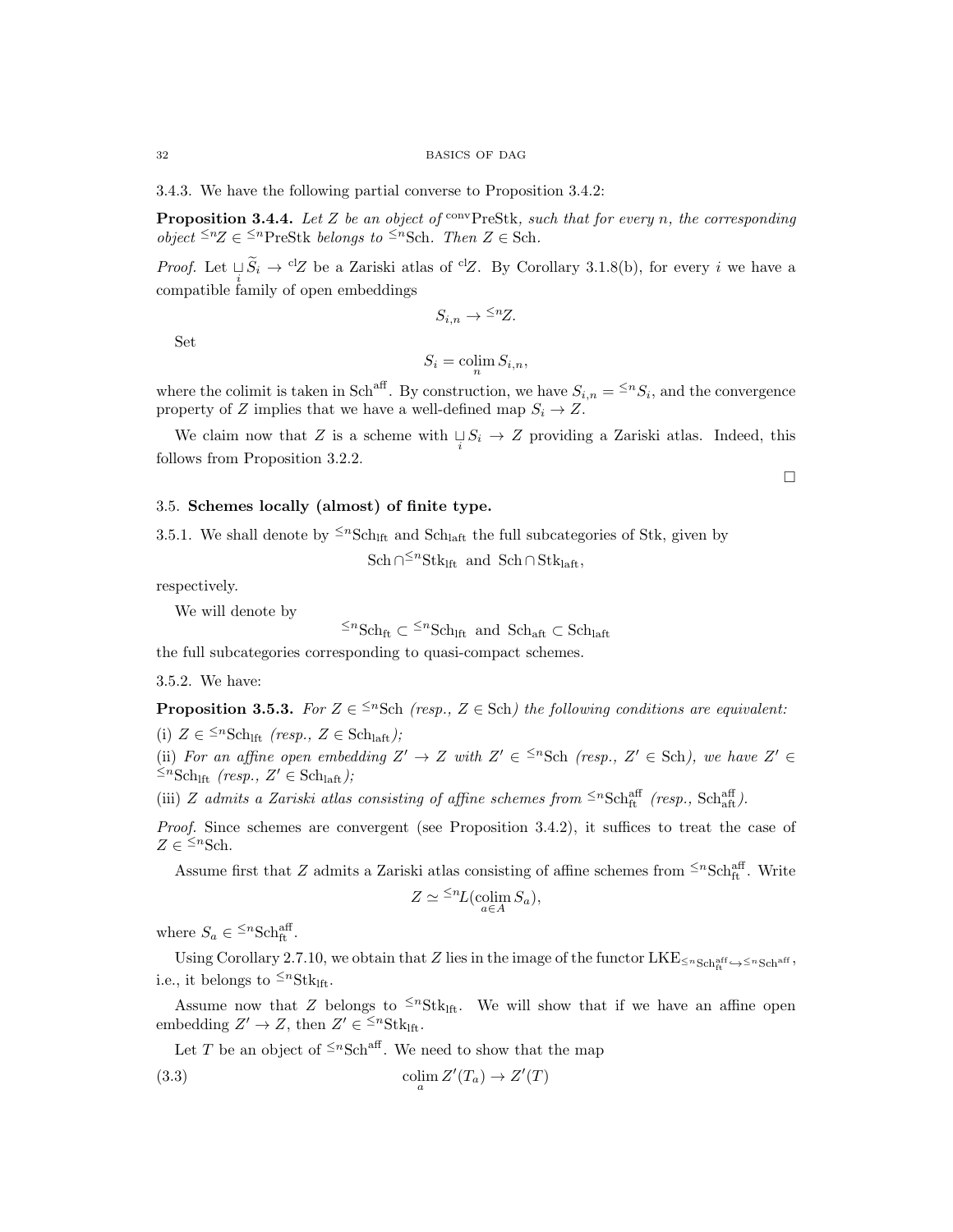3.4.3. We have the following partial converse to Proposition 3.4.2:

**Proposition 3.4.4.** *Let $Z$ be an object of ${}^{\mathrm{conv}}\mathrm{PreStk}$, such that for every $n$, the corresponding object ${}^{\leq n}Z \in {}^{\leq n}\mathrm{PreStk}$ belongs to ${}^{\leq n}\mathrm{Sch}$. Then $Z \in \mathrm{Sch}$.*

*Proof.* Let $\underset{i}{\sqcup} \widetilde{S}_i \to {}^{\mathrm{cl}}Z$ be a Zariski atlas of ${}^{\mathrm{cl}}Z$. By Corollary 3.1.8(b), for every $i$ we have a compatible family of open embeddings

$$S_{i,n} \to {}^{\leq n}Z.$$

Set

$$S_i = \underset{n}{\mathrm{colim}}\, S_{i,n},$$

where the colimit is taken in $\mathrm{Sch}^{\mathrm{aff}}$. By construction, we have $S_{i,n} = {}^{\leq n}S_i$, and the convergence property of $Z$ implies that we have a well-defined map $S_i \to Z$.

We claim now that $Z$ is a scheme with $\underset{i}{\sqcup} S_i \to Z$ providing a Zariski atlas. Indeed, this follows from Proposition 3.2.2.

□

## 3.5. Schemes locally (almost) of finite type.

3.5.1. We shall denote by ${}^{\leq n}\mathrm{Sch}_{\mathrm{lft}}$ and $\mathrm{Sch}_{\mathrm{laft}}$ the full subcategories of Stk, given by

$$\mathrm{Sch} \cap {}^{\leq n}\mathrm{Stk}_{\mathrm{lft}} \text{ and } \mathrm{Sch} \cap \mathrm{Stk}_{\mathrm{laft}},$$

respectively.

We will denote by

$${}^{\leq n}\mathrm{Sch}_{\mathrm{ft}} \subset {}^{\leq n}\mathrm{Sch}_{\mathrm{lft}} \text{ and } \mathrm{Sch}_{\mathrm{aft}} \subset \mathrm{Sch}_{\mathrm{laft}}$$

the full subcategories corresponding to quasi-compact schemes.

3.5.2. We have:

**Proposition 3.5.3.** *For $Z \in {}^{\leq n}\mathrm{Sch}$ (resp., $Z \in \mathrm{Sch}$) the following conditions are equivalent:*

(i) $Z \in {}^{\leq n}\mathrm{Sch}_{\mathrm{lft}}$ *(resp., $Z \in \mathrm{Sch}_{\mathrm{laft}}$);*

(ii) *For an affine open embedding $Z' \to Z$ with $Z' \in {}^{\leq n}\mathrm{Sch}$ (resp., $Z' \in \mathrm{Sch}$), we have $Z' \in {}^{\leq n}\mathrm{Sch}_{\mathrm{lft}}$ (resp., $Z' \in \mathrm{Sch}_{\mathrm{laft}}$);*

(iii) *$Z$ admits a Zariski atlas consisting of affine schemes from ${}^{\leq n}\mathrm{Sch}^{\mathrm{aff}}_{\mathrm{ft}}$ (resp., $\mathrm{Sch}^{\mathrm{aff}}_{\mathrm{aft}}$).*

*Proof.* Since schemes are convergent (see Proposition 3.4.2), it suffices to treat the case of $Z \in {}^{\leq n}\mathrm{Sch}$.

Assume first that $Z$ admits a Zariski atlas consisting of affine schemes from ${}^{\leq n}\mathrm{Sch}^{\mathrm{aff}}_{\mathrm{ft}}$. Write

$$Z \simeq {}^{\leq n}L(\underset{a \in A}{\mathrm{colim}}\, S_a),$$

where $S_a \in {}^{\leq n}\mathrm{Sch}^{\mathrm{aff}}_{\mathrm{ft}}$.

Using Corollary 2.7.10, we obtain that $Z$ lies in the image of the functor $\mathrm{LKE}_{{}^{\leq n}\mathrm{Sch}^{\mathrm{aff}}_{\mathrm{ft}} \hookrightarrow {}^{\leq n}\mathrm{Sch}^{\mathrm{aff}}}$, i.e., it belongs to ${}^{\leq n}\mathrm{Stk}_{\mathrm{lft}}$.

Assume now that $Z$ belongs to ${}^{\leq n}\mathrm{Stk}_{\mathrm{lft}}$. We will show that if we have an affine open embedding $Z' \to Z$, then $Z' \in {}^{\leq n}\mathrm{Stk}_{\mathrm{lft}}$.

Let $T$ be an object of ${}^{\leq n}\mathrm{Sch}^{\mathrm{aff}}$. We need to show that the map

$$\underset{a}{\mathrm{colim}}\, Z'(T_a) \to Z'(T) \tag{3.3}$$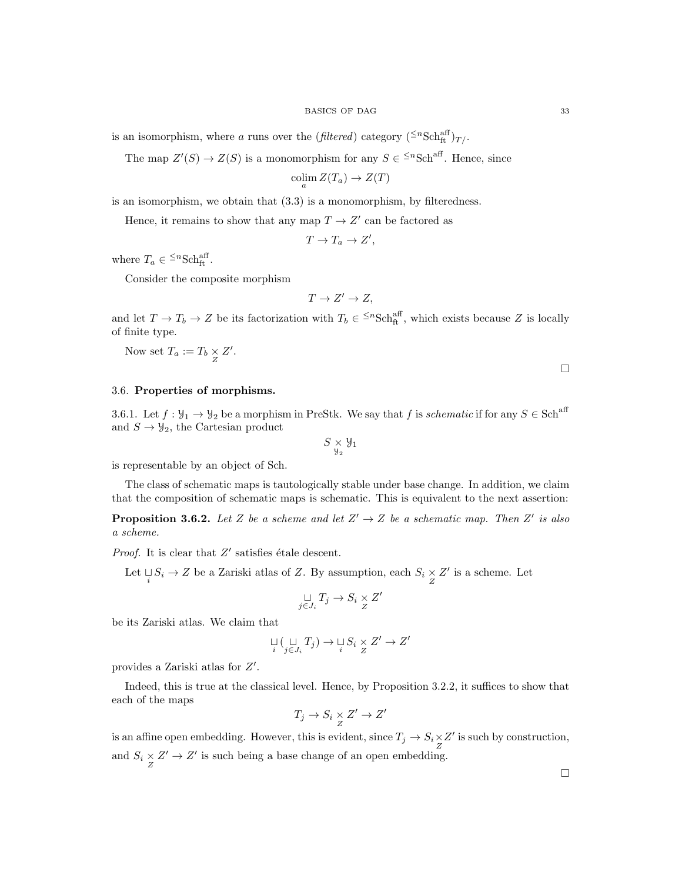is an isomorphism, where $a$ runs over the (*filtered*) category $({}^{\leq n}\mathrm{Sch}^{\mathrm{aff}}_{\mathrm{ft}})_{T/}$.

The map $Z'(S) \to Z(S)$ is a monomorphism for any $S \in {}^{\leq n}\mathrm{Sch}^{\mathrm{aff}}$. Hence, since

$$\operatorname*{colim}_a Z(T_a) \to Z(T)$$

is an isomorphism, we obtain that (3.3) is a monomorphism, by filteredness.

Hence, it remains to show that any map $T \to Z'$ can be factored as

$$T \to T_a \to Z',$$

where $T_a \in {}^{\leq n}\mathrm{Sch}^{\mathrm{aff}}_{\mathrm{ft}}$.

Consider the composite morphism

$$T \to Z' \to Z,$$

and let $T \to T_b \to Z$ be its factorization with $T_b \in {}^{\leq n}\mathrm{Sch}^{\mathrm{aff}}_{\mathrm{ft}}$, which exists because $Z$ is locally of finite type.

Now set $T_a := T_b \underset{Z}{\times} Z'$.

□

### 3.6. Properties of morphisms.

3.6.1. Let $f : \mathcal{Y}_1 \to \mathcal{Y}_2$ be a morphism in PreStk. We say that $f$ is *schematic* if for any $S \in \mathrm{Sch}^{\mathrm{aff}}$ and $S \to \mathcal{Y}_2$, the Cartesian product

$$S \underset{\mathcal{Y}_2}{\times} \mathcal{Y}_1$$

is representable by an object of Sch.

The class of schematic maps is tautologically stable under base change. In addition, we claim that the composition of schematic maps is schematic. This is equivalent to the next assertion:

**Proposition 3.6.2.** *Let $Z$ be a scheme and let $Z' \to Z$ be a schematic map. Then $Z'$ is also a scheme.*

*Proof.* It is clear that $Z'$ satisfies étale descent.

Let $\underset{i}{\sqcup} S_i \to Z$ be a Zariski atlas of $Z$. By assumption, each $S_i \underset{Z}{\times} Z'$ is a scheme. Let

$$\underset{j \in J_i}{\sqcup} T_j \to S_i \underset{Z}{\times} Z'$$

be its Zariski atlas. We claim that

$$\underset{i}{\sqcup} \big( \underset{j \in J_i}{\sqcup} T_j \big) \to \underset{i}{\sqcup} S_i \underset{Z}{\times} Z' \to Z'$$

provides a Zariski atlas for $Z'$.

Indeed, this is true at the classical level. Hence, by Proposition 3.2.2, it suffices to show that each of the maps

$$T_j \to S_i \underset{Z}{\times} Z' \to Z'$$

is an affine open embedding. However, this is evident, since $T_j \to S_i \underset{Z}{\times} Z'$ is such by construction, and $S_i \underset{Z}{\times} Z' \to Z'$ is such being a base change of an open embedding.

□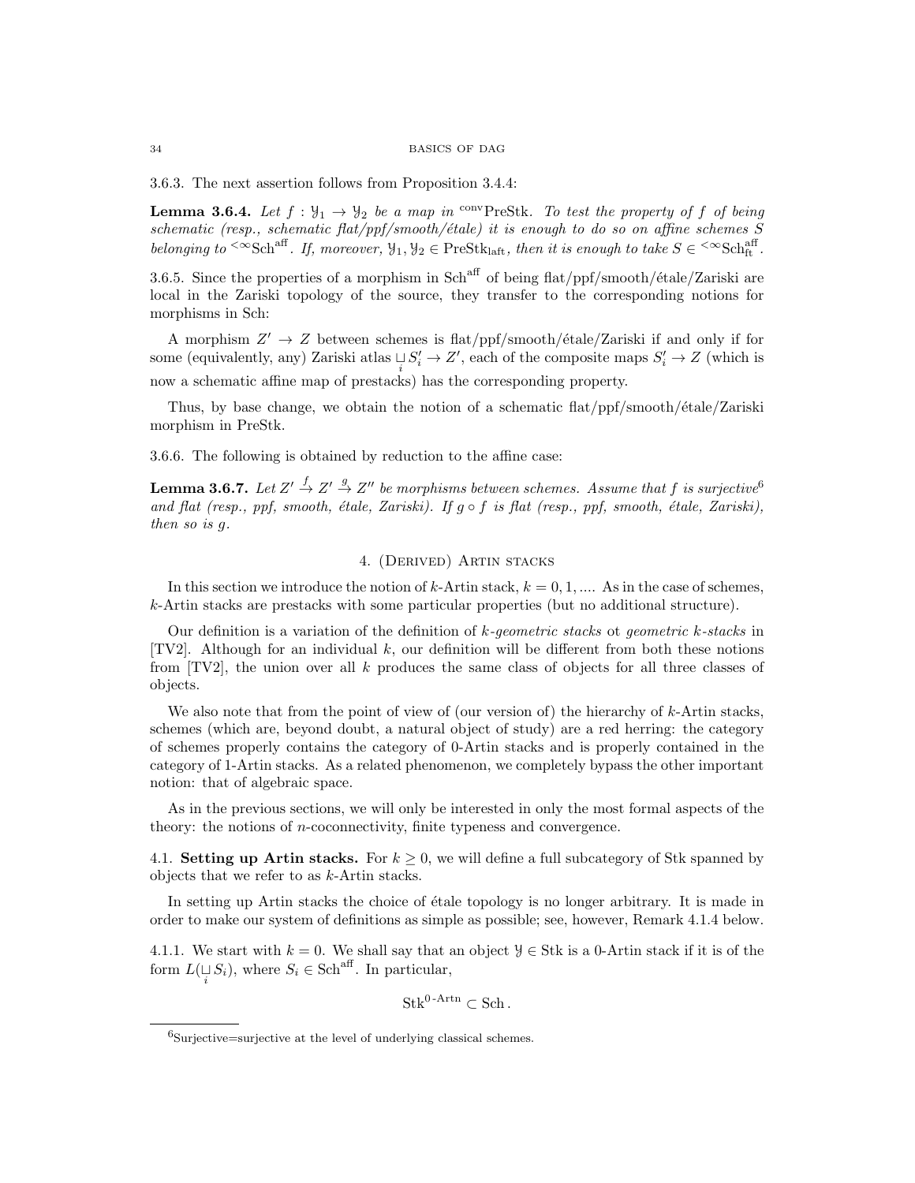3.6.3. The next assertion follows from Proposition 3.4.4:

**Lemma 3.6.4.** *Let $f : \mathcal{Y}_1 \to \mathcal{Y}_2$ be a map in ${}^{\mathrm{conv}}\mathrm{PreStk}$. To test the property of $f$ of being schematic (resp., schematic flat/ppf/smooth/étale) it is enough to do so on affine schemes $S$ belonging to ${}^{<\infty}\mathrm{Sch}^{\mathrm{aff}}$. If, moreover, $\mathcal{Y}_1, \mathcal{Y}_2 \in \mathrm{PreStk}_{\mathrm{laft}}$, then it is enough to take $S \in {}^{<\infty}\mathrm{Sch}^{\mathrm{aff}}_{\mathrm{ft}}$.*

3.6.5. Since the properties of a morphism in $\mathrm{Sch}^{\mathrm{aff}}$ of being flat/ppf/smooth/étale/Zariski are local in the Zariski topology of the source, they transfer to the corresponding notions for morphisms in Sch:

A morphism $Z' \to Z$ between schemes is flat/ppf/smooth/étale/Zariski if and only if for some (equivalently, any) Zariski atlas $\underset{i}{\sqcup} S'_i \to Z'$, each of the composite maps $S'_i \to Z$ (which is now a schematic affine map of prestacks) has the corresponding property.

Thus, by base change, we obtain the notion of a schematic flat/ppf/smooth/étale/Zariski morphism in PreStk.

3.6.6. The following is obtained by reduction to the affine case:

**Lemma 3.6.7.** *Let $Z' \overset{f}{\to} Z' \overset{g}{\to} Z''$ be morphisms between schemes. Assume that $f$ is surjective[6] and flat (resp., ppf, smooth, étale, Zariski). If $g \circ f$ is flat (resp., ppf, smooth, étale, Zariski), then so is $g$.*

## 4. (Derived) Artin stacks

In this section we introduce the notion of $k$-Artin stack, $k = 0, 1, \ldots$. As in the case of schemes, $k$-Artin stacks are prestacks with some particular properties (but no additional structure).

Our definition is a variation of the definition of *$k$-geometric stacks* ot *geometric $k$-stacks* in [TV2]. Although for an individual $k$, our definition will be different from both these notions from [TV2], the union over all $k$ produces the same class of objects for all three classes of objects.

We also note that from the point of view of (our version of) the hierarchy of $k$-Artin stacks, schemes (which are, beyond doubt, a natural object of study) are a red herring: the category of schemes properly contains the category of 0-Artin stacks and is properly contained in the category of 1-Artin stacks. As a related phenomenon, we completely bypass the other important notion: that of algebraic space.

As in the previous sections, we will only be interested in only the most formal aspects of the theory: the notions of $n$-coconnectivity, finite typeness and convergence.

### 4.1. Setting up Artin stacks.

For $k \geq 0$, we will define a full subcategory of Stk spanned by objects that we refer to as $k$-Artin stacks.

In setting up Artin stacks the choice of étale topology is no longer arbitrary. It is made in order to make our system of definitions as simple as possible; see, however, Remark 4.1.4 below.

4.1.1. We start with $k = 0$. We shall say that an object $\mathcal{Y} \in \mathrm{Stk}$ is a 0-Artin stack if it is of the form $L(\underset{i}{\sqcup} S_i)$, where $S_i \in \mathrm{Sch}^{\mathrm{aff}}$. In particular,

$$\mathrm{Stk}^{0\text{-}\mathrm{Artn}} \subset \mathrm{Sch}\,.$$

[6] Surjective=surjective at the level of underlying classical schemes.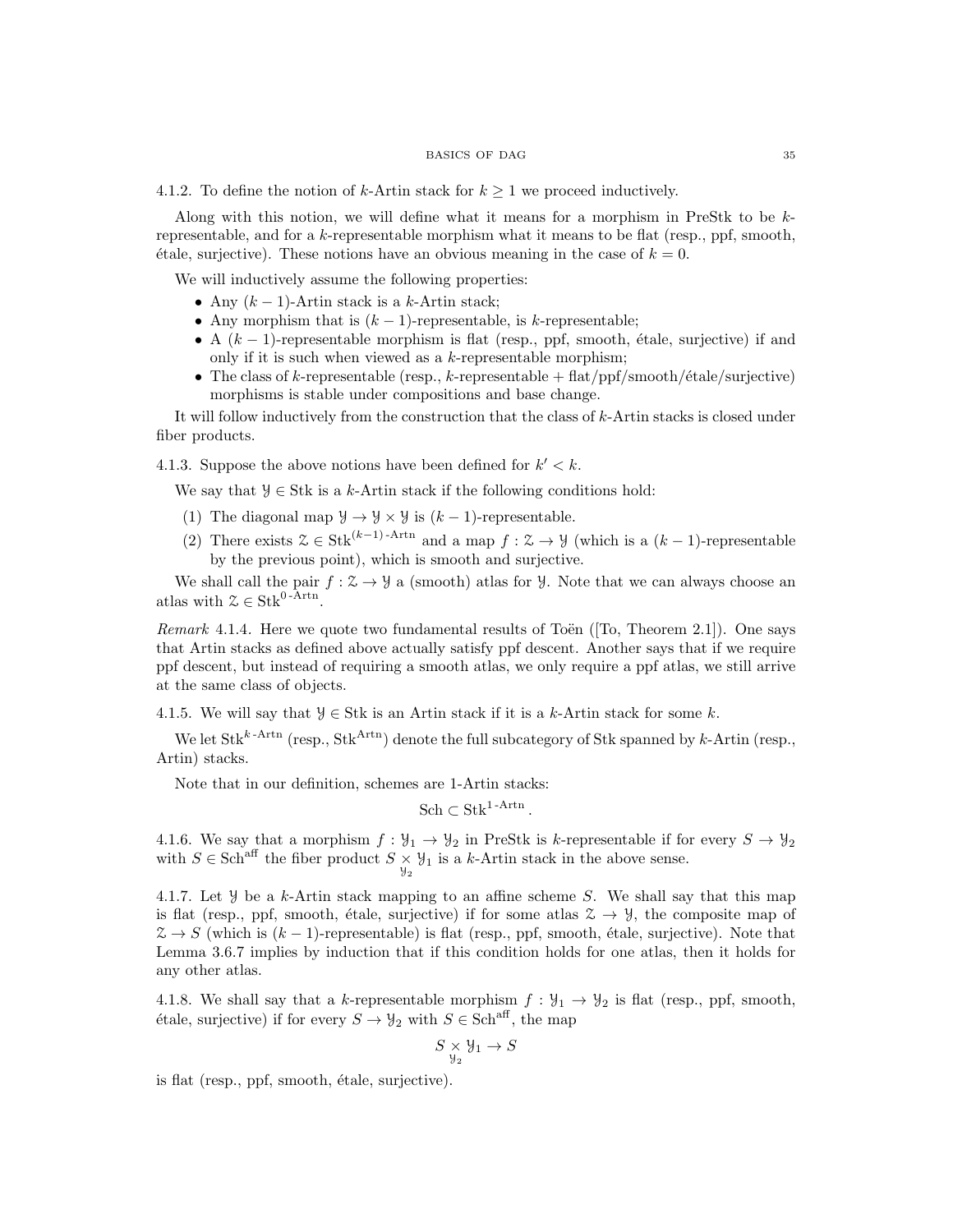4.1.2. To define the notion of $k$-Artin stack for $k \geq 1$ we proceed inductively.

Along with this notion, we will define what it means for a morphism in PreStk to be $k$-representable, and for a $k$-representable morphism what it means to be flat (resp., ppf, smooth, étale, surjective). These notions have an obvious meaning in the case of $k = 0$.

We will inductively assume the following properties:

- Any $(k-1)$-Artin stack is a $k$-Artin stack;
- Any morphism that is $(k-1)$-representable, is $k$-representable;
- A $(k-1)$-representable morphism is flat (resp., ppf, smooth, étale, surjective) if and only if it is such when viewed as a $k$-representable morphism;
- The class of $k$-representable (resp., $k$-representable + flat/ppf/smooth/étale/surjective) morphisms is stable under compositions and base change.

It will follow inductively from the construction that the class of $k$-Artin stacks is closed under fiber products.

4.1.3. Suppose the above notions have been defined for $k' < k$.

We say that $\mathcal{Y} \in \mathrm{Stk}$ is a $k$-Artin stack if the following conditions hold:

(1) The diagonal map $\mathcal{Y} \to \mathcal{Y} \times \mathcal{Y}$ is $(k-1)$-representable.

(2) There exists $\mathcal{Z} \in \mathrm{Stk}^{(k-1)\text{-Artn}}$ and a map $f : \mathcal{Z} \to \mathcal{Y}$ (which is a $(k-1)$-representable by the previous point), which is smooth and surjective.

We shall call the pair $f : \mathcal{Z} \to \mathcal{Y}$ a (smooth) atlas for $\mathcal{Y}$. Note that we can always choose an atlas with $\mathcal{Z} \in \mathrm{Stk}^{0\text{-Artn}}$.

*Remark* 4.1.4. Here we quote two fundamental results of Toën ([To, Theorem 2.1]). One says that Artin stacks as defined above actually satisfy ppf descent. Another says that if we require ppf descent, but instead of requiring a smooth atlas, we only require a ppf atlas, we still arrive at the same class of objects.

4.1.5. We will say that $\mathcal{Y} \in \mathrm{Stk}$ is an Artin stack if it is a $k$-Artin stack for some $k$.

We let $\mathrm{Stk}^{k\text{-Artn}}$ (resp., $\mathrm{Stk}^{\mathrm{Artn}}$) denote the full subcategory of Stk spanned by $k$-Artin (resp., Artin) stacks.

Note that in our definition, schemes are 1-Artin stacks:

$$\mathrm{Sch} \subset \mathrm{Stk}^{1\text{-Artn}}.$$

4.1.6. We say that a morphism $f : \mathcal{Y}_1 \to \mathcal{Y}_2$ in PreStk is $k$-representable if for every $S \to \mathcal{Y}_2$ with $S \in \mathrm{Sch}^{\mathrm{aff}}$ the fiber product $S \underset{\mathcal{Y}_2}{\times} \mathcal{Y}_1$ is a $k$-Artin stack in the above sense.

4.1.7. Let $\mathcal{Y}$ be a $k$-Artin stack mapping to an affine scheme $S$. We shall say that this map is flat (resp., ppf, smooth, étale, surjective) if for some atlas $\mathcal{Z} \to \mathcal{Y}$, the composite map of $\mathcal{Z} \to S$ (which is $(k-1)$-representable) is flat (resp., ppf, smooth, étale, surjective). Note that Lemma 3.6.7 implies by induction that if this condition holds for one atlas, then it holds for any other atlas.

4.1.8. We shall say that a $k$-representable morphism $f : \mathcal{Y}_1 \to \mathcal{Y}_2$ is flat (resp., ppf, smooth, étale, surjective) if for every $S \to \mathcal{Y}_2$ with $S \in \mathrm{Sch}^{\mathrm{aff}}$, the map

$$S \underset{\mathcal{Y}_2}{\times} \mathcal{Y}_1 \to S$$

is flat (resp., ppf, smooth, étale, surjective).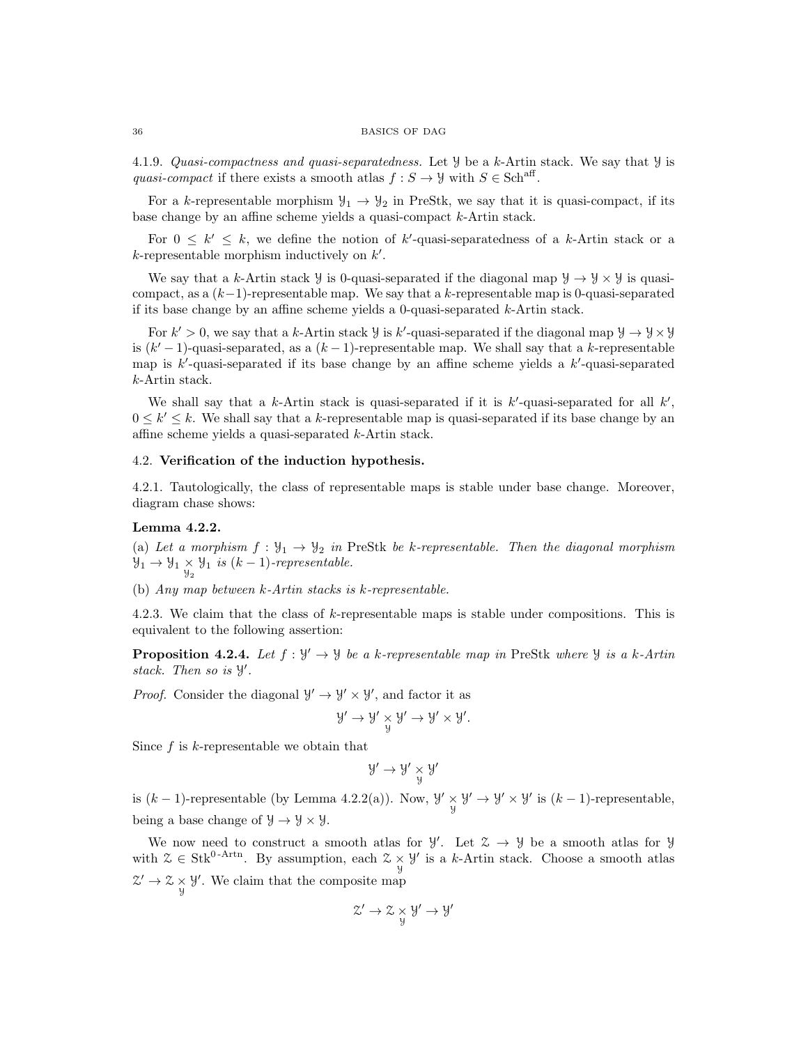4.1.9. *Quasi-compactness and quasi-separatedness.* Let $\mathcal{Y}$ be a $k$-Artin stack. We say that $\mathcal{Y}$ is *quasi-compact* if there exists a smooth atlas $f : S \to \mathcal{Y}$ with $S \in \mathrm{Sch}^{\mathrm{aff}}$.

For a $k$-representable morphism $\mathcal{Y}_1 \to \mathcal{Y}_2$ in PreStk, we say that it is quasi-compact, if its base change by an affine scheme yields a quasi-compact $k$-Artin stack.

For $0 \leq k' \leq k$, we define the notion of $k'$-quasi-separatedness of a $k$-Artin stack or a $k$-representable morphism inductively on $k'$.

We say that a $k$-Artin stack $\mathcal{Y}$ is 0-quasi-separated if the diagonal map $\mathcal{Y} \to \mathcal{Y} \times \mathcal{Y}$ is quasi-compact, as a $(k-1)$-representable map. We say that a $k$-representable map is 0-quasi-separated if its base change by an affine scheme yields a 0-quasi-separated $k$-Artin stack.

For $k' > 0$, we say that a $k$-Artin stack $\mathcal{Y}$ is $k'$-quasi-separated if the diagonal map $\mathcal{Y} \to \mathcal{Y} \times \mathcal{Y}$ is $(k'-1)$-quasi-separated, as a $(k-1)$-representable map. We shall say that a $k$-representable map is $k'$-quasi-separated if its base change by an affine scheme yields a $k'$-quasi-separated $k$-Artin stack.

We shall say that a $k$-Artin stack is quasi-separated if it is $k'$-quasi-separated for all $k'$, $0 \leq k' \leq k$. We shall say that a $k$-representable map is quasi-separated if its base change by an affine scheme yields a quasi-separated $k$-Artin stack.

## 4.2. **Verification of the induction hypothesis.**

4.2.1. Tautologically, the class of representable maps is stable under base change. Moreover, diagram chase shows:

**Lemma 4.2.2.**

(a) *Let a morphism $f : \mathcal{Y}_1 \to \mathcal{Y}_2$ in* PreStk *be $k$-representable. Then the diagonal morphism $\mathcal{Y}_1 \to \mathcal{Y}_1 \underset{\mathcal{Y}_2}{\times} \mathcal{Y}_1$ is $(k-1)$-representable.*

(b) *Any map between $k$-Artin stacks is $k$-representable.*

4.2.3. We claim that the class of $k$-representable maps is stable under compositions. This is equivalent to the following assertion:

**Proposition 4.2.4.** *Let $f : \mathcal{Y}' \to \mathcal{Y}$ be a $k$-representable map in* PreStk *where $\mathcal{Y}$ is a $k$-Artin stack. Then so is $\mathcal{Y}'$.*

*Proof.* Consider the diagonal $\mathcal{Y}' \to \mathcal{Y}' \times \mathcal{Y}'$, and factor it as

$$\mathcal{Y}' \to \mathcal{Y}' \underset{\mathcal{Y}}{\times} \mathcal{Y}' \to \mathcal{Y}' \times \mathcal{Y}'.$$

Since $f$ is $k$-representable we obtain that

$$\mathcal{Y}' \to \mathcal{Y}' \underset{\mathcal{Y}}{\times} \mathcal{Y}'$$

is $(k-1)$-representable (by Lemma 4.2.2(a)). Now, $\mathcal{Y}' \underset{\mathcal{Y}}{\times} \mathcal{Y}' \to \mathcal{Y}' \times \mathcal{Y}'$ is $(k-1)$-representable, being a base change of $\mathcal{Y} \to \mathcal{Y} \times \mathcal{Y}$.

We now need to construct a smooth atlas for $\mathcal{Y}'$. Let $\mathcal{Z} \to \mathcal{Y}$ be a smooth atlas for $\mathcal{Y}$ with $\mathcal{Z} \in \mathrm{Stk}^{0\text{-Artn}}$. By assumption, each $\mathcal{Z} \underset{\mathcal{Y}}{\times} \mathcal{Y}'$ is a $k$-Artin stack. Choose a smooth atlas $\mathcal{Z}' \to \mathcal{Z} \underset{\mathcal{Y}}{\times} \mathcal{Y}'$. We claim that the composite map

$$\mathcal{Z}' \to \mathcal{Z} \underset{\mathcal{Y}}{\times} \mathcal{Y}' \to \mathcal{Y}'$$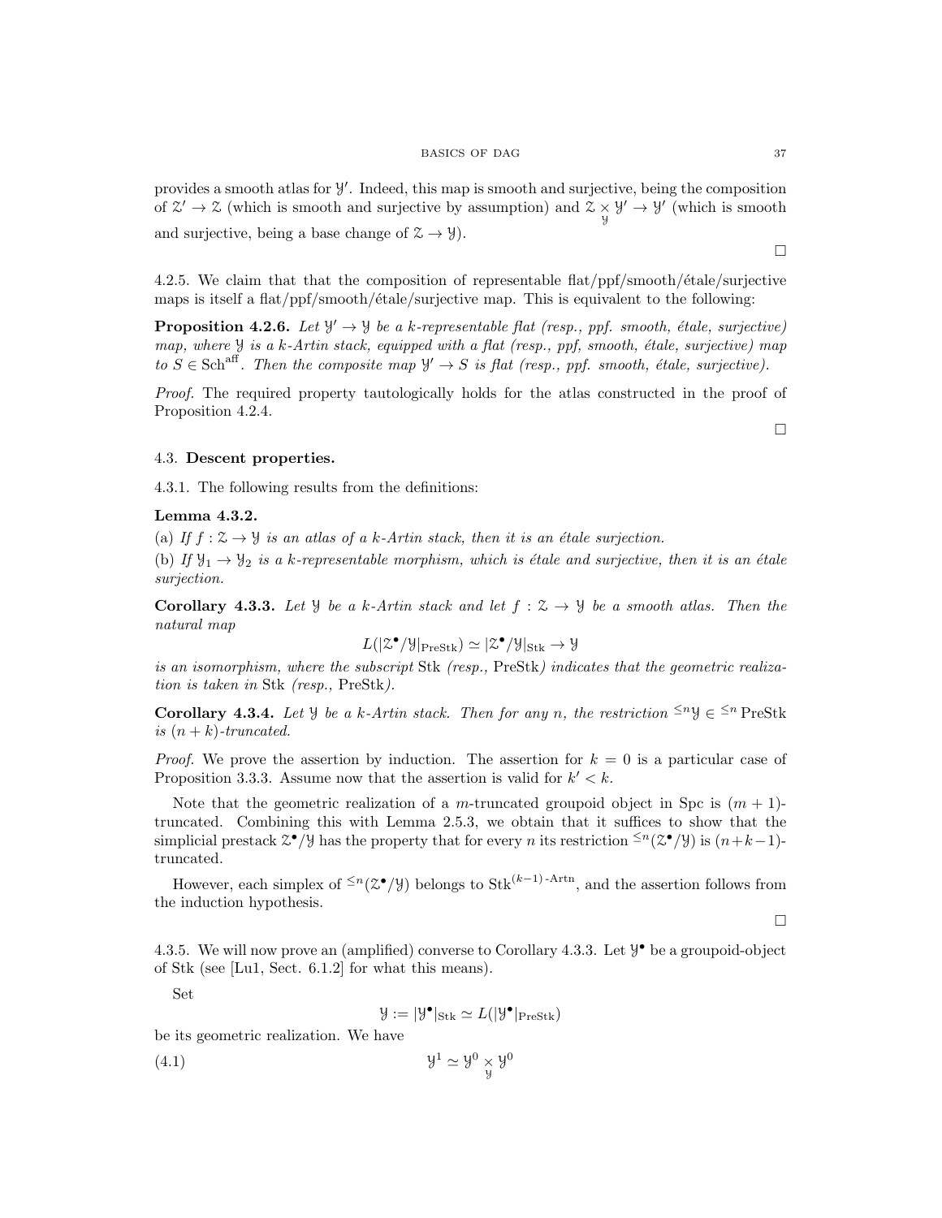provides a smooth atlas for $\mathcal{Y}'$. Indeed, this map is smooth and surjective, being the composition of $\mathcal{Z}' \to \mathcal{Z}$ (which is smooth and surjective by assumption) and $\mathcal{Z} \underset{\mathcal{Y}}{\times} \mathcal{Y}' \to \mathcal{Y}'$ (which is smooth and surjective, being a base change of $\mathcal{Z} \to \mathcal{Y}$).

∎

4.2.5. We claim that that the composition of representable flat/ppf/smooth/étale/surjective maps is itself a flat/ppf/smooth/étale/surjective map. This is equivalent to the following:

**Proposition 4.2.6.** *Let $\mathcal{Y}' \to \mathcal{Y}$ be a k-representable flat (resp., ppf. smooth, étale, surjective) map, where $\mathcal{Y}$ is a k-Artin stack, equipped with a flat (resp., ppf, smooth, étale, surjective) map to $S \in \mathrm{Sch}^{\mathrm{aff}}$. Then the composite map $\mathcal{Y}' \to S$ is flat (resp., ppf. smooth, étale, surjective).*

*Proof.* The required property tautologically holds for the atlas constructed in the proof of Proposition 4.2.4.

∎

## 4.3. **Descent properties.**

4.3.1. The following results from the definitions:

**Lemma 4.3.2.**

(a) *If $f : \mathcal{Z} \to \mathcal{Y}$ is an atlas of a k-Artin stack, then it is an étale surjection.*

(b) *If $\mathcal{Y}_1 \to \mathcal{Y}_2$ is a k-representable morphism, which is étale and surjective, then it is an étale surjection.*

**Corollary 4.3.3.** *Let $\mathcal{Y}$ be a k-Artin stack and let $f : \mathcal{Z} \to \mathcal{Y}$ be a smooth atlas. Then the natural map*

$$L(|\mathcal{Z}^\bullet/\mathcal{Y}|_{\mathrm{PreStk}}) \simeq |\mathcal{Z}^\bullet/\mathcal{Y}|_{\mathrm{Stk}} \to \mathcal{Y}$$

*is an isomorphism, where the subscript* Stk *(resp.,* PreStk*) indicates that the geometric realization is taken in* Stk *(resp.,* PreStk*).*

**Corollary 4.3.4.** *Let $\mathcal{Y}$ be a k-Artin stack. Then for any n, the restriction ${}^{\leq n}\mathcal{Y} \in {}^{\leq n}\mathrm{PreStk}$ is $(n + k)$-truncated.*

*Proof.* We prove the assertion by induction. The assertion for $k = 0$ is a particular case of Proposition 3.3.3. Assume now that the assertion is valid for $k' < k$.

Note that the geometric realization of a $m$-truncated groupoid object in Spc is $(m + 1)$-truncated. Combining this with Lemma 2.5.3, we obtain that it suffices to show that the simplicial prestack $\mathcal{Z}^\bullet/\mathcal{Y}$ has the property that for every $n$ its restriction ${}^{\leq n}(\mathcal{Z}^\bullet/\mathcal{Y})$ is $(n+k-1)$-truncated.

However, each simplex of ${}^{\leq n}(\mathcal{Z}^\bullet/\mathcal{Y})$ belongs to $\mathrm{Stk}^{(k-1)\text{-Artn}}$, and the assertion follows from the induction hypothesis.

∎

4.3.5. We will now prove an (amplified) converse to Corollary 4.3.3. Let $\mathcal{Y}^\bullet$ be a groupoid-object of Stk (see [Lu1, Sect. 6.1.2] for what this means).

Set

$$\mathcal{Y} := |\mathcal{Y}^\bullet|_{\mathrm{Stk}} \simeq L(|\mathcal{Y}^\bullet|_{\mathrm{PreStk}})$$

be its geometric realization. We have

$$\mathcal{Y}^1 \simeq \mathcal{Y}^0 \underset{\mathcal{Y}}{\times} \mathcal{Y}^0 \tag{4.1}$$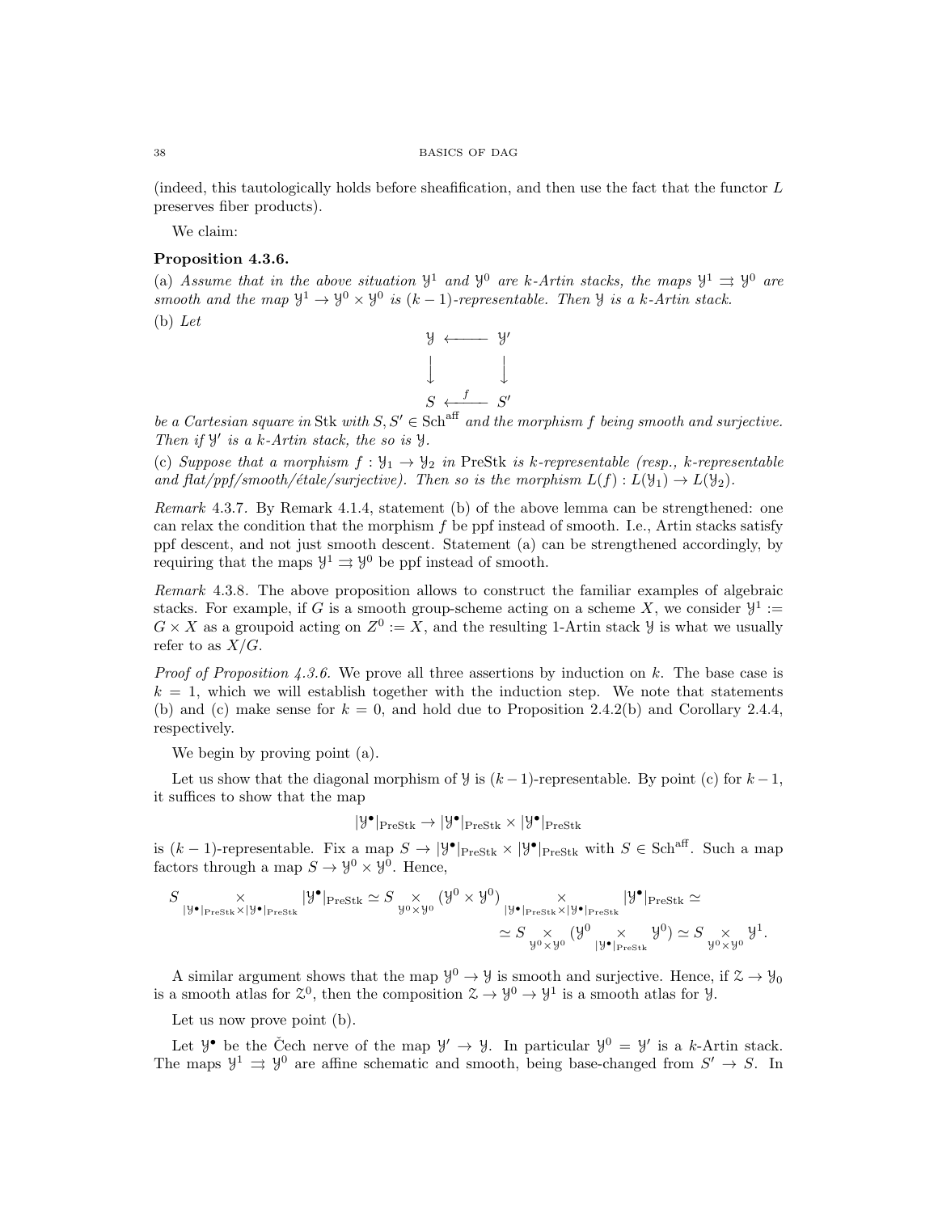(indeed, this tautologically holds before sheafification, and then use the fact that the functor $L$ preserves fiber products).

We claim:

**Proposition 4.3.6.**

(a) *Assume that in the above situation $\mathcal{Y}^1$ and $\mathcal{Y}^0$ are $k$-Artin stacks, the maps $\mathcal{Y}^1 \rightrightarrows \mathcal{Y}^0$ are smooth and the map $\mathcal{Y}^1 \to \mathcal{Y}^0 \times \mathcal{Y}^0$ is $(k-1)$-representable. Then $\mathcal{Y}$ is a $k$-Artin stack.*

(b) *Let*

$$\begin{array}{ccc} \mathcal{Y} & \longleftarrow & \mathcal{Y}' \\ \big\downarrow & & \big\downarrow \\ S & \xleftarrow{\ f\ } & S' \end{array}$$

*be a Cartesian square in* Stk *with $S, S' \in \mathrm{Sch}^{\mathrm{aff}}$ and the morphism $f$ being smooth and surjective. Then if $\mathcal{Y}'$ is a $k$-Artin stack, the so is $\mathcal{Y}$.*

(c) *Suppose that a morphism $f : \mathcal{Y}_1 \to \mathcal{Y}_2$ in* PreStk *is $k$-representable (resp., $k$-representable and flat/ppf/smooth/étale/surjective). Then so is the morphism $L(f) : L(\mathcal{Y}_1) \to L(\mathcal{Y}_2)$.*

*Remark* 4.3.7. By Remark 4.1.4, statement (b) of the above lemma can be strengthened: one can relax the condition that the morphism $f$ be ppf instead of smooth. I.e., Artin stacks satisfy ppf descent, and not just smooth descent. Statement (a) can be strengthened accordingly, by requiring that the maps $\mathcal{Y}^1 \rightrightarrows \mathcal{Y}^0$ be ppf instead of smooth.

*Remark* 4.3.8. The above proposition allows to construct the familiar examples of algebraic stacks. For example, if $G$ is a smooth group-scheme acting on a scheme $X$, we consider $\mathcal{Y}^1 := G \times X$ as a groupoid acting on $Z^0 := X$, and the resulting 1-Artin stack $\mathcal{Y}$ is what we usually refer to as $X/G$.

*Proof of Proposition 4.3.6.* We prove all three assertions by induction on $k$. The base case is $k = 1$, which we will establish together with the induction step. We note that statements (b) and (c) make sense for $k = 0$, and hold due to Proposition 2.4.2(b) and Corollary 2.4.4, respectively.

We begin by proving point (a).

Let us show that the diagonal morphism of $\mathcal{Y}$ is $(k-1)$-representable. By point (c) for $k-1$, it suffices to show that the map

$$|\mathcal{Y}^\bullet|_{\mathrm{PreStk}} \to |\mathcal{Y}^\bullet|_{\mathrm{PreStk}} \times |\mathcal{Y}^\bullet|_{\mathrm{PreStk}}$$

is $(k-1)$-representable. Fix a map $S \to |\mathcal{Y}^\bullet|_{\mathrm{PreStk}} \times |\mathcal{Y}^\bullet|_{\mathrm{PreStk}}$ with $S \in \mathrm{Sch}^{\mathrm{aff}}$. Such a map factors through a map $S \to \mathcal{Y}^0 \times \mathcal{Y}^0$. Hence,

$$S \underset{|\mathcal{Y}^\bullet|_{\mathrm{PreStk}} \times |\mathcal{Y}^\bullet|_{\mathrm{PreStk}}}{\times} |\mathcal{Y}^\bullet|_{\mathrm{PreStk}} \simeq S \underset{\mathcal{Y}^0 \times \mathcal{Y}^0}{\times} (\mathcal{Y}^0 \times \mathcal{Y}^0) \underset{|\mathcal{Y}^\bullet|_{\mathrm{PreStk}} \times |\mathcal{Y}^\bullet|_{\mathrm{PreStk}}}{\times} |\mathcal{Y}^\bullet|_{\mathrm{PreStk}} \simeq$$

$$\simeq S \underset{\mathcal{Y}^0 \times \mathcal{Y}^0}{\times} (\mathcal{Y}^0 \underset{|\mathcal{Y}^\bullet|_{\mathrm{PreStk}}}{\times} \mathcal{Y}^0) \simeq S \underset{\mathcal{Y}^0 \times \mathcal{Y}^0}{\times} \mathcal{Y}^1.$$

A similar argument shows that the map $\mathcal{Y}^0 \to \mathcal{Y}$ is smooth and surjective. Hence, if $\mathcal{Z} \to \mathcal{Y}_0$ is a smooth atlas for $\mathcal{Z}^0$, then the composition $\mathcal{Z} \to \mathcal{Y}^0 \to \mathcal{Y}^1$ is a smooth atlas for $\mathcal{Y}$.

Let us now prove point (b).

Let $\mathcal{Y}^\bullet$ be the Čech nerve of the map $\mathcal{Y}' \to \mathcal{Y}$. In particular $\mathcal{Y}^0 = \mathcal{Y}'$ is a $k$-Artin stack. The maps $\mathcal{Y}^1 \rightrightarrows \mathcal{Y}^0$ are affine schematic and smooth, being base-changed from $S' \to S$. In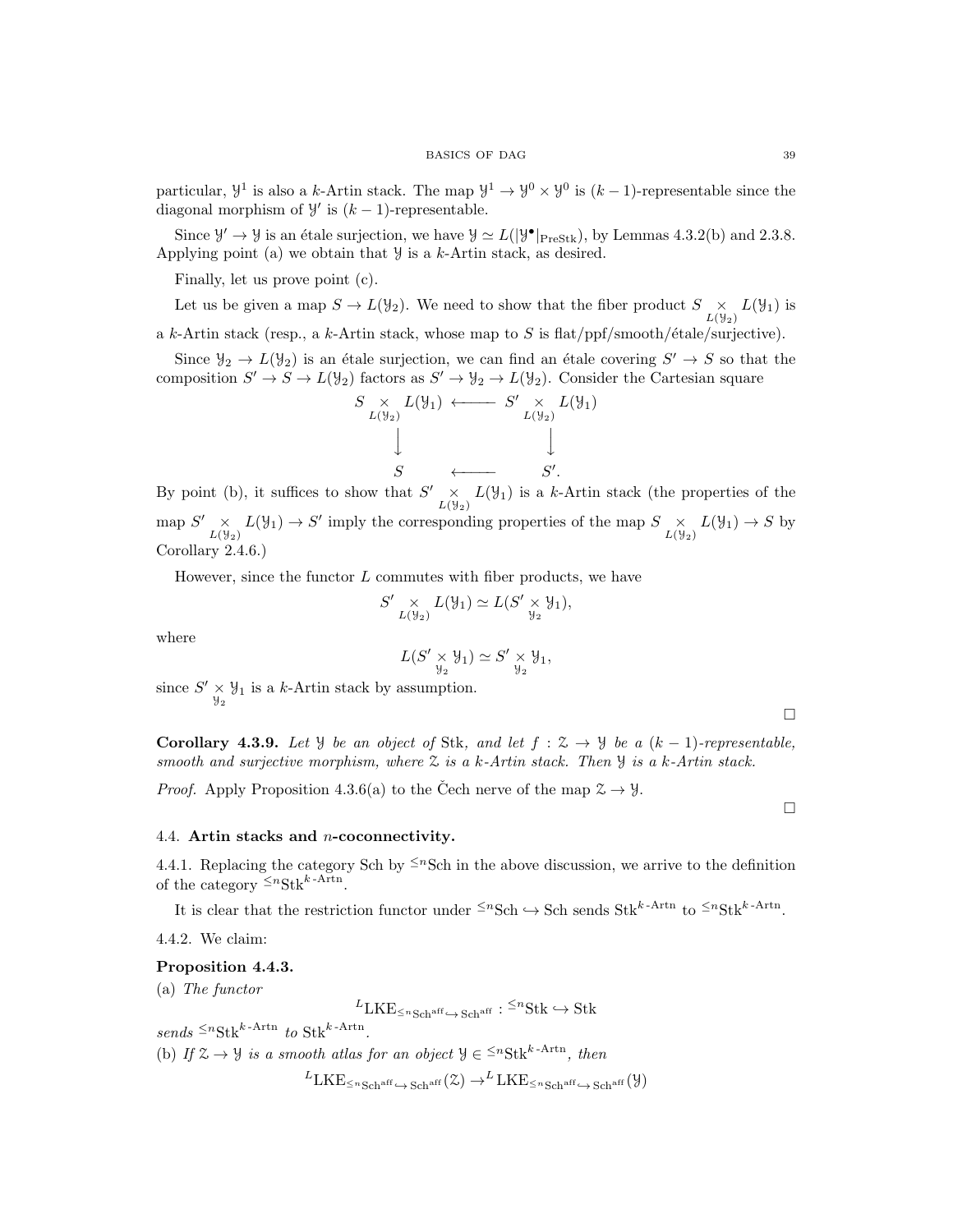particular, $\mathcal{Y}^1$ is also a $k$-Artin stack. The map $\mathcal{Y}^1 \to \mathcal{Y}^0 \times \mathcal{Y}^0$ is $(k-1)$-representable since the diagonal morphism of $\mathcal{Y}'$ is $(k-1)$-representable.

Since $\mathcal{Y}' \to \mathcal{Y}$ is an étale surjection, we have $\mathcal{Y} \simeq L(|\mathcal{Y}^\bullet|_{\mathrm{PreStk}})$, by Lemmas 4.3.2(b) and 2.3.8. Applying point (a) we obtain that $\mathcal{Y}$ is a $k$-Artin stack, as desired.

Finally, let us prove point (c).

Let us be given a map $S \to L(\mathcal{Y}_2)$. We need to show that the fiber product $S \underset{L(\mathcal{Y}_2)}{\times} L(\mathcal{Y}_1)$ is a $k$-Artin stack (resp., a $k$-Artin stack, whose map to $S$ is flat/ppf/smooth/étale/surjective).

Since $\mathcal{Y}_2 \to L(\mathcal{Y}_2)$ is an étale surjection, we can find an étale covering $S' \to S$ so that the composition $S' \to S \to L(\mathcal{Y}_2)$ factors as $S' \to \mathcal{Y}_2 \to L(\mathcal{Y}_2)$. Consider the Cartesian square

$$\begin{array}{ccc} S \underset{L(\mathcal{Y}_2)}{\times} L(\mathcal{Y}_1) & \longleftarrow & S' \underset{L(\mathcal{Y}_2)}{\times} L(\mathcal{Y}_1) \\ \Big\downarrow & & \Big\downarrow \\ S & \longleftarrow & S'. \end{array}$$

By point (b), it suffices to show that $S' \underset{L(\mathcal{Y}_2)}{\times} L(\mathcal{Y}_1)$ is a $k$-Artin stack (the properties of the map $S' \underset{L(\mathcal{Y}_2)}{\times} L(\mathcal{Y}_1) \to S'$ imply the corresponding properties of the map $S \underset{L(\mathcal{Y}_2)}{\times} L(\mathcal{Y}_1) \to S$ by Corollary 2.4.6.)

However, since the functor $L$ commutes with fiber products, we have

$$S' \underset{L(\mathcal{Y}_2)}{\times} L(\mathcal{Y}_1) \simeq L(S' \underset{\mathcal{Y}_2}{\times} \mathcal{Y}_1),$$

where

$$L(S' \underset{\mathcal{Y}_2}{\times} \mathcal{Y}_1) \simeq S' \underset{\mathcal{Y}_2}{\times} \mathcal{Y}_1,$$

since $S' \underset{\mathcal{Y}_2}{\times} \mathcal{Y}_1$ is a $k$-Artin stack by assumption.

□

**Corollary 4.3.9.** *Let $\mathcal{Y}$ be an object of* Stk*, and let $f : \mathcal{Z} \to \mathcal{Y}$ be a $(k-1)$-representable, smooth and surjective morphism, where $\mathcal{Z}$ is a $k$-Artin stack. Then $\mathcal{Y}$ is a $k$-Artin stack.*

*Proof.* Apply Proposition 4.3.6(a) to the Čech nerve of the map $\mathcal{Z} \to \mathcal{Y}$.

□

## 4.4. Artin stacks and $n$-coconnectivity.

4.4.1. Replacing the category Sch by ${}^{\leq n}\mathrm{Sch}$ in the above discussion, we arrive to the definition of the category ${}^{\leq n}\mathrm{Stk}^{k\text{-}\mathrm{Artn}}$.

It is clear that the restriction functor under ${}^{\leq n}\mathrm{Sch} \hookrightarrow \mathrm{Sch}$ sends $\mathrm{Stk}^{k\text{-}\mathrm{Artn}}$ to ${}^{\leq n}\mathrm{Stk}^{k\text{-}\mathrm{Artn}}$.

4.4.2. We claim:

**Proposition 4.4.3.**

(a) *The functor*

$${}^{L}\mathrm{LKE}_{{}^{\leq n}\mathrm{Sch}^{\mathrm{aff}} \hookrightarrow \mathrm{Sch}^{\mathrm{aff}}} : {}^{\leq n}\mathrm{Stk} \hookrightarrow \mathrm{Stk}$$

*sends ${}^{\leq n}\mathrm{Stk}^{k\text{-}\mathrm{Artn}}$ to $\mathrm{Stk}^{k\text{-}\mathrm{Artn}}$.*

(b) *If $\mathcal{Z} \to \mathcal{Y}$ is a smooth atlas for an object $\mathcal{Y} \in {}^{\leq n}\mathrm{Stk}^{k\text{-}\mathrm{Artn}}$, then*

$${}^{L}\mathrm{LKE}_{{}^{\leq n}\mathrm{Sch}^{\mathrm{aff}} \hookrightarrow \mathrm{Sch}^{\mathrm{aff}}}(\mathcal{Z}) \to {}^{L}\mathrm{LKE}_{{}^{\leq n}\mathrm{Sch}^{\mathrm{aff}} \hookrightarrow \mathrm{Sch}^{\mathrm{aff}}}(\mathcal{Y})$$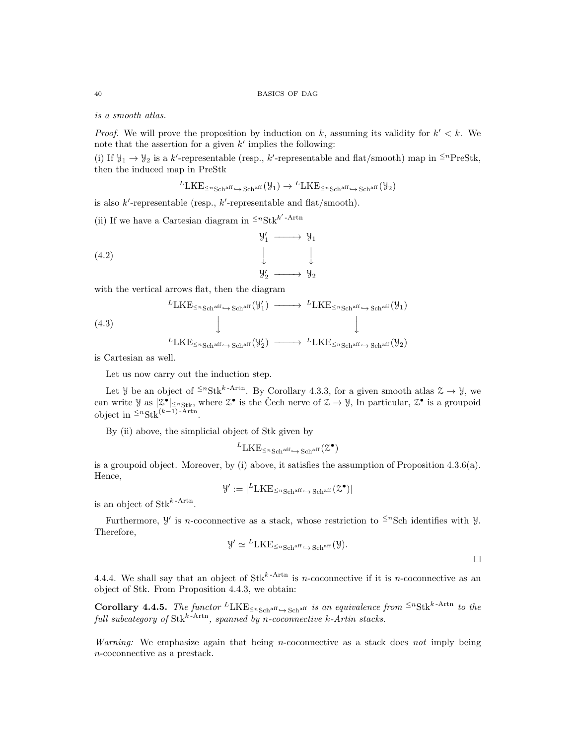*is a smooth atlas.*

*Proof.* We will prove the proposition by induction on $k$, assuming its validity for $k' < k$. We note that the assertion for a given $k'$ implies the following:

(i) If $\mathcal{Y}_1 \to \mathcal{Y}_2$ is a $k'$-representable (resp., $k'$-representable and flat/smooth) map in ${}^{\leq n}\text{PreStk}$, then the induced map in PreStk

$$^L\text{LKE}_{{}^{\leq n}\text{Sch}^{\text{aff}} \hookrightarrow \text{Sch}^{\text{aff}}}(\mathcal{Y}_1) \to {}^L\text{LKE}_{{}^{\leq n}\text{Sch}^{\text{aff}} \hookrightarrow \text{Sch}^{\text{aff}}}(\mathcal{Y}_2)$$

is also $k'$-representable (resp., $k'$-representable and flat/smooth).

(ii) If we have a Cartesian diagram in ${}^{\leq n}\text{Stk}^{k'\text{-Artn}}$

$$\begin{array}{ccc} \mathcal{Y}_1' & \longrightarrow & \mathcal{Y}_1 \\ \downarrow & & \downarrow \\ \mathcal{Y}_2' & \longrightarrow & \mathcal{Y}_2 \end{array} \tag{4.2}$$

with the vertical arrows flat, then the diagram

$$\begin{array}{ccc} ^L\text{LKE}_{{}^{\leq n}\text{Sch}^{\text{aff}} \hookrightarrow \text{Sch}^{\text{aff}}}(\mathcal{Y}_1') & \longrightarrow & ^L\text{LKE}_{{}^{\leq n}\text{Sch}^{\text{aff}} \hookrightarrow \text{Sch}^{\text{aff}}}(\mathcal{Y}_1) \\ \downarrow & & \downarrow \\ ^L\text{LKE}_{{}^{\leq n}\text{Sch}^{\text{aff}} \hookrightarrow \text{Sch}^{\text{aff}}}(\mathcal{Y}_2') & \longrightarrow & ^L\text{LKE}_{{}^{\leq n}\text{Sch}^{\text{aff}} \hookrightarrow \text{Sch}^{\text{aff}}}(\mathcal{Y}_2) \end{array} \tag{4.3}$$

is Cartesian as well.

Let us now carry out the induction step.

Let $\mathcal{Y}$ be an object of ${}^{\leq n}\text{Stk}^{k\text{-Artn}}$. By Corollary 4.3.3, for a given smooth atlas $\mathcal{Z} \to \mathcal{Y}$, we can write $\mathcal{Y}$ as $|\mathcal{Z}^\bullet|_{{}^{\leq n}\text{Stk}}$, where $\mathcal{Z}^\bullet$ is the Čech nerve of $\mathcal{Z} \to \mathcal{Y}$, In particular, $\mathcal{Z}^\bullet$ is a groupoid object in ${}^{\leq n}\text{Stk}^{(k-1)\text{-Artn}}$.

By (ii) above, the simplicial object of Stk given by

$$^L\text{LKE}_{{}^{\leq n}\text{Sch}^{\text{aff}} \hookrightarrow \text{Sch}^{\text{aff}}}(\mathcal{Z}^\bullet)$$

is a groupoid object. Moreover, by (i) above, it satisfies the assumption of Proposition 4.3.6(a). Hence,

$$\mathcal{Y}' := |{}^L\text{LKE}_{{}^{\leq n}\text{Sch}^{\text{aff}} \hookrightarrow \text{Sch}^{\text{aff}}}(\mathcal{Z}^\bullet)|$$

is an object of $\text{Stk}^{k\text{-Artn}}$.

Furthermore, $\mathcal{Y}'$ is $n$-coconnective as a stack, whose restriction to ${}^{\leq n}\text{Sch}$ identifies with $\mathcal{Y}$. Therefore,

$$\mathcal{Y}' \simeq {}^L\text{LKE}_{{}^{\leq n}\text{Sch}^{\text{aff}} \hookrightarrow \text{Sch}^{\text{aff}}}(\mathcal{Y}).$$

□

4.4.4. We shall say that an object of $\text{Stk}^{k\text{-Artn}}$ is $n$-coconnective if it is $n$-coconnective as an object of Stk. From Proposition 4.4.3, we obtain:

**Corollary 4.4.5.** *The functor* $^L\text{LKE}_{{}^{\leq n}\text{Sch}^{\text{aff}} \hookrightarrow \text{Sch}^{\text{aff}}}$ *is an equivalence from* ${}^{\leq n}\text{Stk}^{k\text{-Artn}}$ *to the full subcategory of* $\text{Stk}^{k\text{-Artn}}$*, spanned by $n$-coconnective $k$-Artin stacks.*

*Warning:* We emphasize again that being $n$-coconnective as a stack does *not* imply being $n$-coconnective as a prestack.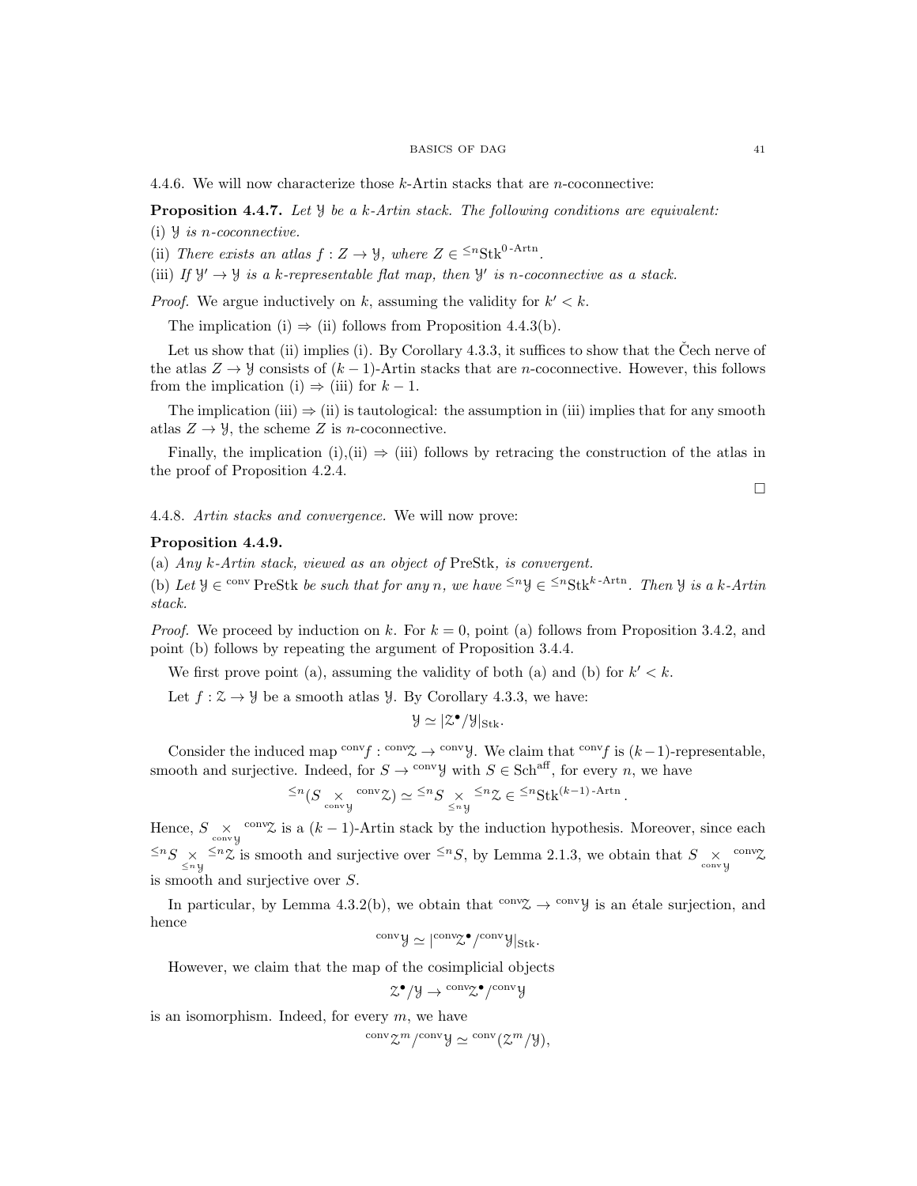4.4.6. We will now characterize those $k$-Artin stacks that are $n$-coconnective:

**Proposition 4.4.7.** *Let $\mathcal{Y}$ be a $k$-Artin stack. The following conditions are equivalent:*

(i) *$\mathcal{Y}$ is $n$-coconnective.*

(ii) *There exists an atlas $f : Z \to \mathcal{Y}$, where $Z \in {}^{\leq n}\mathrm{Stk}^{0\text{-}\mathrm{Artn}}$.*

(iii) *If $\mathcal{Y}' \to \mathcal{Y}$ is a $k$-representable flat map, then $\mathcal{Y}'$ is $n$-coconnective as a stack.*

*Proof.* We argue inductively on $k$, assuming the validity for $k' < k$.

The implication (i) $\Rightarrow$ (ii) follows from Proposition 4.4.3(b).

Let us show that (ii) implies (i). By Corollary 4.3.3, it suffices to show that the Čech nerve of the atlas $Z \to \mathcal{Y}$ consists of $(k-1)$-Artin stacks that are $n$-coconnective. However, this follows from the implication (i) $\Rightarrow$ (iii) for $k-1$.

The implication (iii) $\Rightarrow$ (ii) is tautological: the assumption in (iii) implies that for any smooth atlas $Z \to \mathcal{Y}$, the scheme $Z$ is $n$-coconnective.

Finally, the implication (i),(ii) $\Rightarrow$ (iii) follows by retracing the construction of the atlas in the proof of Proposition 4.2.4.

□

4.4.8. *Artin stacks and convergence.* We will now prove:

**Proposition 4.4.9.**

(a) *Any $k$-Artin stack, viewed as an object of* PreStk*, is convergent.*

(b) *Let $\mathcal{Y} \in {}^{\mathrm{conv}}\mathrm{PreStk}$ be such that for any $n$, we have ${}^{\leq n}\mathcal{Y} \in {}^{\leq n}\mathrm{Stk}^{k\text{-}\mathrm{Artn}}$. Then $\mathcal{Y}$ is a $k$-Artin stack.*

*Proof.* We proceed by induction on $k$. For $k = 0$, point (a) follows from Proposition 3.4.2, and point (b) follows by repeating the argument of Proposition 3.4.4.

We first prove point (a), assuming the validity of both (a) and (b) for $k' < k$.

Let $f : \mathcal{Z} \to \mathcal{Y}$ be a smooth atlas $\mathcal{Y}$. By Corollary 4.3.3, we have:

$$\mathcal{Y} \simeq |\mathcal{Z}^\bullet/\mathcal{Y}|_{\mathrm{Stk}}.$$

Consider the induced map ${}^{\mathrm{conv}}f : {}^{\mathrm{conv}}\mathcal{Z} \to {}^{\mathrm{conv}}\mathcal{Y}$. We claim that ${}^{\mathrm{conv}}f$ is $(k-1)$-representable, smooth and surjective. Indeed, for $S \to {}^{\mathrm{conv}}\mathcal{Y}$ with $S \in \mathrm{Sch}^{\mathrm{aff}}$, for every $n$, we have

$${}^{\leq n}(S \underset{{}^{\mathrm{conv}}\mathcal{Y}}{\times} {}^{\mathrm{conv}}\mathcal{Z}) \simeq {}^{\leq n}S \underset{{}^{\leq n}\mathcal{Y}}{\times} {}^{\leq n}\mathcal{Z} \in {}^{\leq n}\mathrm{Stk}^{(k-1)\text{-}\mathrm{Artn}}.$$

Hence, $S \underset{{}^{\mathrm{conv}}\mathcal{Y}}{\times} {}^{\mathrm{conv}}\mathcal{Z}$ is a $(k-1)$-Artin stack by the induction hypothesis. Moreover, since each ${}^{\leq n}S \underset{{}^{\leq n}\mathcal{Y}}{\times} {}^{\leq n}\mathcal{Z}$ is smooth and surjective over ${}^{\leq n}S$, by Lemma 2.1.3, we obtain that $S \underset{{}^{\mathrm{conv}}\mathcal{Y}}{\times} {}^{\mathrm{conv}}\mathcal{Z}$ is smooth and surjective over $S$.

In particular, by Lemma 4.3.2(b), we obtain that ${}^{\mathrm{conv}}\mathcal{Z} \to {}^{\mathrm{conv}}\mathcal{Y}$ is an étale surjection, and hence

$${}^{\mathrm{conv}}\mathcal{Y} \simeq |{}^{\mathrm{conv}}\mathcal{Z}^\bullet/{}^{\mathrm{conv}}\mathcal{Y}|_{\mathrm{Stk}}.$$

However, we claim that the map of the cosimplicial objects

$$\mathcal{Z}^\bullet/\mathcal{Y} \to {}^{\mathrm{conv}}\mathcal{Z}^\bullet/{}^{\mathrm{conv}}\mathcal{Y}$$

is an isomorphism. Indeed, for every $m$, we have

$${}^{\mathrm{conv}}\mathcal{Z}^m/{}^{\mathrm{conv}}\mathcal{Y} \simeq {}^{\mathrm{conv}}(\mathcal{Z}^m/\mathcal{Y}),$$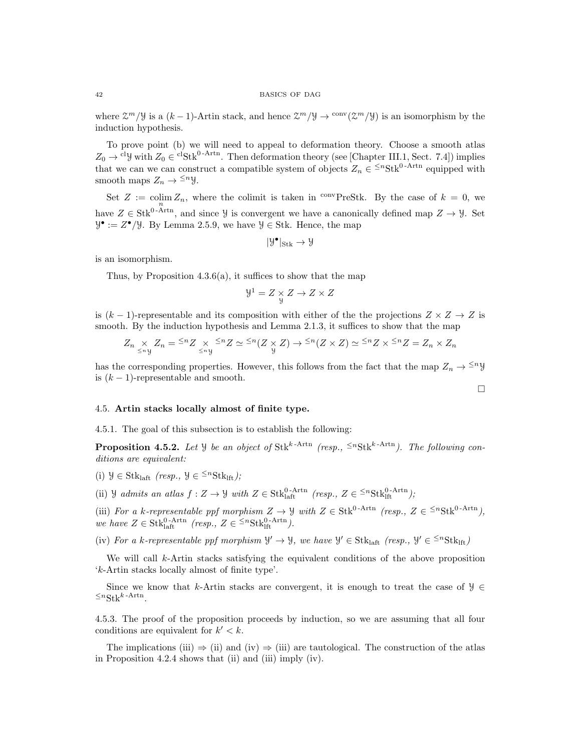where $\mathcal{Z}^m/\mathcal{Y}$ is a $(k-1)$-Artin stack, and hence $\mathcal{Z}^m/\mathcal{Y} \to {}^{\mathrm{conv}}(\mathcal{Z}^m/\mathcal{Y})$ is an isomorphism by the induction hypothesis.

To prove point (b) we will need to appeal to deformation theory. Choose a smooth atlas $Z_0 \to {}^{\mathrm{cl}}\mathcal{Y}$ with $Z_0 \in {}^{\mathrm{cl}}\mathrm{Stk}^{0\text{-}\mathrm{Artn}}$. Then deformation theory (see [Chapter III.1, Sect. 7.4]) implies that we can we can construct a compatible system of objects $Z_n \in {}^{\leq n}\mathrm{Stk}^{0\text{-}\mathrm{Artn}}$ equipped with smooth maps $Z_n \to {}^{\leq n}\mathcal{Y}$.

Set $Z := \underset{n}{\mathrm{colim}}\, Z_n$, where the colimit is taken in ${}^{\mathrm{conv}}\mathrm{PreStk}$. By the case of $k = 0$, we have $Z \in \mathrm{Stk}^{0\text{-}\mathrm{Artn}}$, and since $\mathcal{Y}$ is convergent we have a canonically defined map $Z \to \mathcal{Y}$. Set $\mathcal{Y}^\bullet := Z^\bullet/\mathcal{Y}$. By Lemma 2.5.9, we have $\mathcal{Y} \in \mathrm{Stk}$. Hence, the map

$$|\mathcal{Y}^\bullet|_{\mathrm{Stk}} \to \mathcal{Y}$$

is an isomorphism.

Thus, by Proposition 4.3.6(a), it suffices to show that the map

$$\mathcal{Y}^1 = Z \underset{\mathcal{Y}}{\times} Z \to Z \times Z$$

is $(k-1)$-representable and its composition with either of the the projections $Z \times Z \to Z$ is smooth. By the induction hypothesis and Lemma 2.1.3, it suffices to show that the map

$$Z_n \underset{{}^{\leq n}\mathcal{Y}}{\times} Z_n = {}^{\leq n}Z \underset{{}^{\leq n}\mathcal{Y}}{\times} {}^{\leq n}Z \simeq {}^{\leq n}(Z \underset{\mathcal{Y}}{\times} Z) \to {}^{\leq n}(Z \times Z) \simeq {}^{\leq n}Z \times {}^{\leq n}Z = Z_n \times Z_n$$

has the corresponding properties. However, this follows from the fact that the map $Z_n \to {}^{\leq n}\mathcal{Y}$ is $(k-1)$-representable and smooth.

□

## 4.5. Artin stacks locally almost of finite type.

4.5.1. The goal of this subsection is to establish the following:

**Proposition 4.5.2.** *Let $\mathcal{Y}$ be an object of $\mathrm{Stk}^{k\text{-}\mathrm{Artn}}$ (resp., ${}^{\leq n}\mathrm{Stk}^{k\text{-}\mathrm{Artn}}$). The following conditions are equivalent:*

(i) $\mathcal{Y} \in \mathrm{Stk}_{\mathrm{laft}}$ *(resp., $\mathcal{Y} \in {}^{\leq n}\mathrm{Stk}_{\mathrm{lft}}$);*

(ii) *$\mathcal{Y}$ admits an atlas $f : Z \to \mathcal{Y}$ with $Z \in \mathrm{Stk}^{0\text{-}\mathrm{Artn}}_{\mathrm{laft}}$ (resp., $Z \in {}^{\leq n}\mathrm{Stk}^{0\text{-}\mathrm{Artn}}_{\mathrm{lft}}$);*

(iii) *For a $k$-representable ppf morphism $Z \to \mathcal{Y}$ with $Z \in \mathrm{Stk}^{0\text{-}\mathrm{Artn}}$ (resp., $Z \in {}^{\leq n}\mathrm{Stk}^{0\text{-}\mathrm{Artn}}$), we have $Z \in \mathrm{Stk}^{0\text{-}\mathrm{Artn}}_{\mathrm{laft}}$ (resp., $Z \in {}^{\leq n}\mathrm{Stk}^{0\text{-}\mathrm{Artn}}_{\mathrm{lft}}$).*

(iv) *For a $k$-representable ppf morphism $\mathcal{Y}' \to \mathcal{Y}$, we have $\mathcal{Y}' \in \mathrm{Stk}_{\mathrm{laft}}$ (resp., $\mathcal{Y}' \in {}^{\leq n}\mathrm{Stk}_{\mathrm{lft}}$)*

We will call $k$-Artin stacks satisfying the equivalent conditions of the above proposition '$k$-Artin stacks locally almost of finite type'.

Since we know that $k$-Artin stacks are convergent, it is enough to treat the case of $\mathcal{Y} \in {}^{\leq n}\mathrm{Stk}^{k\text{-}\mathrm{Artn}}$.

4.5.3. The proof of the proposition proceeds by induction, so we are assuming that all four conditions are equivalent for $k' < k$.

The implications (iii) ⇒ (ii) and (iv) ⇒ (iii) are tautological. The construction of the atlas in Proposition 4.2.4 shows that (ii) and (iii) imply (iv).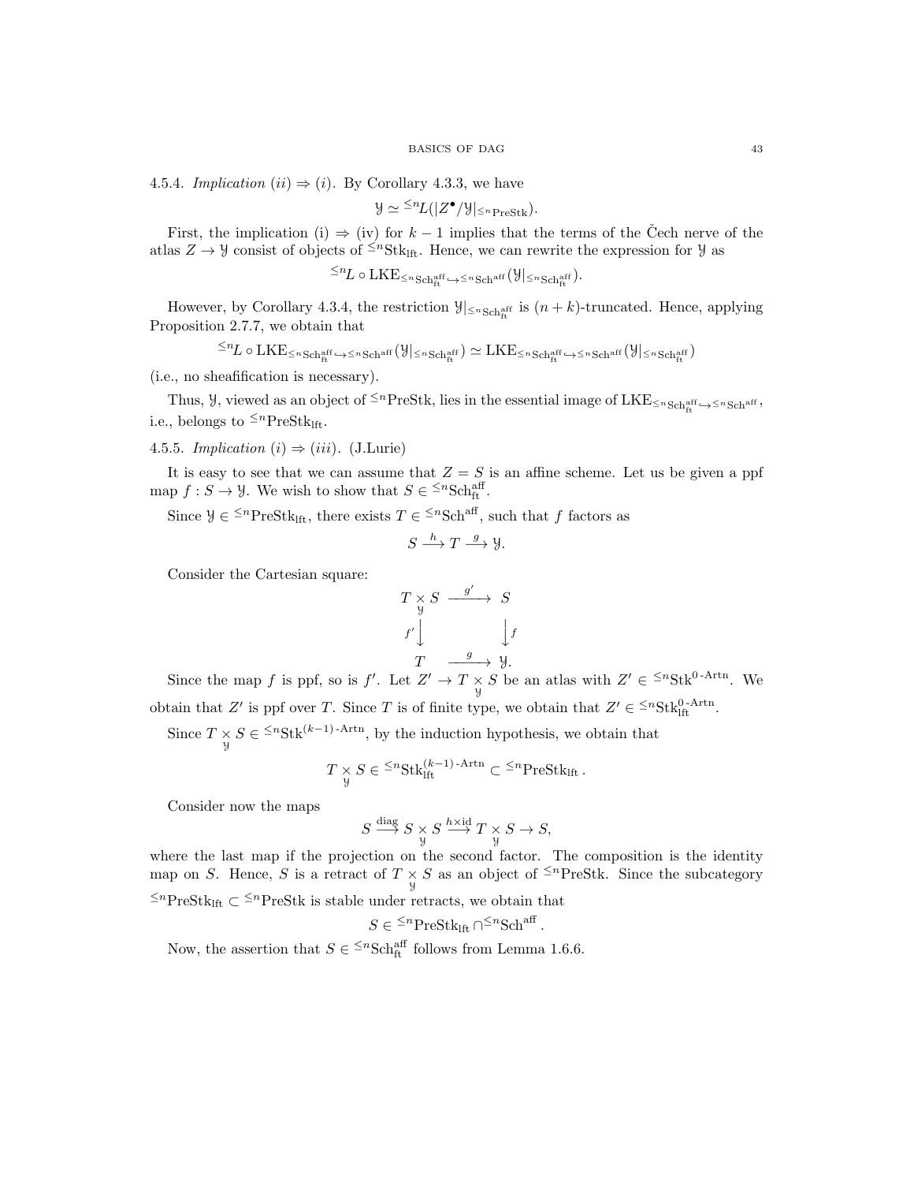4.5.4. *Implication (ii) ⇒ (i).* By Corollary 4.3.3, we have

$$\mathcal{Y} \simeq {}^{\leq n}L(|Z^\bullet/\mathcal{Y}|_{\leq n\text{PreStk}}).$$

First, the implication (i) ⇒ (iv) for $k-1$ implies that the terms of the Čech nerve of the atlas $Z \to \mathcal{Y}$ consist of objects of ${}^{\leq n}\text{Stk}_{\text{lft}}$. Hence, we can rewrite the expression for $\mathcal{Y}$ as

$${}^{\leq n}L \circ \text{LKE}_{{}^{\leq n}\text{Sch}^{\text{aff}}_{\text{ft}} \hookrightarrow {}^{\leq n}\text{Sch}^{\text{aff}}}(\mathcal{Y}|_{{}^{\leq n}\text{Sch}^{\text{aff}}_{\text{ft}}}).$$

However, by Corollary 4.3.4, the restriction $\mathcal{Y}|_{{}^{\leq n}\text{Sch}^{\text{aff}}_{\text{ft}}}$ is $(n+k)$-truncated. Hence, applying Proposition 2.7.7, we obtain that

$${}^{\leq n}L \circ \text{LKE}_{{}^{\leq n}\text{Sch}^{\text{aff}}_{\text{ft}} \hookrightarrow {}^{\leq n}\text{Sch}^{\text{aff}}}(\mathcal{Y}|_{{}^{\leq n}\text{Sch}^{\text{aff}}_{\text{ft}}}) \simeq \text{LKE}_{{}^{\leq n}\text{Sch}^{\text{aff}}_{\text{ft}} \hookrightarrow {}^{\leq n}\text{Sch}^{\text{aff}}}(\mathcal{Y}|_{{}^{\leq n}\text{Sch}^{\text{aff}}_{\text{ft}}})$$

(i.e., no sheafification is necessary).

Thus, $\mathcal{Y}$, viewed as an object of ${}^{\leq n}\text{PreStk}$, lies in the essential image of $\text{LKE}_{{}^{\leq n}\text{Sch}^{\text{aff}}_{\text{ft}} \hookrightarrow {}^{\leq n}\text{Sch}^{\text{aff}}}$, i.e., belongs to ${}^{\leq n}\text{PreStk}_{\text{lft}}$.

4.5.5. *Implication (i) ⇒ (iii).* (J.Lurie)

It is easy to see that we can assume that $Z = S$ is an affine scheme. Let us be given a ppf map $f : S \to \mathcal{Y}$. We wish to show that $S \in {}^{\leq n}\text{Sch}^{\text{aff}}_{\text{ft}}$.

Since $\mathcal{Y} \in {}^{\leq n}\text{PreStk}_{\text{lft}}$, there exists $T \in {}^{\leq n}\text{Sch}^{\text{aff}}$, such that $f$ factors as

$$S \xrightarrow{h} T \xrightarrow{g} \mathcal{Y}.$$

Consider the Cartesian square:

$$\begin{array}{ccc} T \underset{\mathcal{Y}}{\times} S & \xrightarrow{g'} & S \\ {\scriptstyle f'}\downarrow & & \downarrow{\scriptstyle f} \\ T & \xrightarrow{g} & \mathcal{Y}. \end{array}$$

Since the map $f$ is ppf, so is $f'$. Let $Z' \to T \underset{\mathcal{Y}}{\times} S$ be an atlas with $Z' \in {}^{\leq n}\text{Stk}^{0\text{-Artn}}$. We obtain that $Z'$ is ppf over $T$. Since $T$ is of finite type, we obtain that $Z' \in {}^{\leq n}\text{Stk}^{0\text{-Artn}}_{\text{lft}}$.

Since $T \underset{\mathcal{Y}}{\times} S \in {}^{\leq n}\text{Stk}^{(k-1)\text{-Artn}}$, by the induction hypothesis, we obtain that

$$T \underset{\mathcal{Y}}{\times} S \in {}^{\leq n}\text{Stk}^{(k-1)\text{-Artn}}_{\text{lft}} \subset {}^{\leq n}\text{PreStk}_{\text{lft}}.$$

Consider now the maps

$$S \xrightarrow{\text{diag}} S \underset{\mathcal{Y}}{\times} S \xrightarrow{h \times \text{id}} T \underset{\mathcal{Y}}{\times} S \to S,$$

where the last map if the projection on the second factor. The composition is the identity map on $S$. Hence, $S$ is a retract of $T \underset{\mathcal{Y}}{\times} S$ as an object of ${}^{\leq n}\text{PreStk}$. Since the subcategory ${}^{\leq n}\text{PreStk}_{\text{lft}} \subset {}^{\leq n}\text{PreStk}$ is stable under retracts, we obtain that

$$S \in {}^{\leq n}\text{PreStk}_{\text{lft}} \cap {}^{\leq n}\text{Sch}^{\text{aff}}.$$

Now, the assertion that $S \in {}^{\leq n}\text{Sch}^{\text{aff}}_{\text{ft}}$ follows from Lemma 1.6.6.